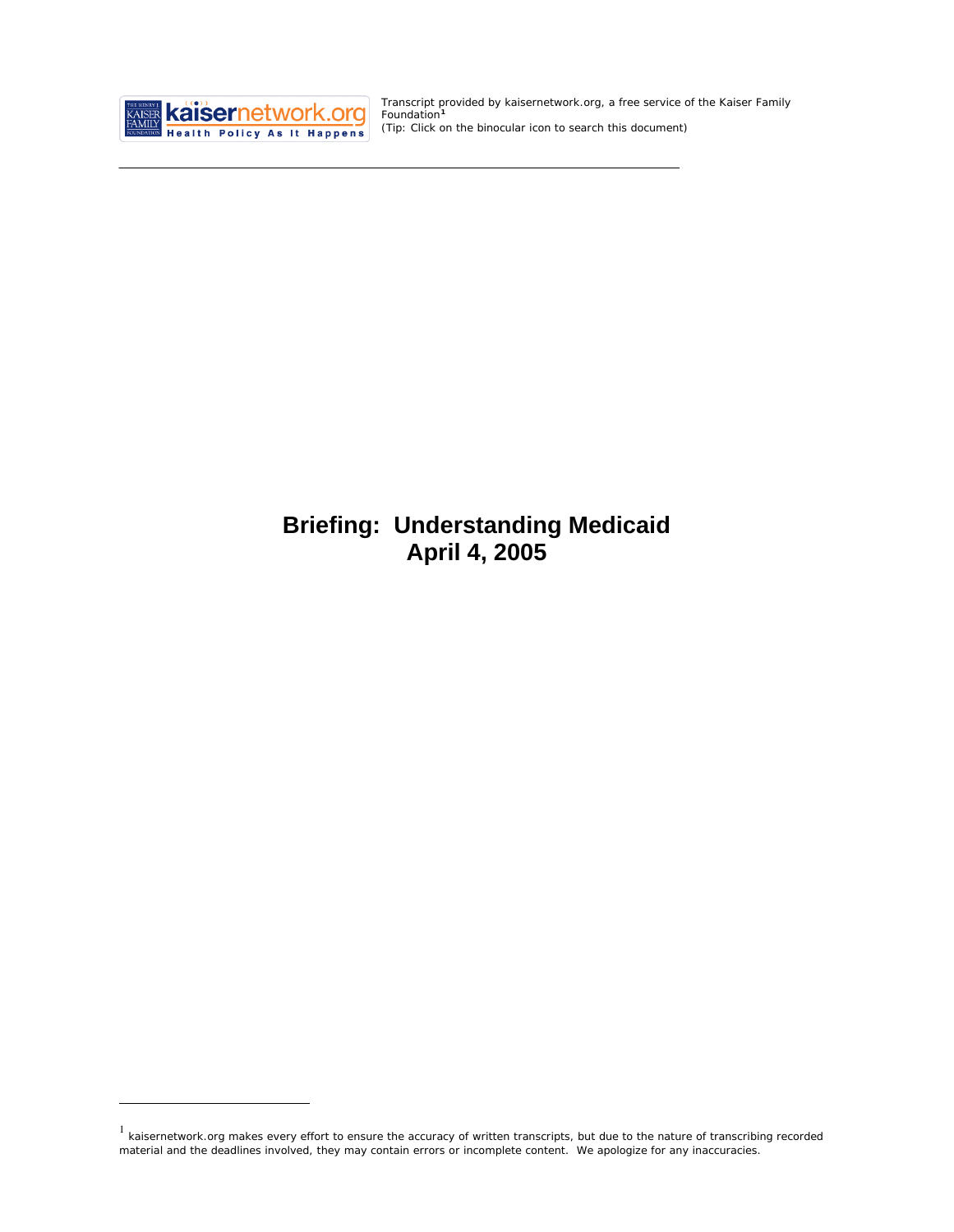Transcript provided by kaisernetwork.org, a free service of the Kaiser Family Foundation[1]
(Tip: Click on the binocular icon to search this document)

# Briefing: Understanding Medicaid
# April 4, 2005

[1] kaisernetwork.org makes every effort to ensure the accuracy of written transcripts, but due to the nature of transcribing recorded material and the deadlines involved, they may contain errors or incomplete content. We apologize for any inaccuracies.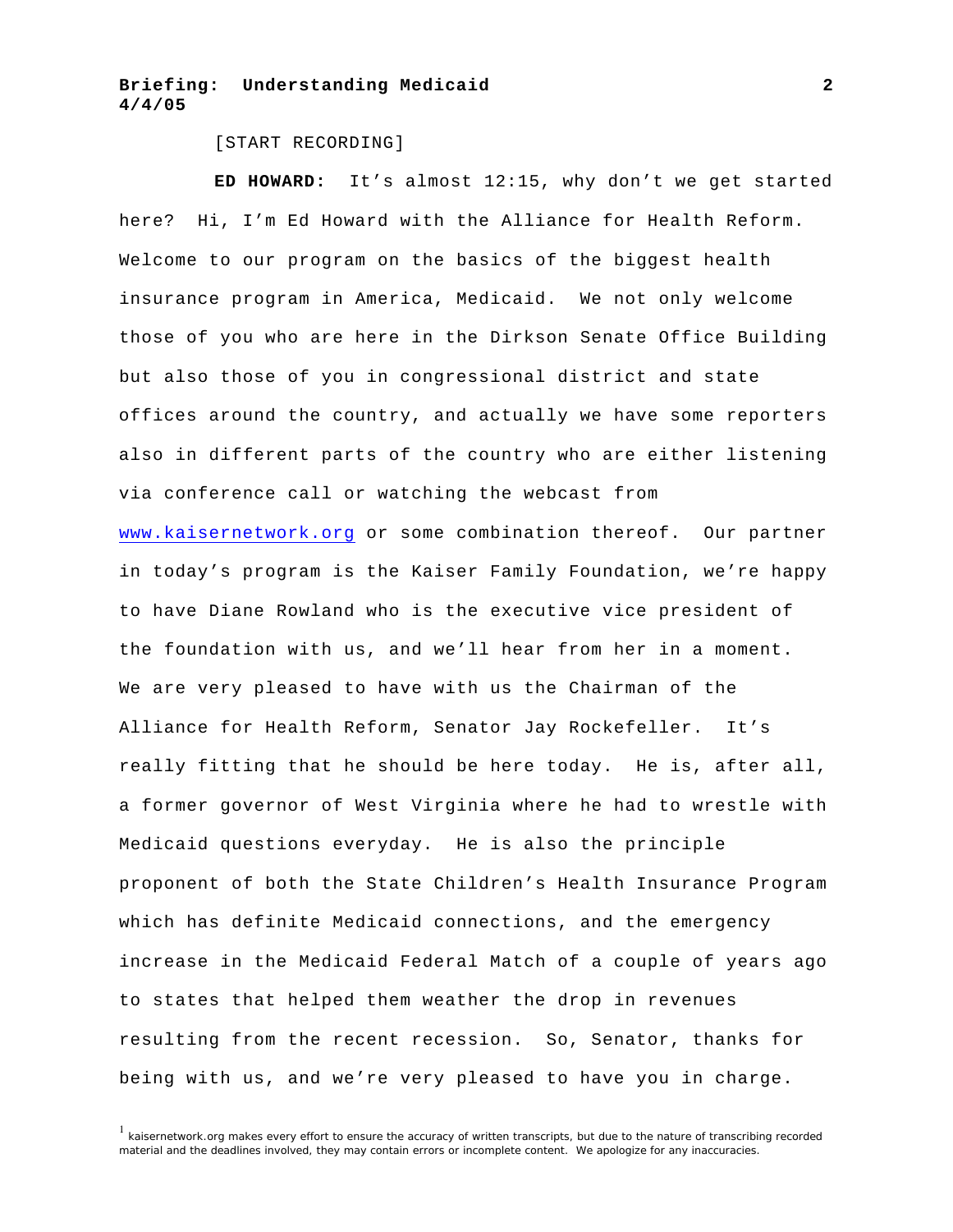[START RECORDING]

**ED HOWARD:** It's almost 12:15, why don't we get started here? Hi, I'm Ed Howard with the Alliance for Health Reform. Welcome to our program on the basics of the biggest health insurance program in America, Medicaid. We not only welcome those of you who are here in the Dirkson Senate Office Building but also those of you in congressional district and state offices around the country, and actually we have some reporters also in different parts of the country who are either listening via conference call or watching the webcast from www.kaisernetwork.org or some combination thereof. Our partner in today's program is the Kaiser Family Foundation, we're happy to have Diane Rowland who is the executive vice president of the foundation with us, and we'll hear from her in a moment. We are very pleased to have with us the Chairman of the Alliance for Health Reform, Senator Jay Rockefeller. It's really fitting that he should be here today. He is, after all, a former governor of West Virginia where he had to wrestle with Medicaid questions everyday. He is also the principle proponent of both the State Children's Health Insurance Program which has definite Medicaid connections, and the emergency increase in the Medicaid Federal Match of a couple of years ago to states that helped them weather the drop in revenues resulting from the recent recession. So, Senator, thanks for being with us, and we're very pleased to have you in charge.

[1] kaisernetwork.org makes every effort to ensure the accuracy of written transcripts, but due to the nature of transcribing recorded material and the deadlines involved, they may contain errors or incomplete content. We apologize for any inaccuracies.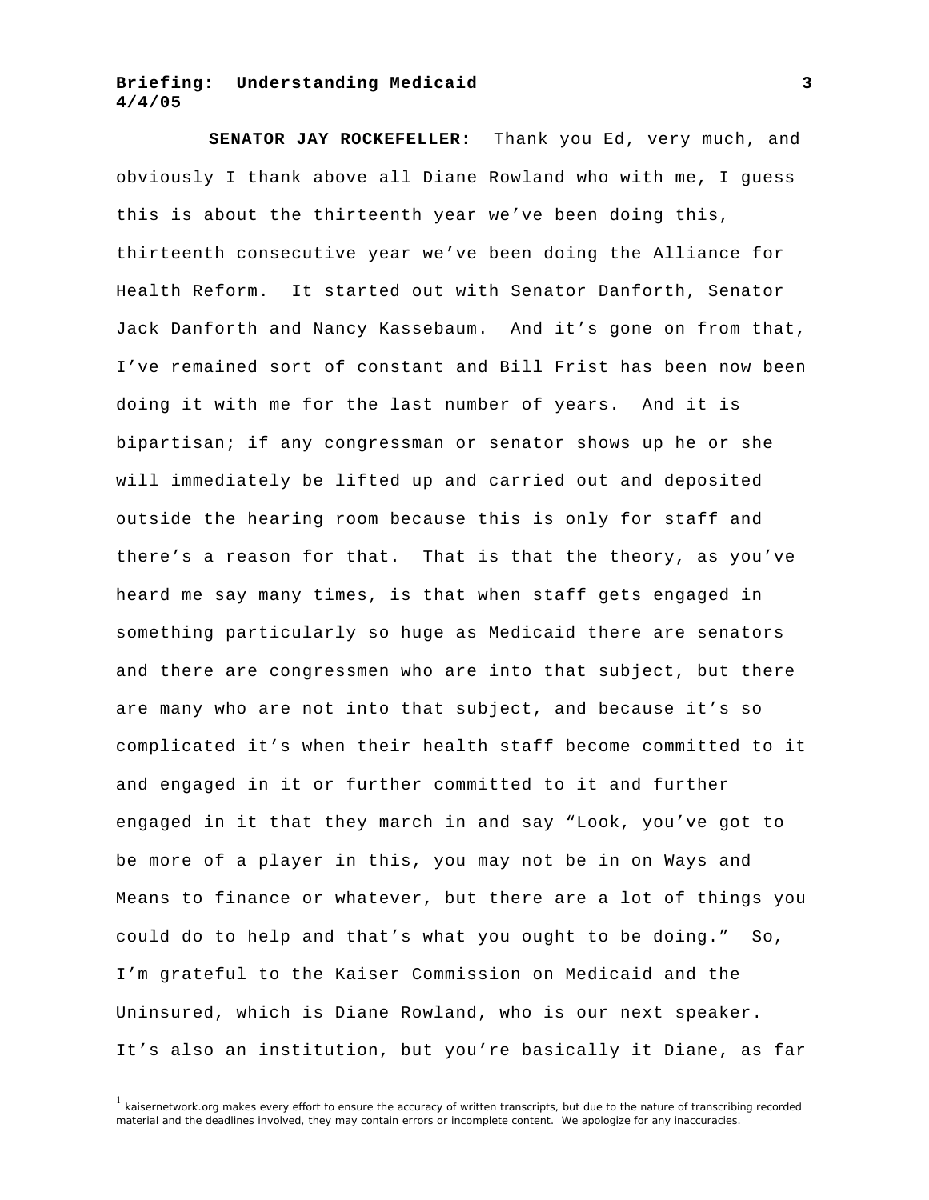**SENATOR JAY ROCKEFELLER:** Thank you Ed, very much, and obviously I thank above all Diane Rowland who with me, I guess this is about the thirteenth year we've been doing this, thirteenth consecutive year we've been doing the Alliance for Health Reform. It started out with Senator Danforth, Senator Jack Danforth and Nancy Kassebaum. And it's gone on from that, I've remained sort of constant and Bill Frist has been now been doing it with me for the last number of years. And it is bipartisan; if any congressman or senator shows up he or she will immediately be lifted up and carried out and deposited outside the hearing room because this is only for staff and there's a reason for that. That is that the theory, as you've heard me say many times, is that when staff gets engaged in something particularly so huge as Medicaid there are senators and there are congressmen who are into that subject, but there are many who are not into that subject, and because it's so complicated it's when their health staff become committed to it and engaged in it or further committed to it and further engaged in it that they march in and say "Look, you've got to be more of a player in this, you may not be in on Ways and Means to finance or whatever, but there are a lot of things you could do to help and that's what you ought to be doing." So, I'm grateful to the Kaiser Commission on Medicaid and the Uninsured, which is Diane Rowland, who is our next speaker. It's also an institution, but you're basically it Diane, as far

[1] kaisernetwork.org makes every effort to ensure the accuracy of written transcripts, but due to the nature of transcribing recorded material and the deadlines involved, they may contain errors or incomplete content. We apologize for any inaccuracies.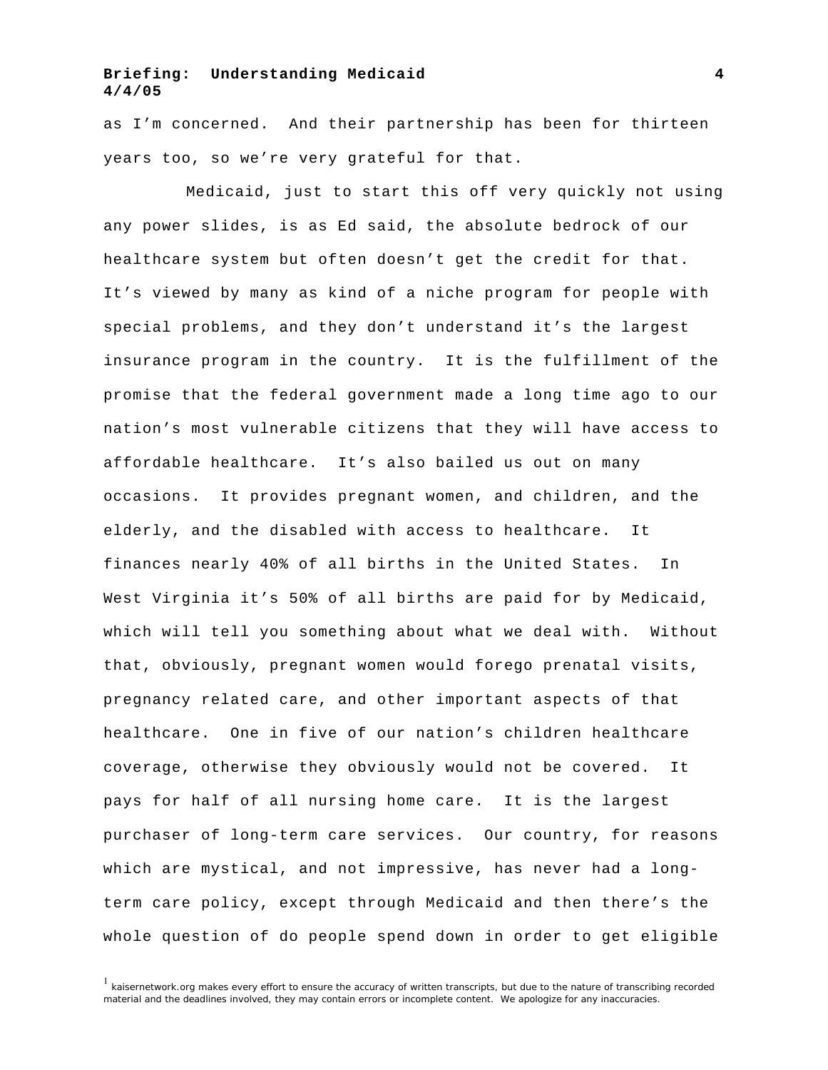as I'm concerned. And their partnership has been for thirteen years too, so we're very grateful for that.

Medicaid, just to start this off very quickly not using any power slides, is as Ed said, the absolute bedrock of our healthcare system but often doesn't get the credit for that. It's viewed by many as kind of a niche program for people with special problems, and they don't understand it's the largest insurance program in the country. It is the fulfillment of the promise that the federal government made a long time ago to our nation's most vulnerable citizens that they will have access to affordable healthcare. It's also bailed us out on many occasions. It provides pregnant women, and children, and the elderly, and the disabled with access to healthcare. It finances nearly 40% of all births in the United States. In West Virginia it's 50% of all births are paid for by Medicaid, which will tell you something about what we deal with. Without that, obviously, pregnant women would forego prenatal visits, pregnancy related care, and other important aspects of that healthcare. One in five of our nation's children healthcare coverage, otherwise they obviously would not be covered. It pays for half of all nursing home care. It is the largest purchaser of long-term care services. Our country, for reasons which are mystical, and not impressive, has never had a long-term care policy, except through Medicaid and then there's the whole question of do people spend down in order to get eligible

[1] kaisernetwork.org makes every effort to ensure the accuracy of written transcripts, but due to the nature of transcribing recorded material and the deadlines involved, they may contain errors or incomplete content. We apologize for any inaccuracies.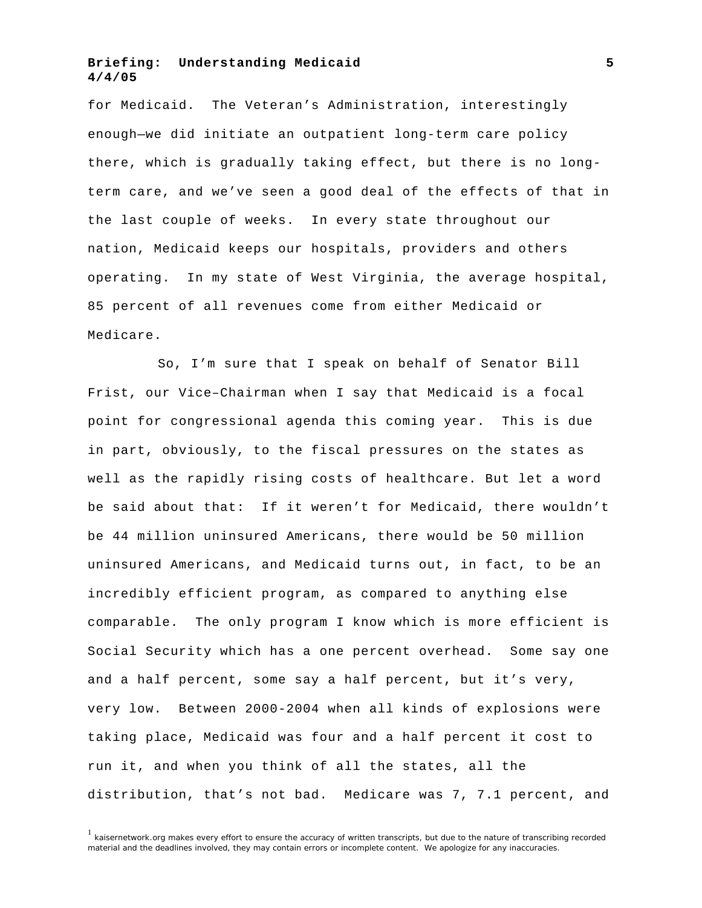for Medicaid. The Veteran's Administration, interestingly enough—we did initiate an outpatient long-term care policy there, which is gradually taking effect, but there is no long-term care, and we've seen a good deal of the effects of that in the last couple of weeks. In every state throughout our nation, Medicaid keeps our hospitals, providers and others operating. In my state of West Virginia, the average hospital, 85 percent of all revenues come from either Medicaid or Medicare.

So, I'm sure that I speak on behalf of Senator Bill Frist, our Vice–Chairman when I say that Medicaid is a focal point for congressional agenda this coming year. This is due in part, obviously, to the fiscal pressures on the states as well as the rapidly rising costs of healthcare. But let a word be said about that: If it weren't for Medicaid, there wouldn't be 44 million uninsured Americans, there would be 50 million uninsured Americans, and Medicaid turns out, in fact, to be an incredibly efficient program, as compared to anything else comparable. The only program I know which is more efficient is Social Security which has a one percent overhead. Some say one and a half percent, some say a half percent, but it's very, very low. Between 2000-2004 when all kinds of explosions were taking place, Medicaid was four and a half percent it cost to run it, and when you think of all the states, all the distribution, that's not bad. Medicare was 7, 7.1 percent, and

[1] kaisernetwork.org makes every effort to ensure the accuracy of written transcripts, but due to the nature of transcribing recorded material and the deadlines involved, they may contain errors or incomplete content. We apologize for any inaccuracies.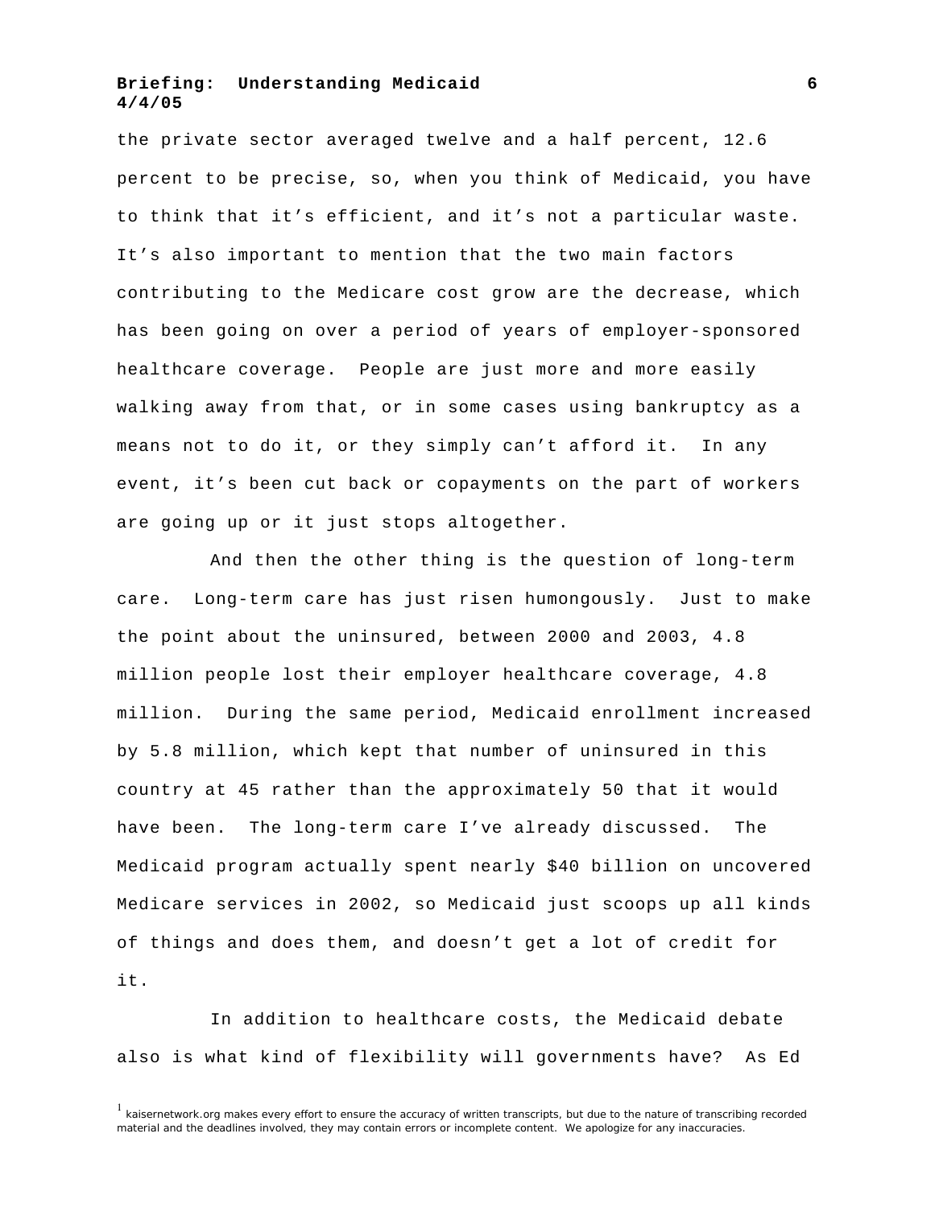the private sector averaged twelve and a half percent, 12.6 percent to be precise, so, when you think of Medicaid, you have to think that it's efficient, and it's not a particular waste. It's also important to mention that the two main factors contributing to the Medicare cost grow are the decrease, which has been going on over a period of years of employer-sponsored healthcare coverage. People are just more and more easily walking away from that, or in some cases using bankruptcy as a means not to do it, or they simply can't afford it. In any event, it's been cut back or copayments on the part of workers are going up or it just stops altogether.

And then the other thing is the question of long-term care. Long-term care has just risen humongously. Just to make the point about the uninsured, between 2000 and 2003, 4.8 million people lost their employer healthcare coverage, 4.8 million. During the same period, Medicaid enrollment increased by 5.8 million, which kept that number of uninsured in this country at 45 rather than the approximately 50 that it would have been. The long-term care I've already discussed. The Medicaid program actually spent nearly $40 billion on uncovered Medicare services in 2002, so Medicaid just scoops up all kinds of things and does them, and doesn't get a lot of credit for it.

In addition to healthcare costs, the Medicaid debate also is what kind of flexibility will governments have? As Ed

[1] kaisernetwork.org makes every effort to ensure the accuracy of written transcripts, but due to the nature of transcribing recorded material and the deadlines involved, they may contain errors or incomplete content. We apologize for any inaccuracies.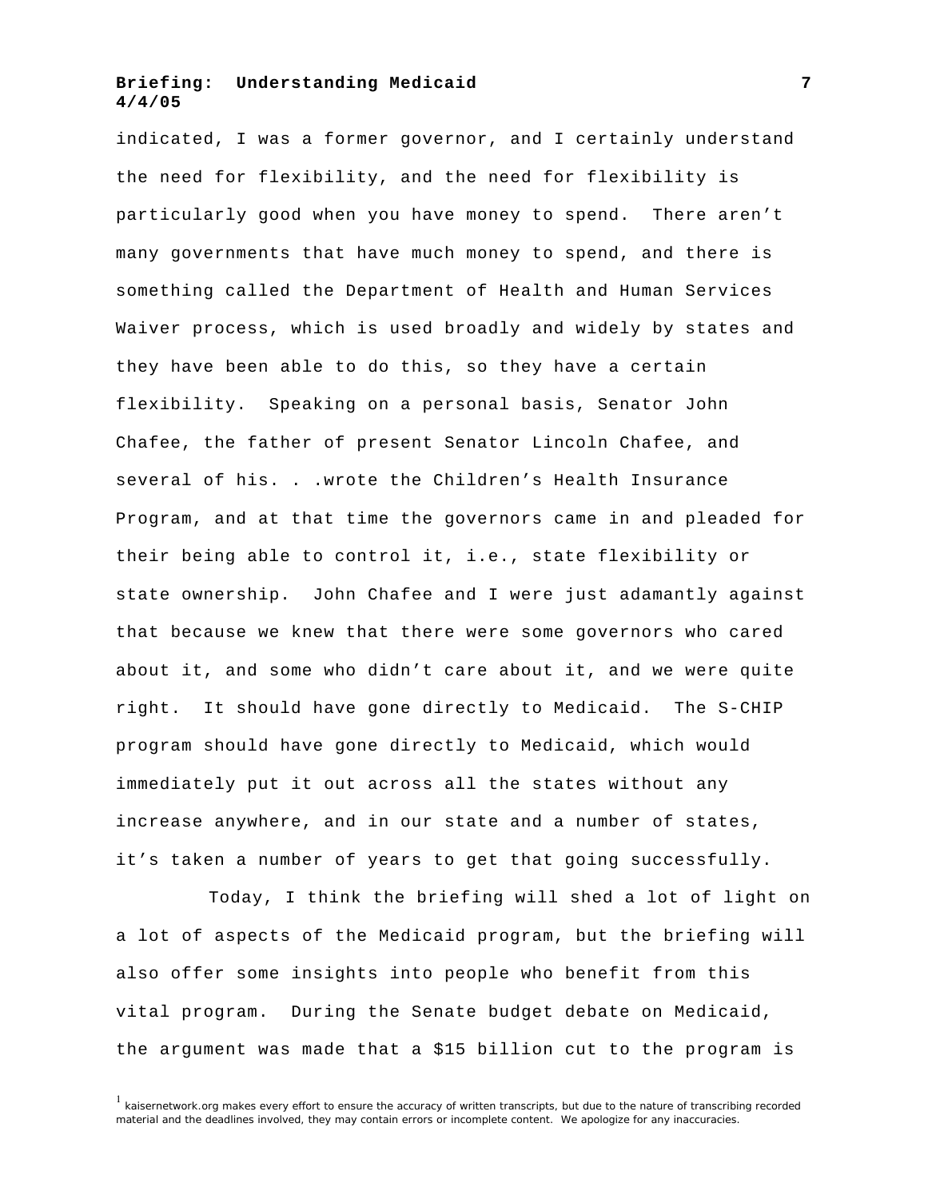indicated, I was a former governor, and I certainly understand the need for flexibility, and the need for flexibility is particularly good when you have money to spend. There aren't many governments that have much money to spend, and there is something called the Department of Health and Human Services Waiver process, which is used broadly and widely by states and they have been able to do this, so they have a certain flexibility. Speaking on a personal basis, Senator John Chafee, the father of present Senator Lincoln Chafee, and several of his. . .wrote the Children's Health Insurance Program, and at that time the governors came in and pleaded for their being able to control it, i.e., state flexibility or state ownership. John Chafee and I were just adamantly against that because we knew that there were some governors who cared about it, and some who didn't care about it, and we were quite right. It should have gone directly to Medicaid. The S-CHIP program should have gone directly to Medicaid, which would immediately put it out across all the states without any increase anywhere, and in our state and a number of states, it's taken a number of years to get that going successfully.

Today, I think the briefing will shed a lot of light on a lot of aspects of the Medicaid program, but the briefing will also offer some insights into people who benefit from this vital program. During the Senate budget debate on Medicaid, the argument was made that a $15 billion cut to the program is

[1] kaisernetwork.org makes every effort to ensure the accuracy of written transcripts, but due to the nature of transcribing recorded material and the deadlines involved, they may contain errors or incomplete content. We apologize for any inaccuracies.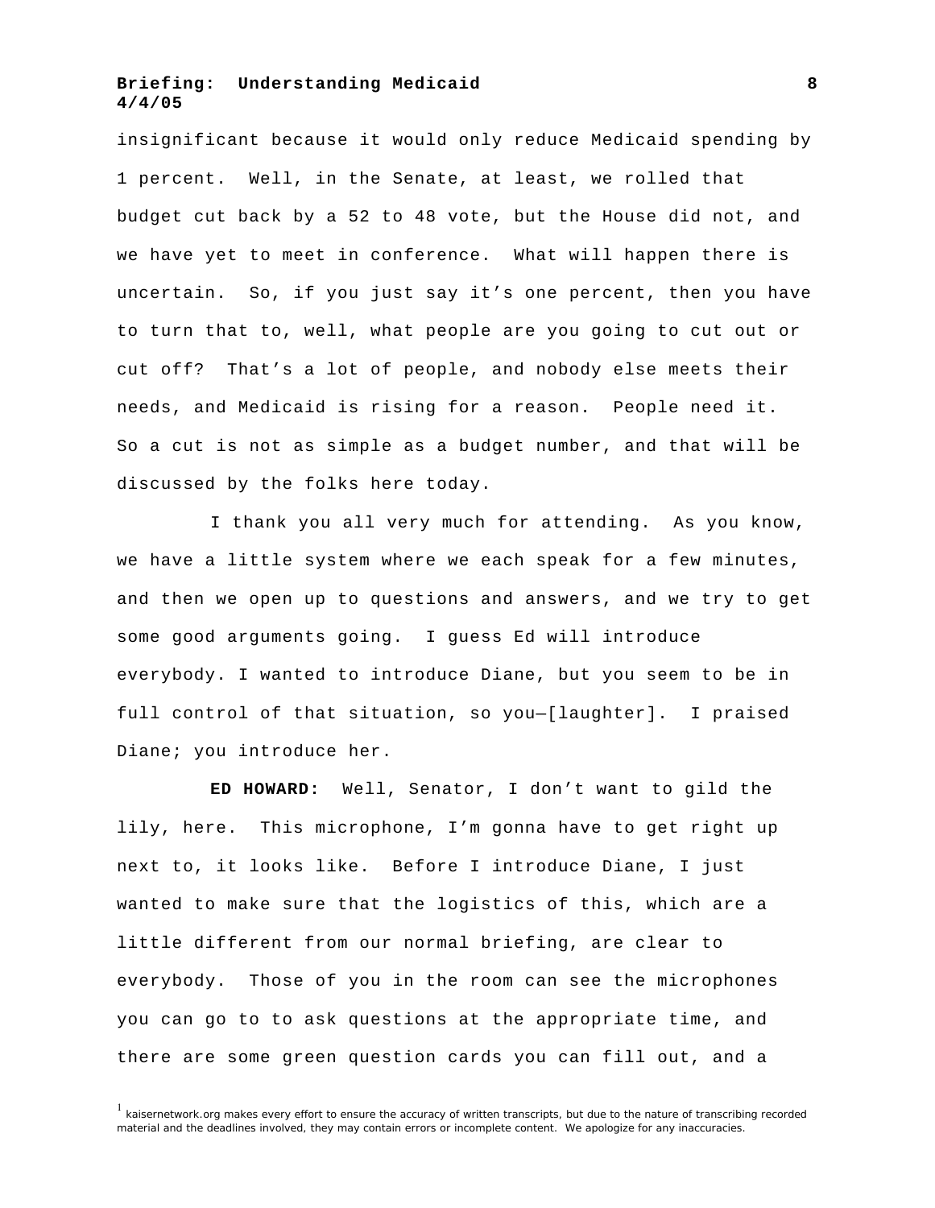insignificant because it would only reduce Medicaid spending by 1 percent. Well, in the Senate, at least, we rolled that budget cut back by a 52 to 48 vote, but the House did not, and we have yet to meet in conference. What will happen there is uncertain. So, if you just say it's one percent, then you have to turn that to, well, what people are you going to cut out or cut off? That's a lot of people, and nobody else meets their needs, and Medicaid is rising for a reason. People need it. So a cut is not as simple as a budget number, and that will be discussed by the folks here today.

I thank you all very much for attending. As you know, we have a little system where we each speak for a few minutes, and then we open up to questions and answers, and we try to get some good arguments going. I guess Ed will introduce everybody. I wanted to introduce Diane, but you seem to be in full control of that situation, so you—[laughter]. I praised Diane; you introduce her.

**ED HOWARD:** Well, Senator, I don't want to gild the lily, here. This microphone, I'm gonna have to get right up next to, it looks like. Before I introduce Diane, I just wanted to make sure that the logistics of this, which are a little different from our normal briefing, are clear to everybody. Those of you in the room can see the microphones you can go to to ask questions at the appropriate time, and there are some green question cards you can fill out, and a

[1] kaisernetwork.org makes every effort to ensure the accuracy of written transcripts, but due to the nature of transcribing recorded material and the deadlines involved, they may contain errors or incomplete content. We apologize for any inaccuracies.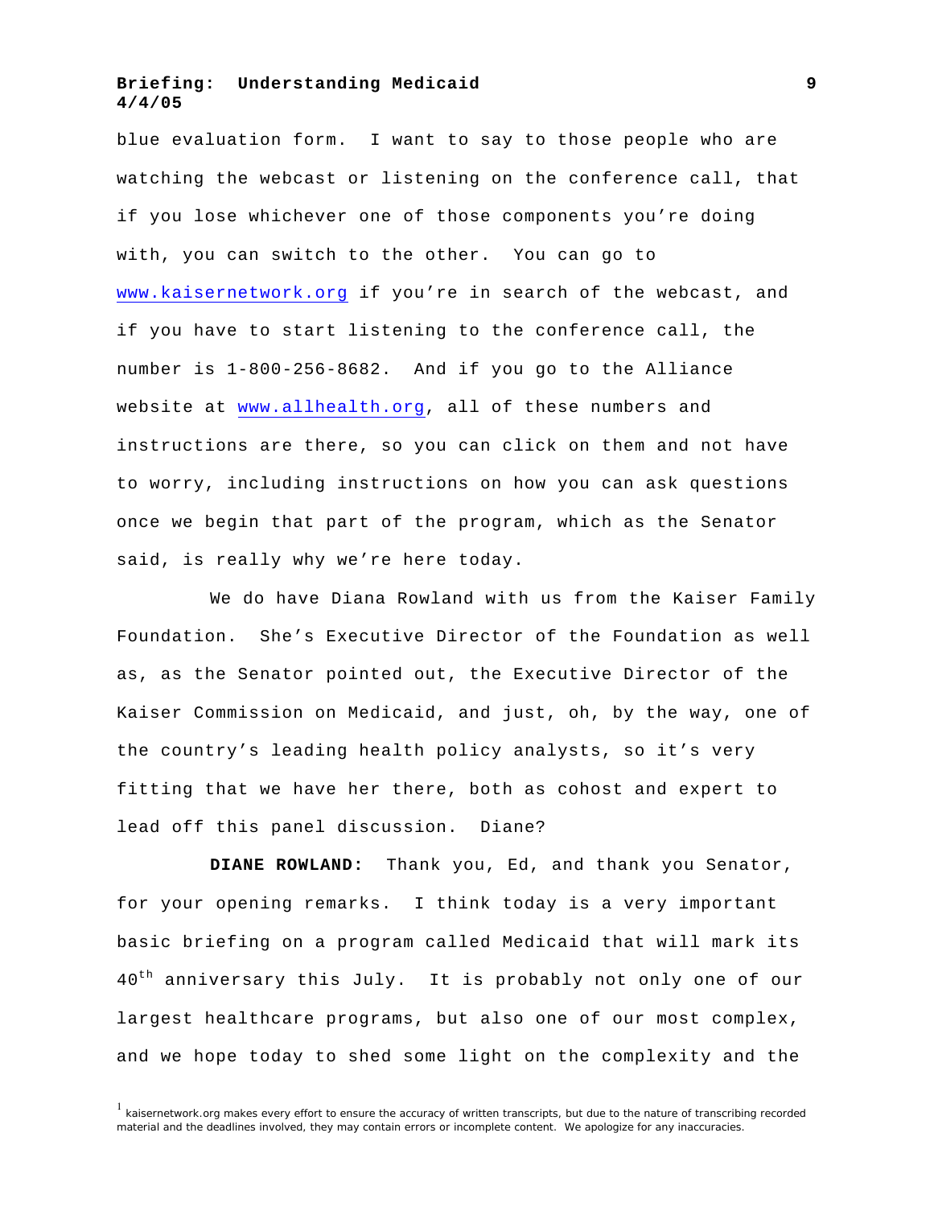blue evaluation form. I want to say to those people who are watching the webcast or listening on the conference call, that if you lose whichever one of those components you're doing with, you can switch to the other. You can go to www.kaisernetwork.org if you're in search of the webcast, and if you have to start listening to the conference call, the number is 1-800-256-8682. And if you go to the Alliance website at www.allhealth.org, all of these numbers and instructions are there, so you can click on them and not have to worry, including instructions on how you can ask questions once we begin that part of the program, which as the Senator said, is really why we're here today.

We do have Diana Rowland with us from the Kaiser Family Foundation. She's Executive Director of the Foundation as well as, as the Senator pointed out, the Executive Director of the Kaiser Commission on Medicaid, and just, oh, by the way, one of the country's leading health policy analysts, so it's very fitting that we have her there, both as cohost and expert to lead off this panel discussion. Diane?

**DIANE ROWLAND:** Thank you, Ed, and thank you Senator, for your opening remarks. I think today is a very important basic briefing on a program called Medicaid that will mark its 40th anniversary this July. It is probably not only one of our largest healthcare programs, but also one of our most complex, and we hope today to shed some light on the complexity and the

[1] kaisernetwork.org makes every effort to ensure the accuracy of written transcripts, but due to the nature of transcribing recorded material and the deadlines involved, they may contain errors or incomplete content. We apologize for any inaccuracies.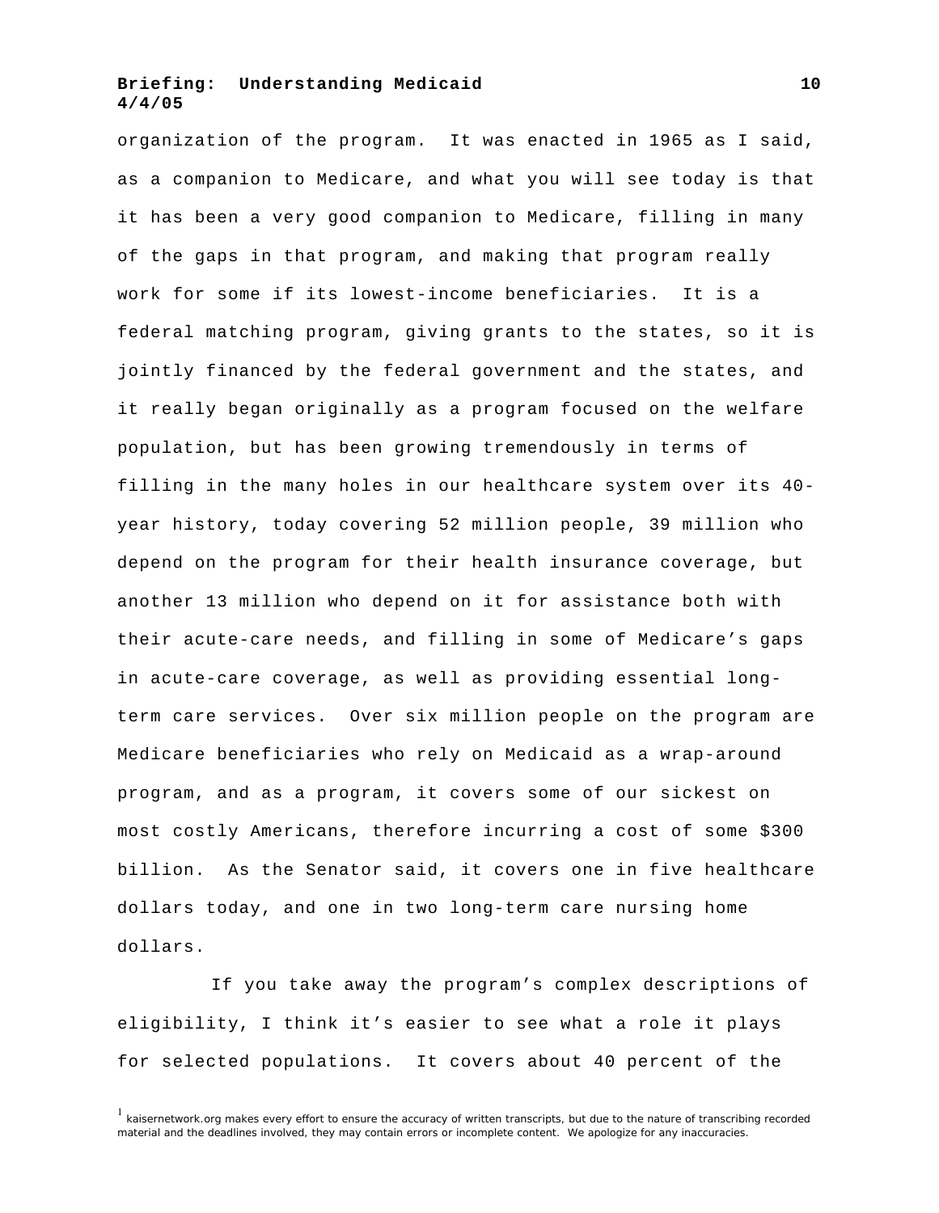organization of the program. It was enacted in 1965 as I said, as a companion to Medicare, and what you will see today is that it has been a very good companion to Medicare, filling in many of the gaps in that program, and making that program really work for some if its lowest-income beneficiaries. It is a federal matching program, giving grants to the states, so it is jointly financed by the federal government and the states, and it really began originally as a program focused on the welfare population, but has been growing tremendously in terms of filling in the many holes in our healthcare system over its 40-year history, today covering 52 million people, 39 million who depend on the program for their health insurance coverage, but another 13 million who depend on it for assistance both with their acute-care needs, and filling in some of Medicare's gaps in acute-care coverage, as well as providing essential long-term care services. Over six million people on the program are Medicare beneficiaries who rely on Medicaid as a wrap-around program, and as a program, it covers some of our sickest on most costly Americans, therefore incurring a cost of some $300 billion. As the Senator said, it covers one in five healthcare dollars today, and one in two long-term care nursing home dollars.

If you take away the program's complex descriptions of eligibility, I think it's easier to see what a role it plays for selected populations. It covers about 40 percent of the

[1] kaisernetwork.org makes every effort to ensure the accuracy of written transcripts, but due to the nature of transcribing recorded material and the deadlines involved, they may contain errors or incomplete content. We apologize for any inaccuracies.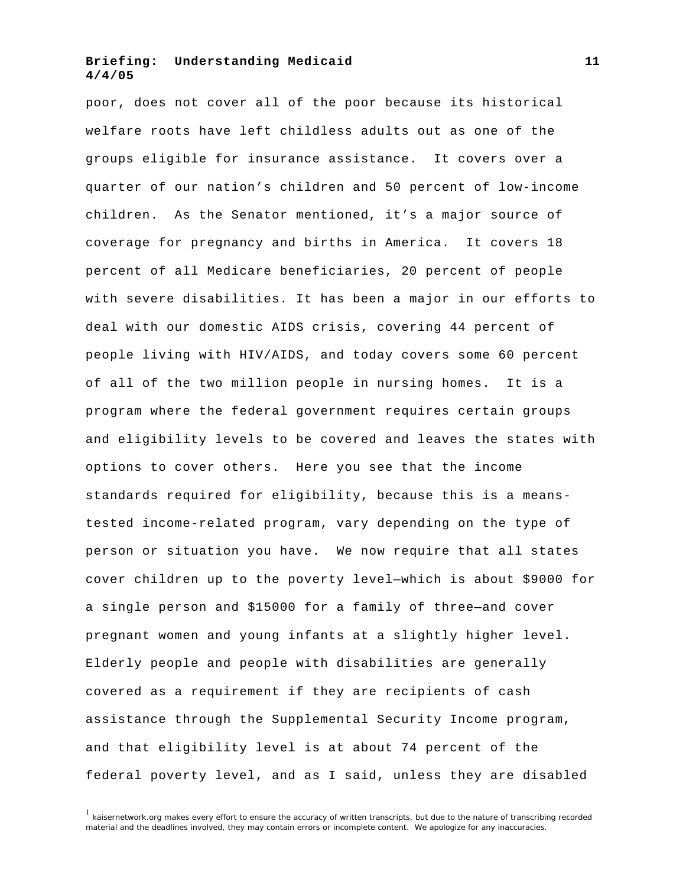poor, does not cover all of the poor because its historical welfare roots have left childless adults out as one of the groups eligible for insurance assistance. It covers over a quarter of our nation's children and 50 percent of low-income children. As the Senator mentioned, it's a major source of coverage for pregnancy and births in America. It covers 18 percent of all Medicare beneficiaries, 20 percent of people with severe disabilities. It has been a major in our efforts to deal with our domestic AIDS crisis, covering 44 percent of people living with HIV/AIDS, and today covers some 60 percent of all of the two million people in nursing homes. It is a program where the federal government requires certain groups and eligibility levels to be covered and leaves the states with options to cover others. Here you see that the income standards required for eligibility, because this is a means-tested income-related program, vary depending on the type of person or situation you have. We now require that all states cover children up to the poverty level—which is about $9000 for a single person and $15000 for a family of three—and cover pregnant women and young infants at a slightly higher level. Elderly people and people with disabilities are generally covered as a requirement if they are recipients of cash assistance through the Supplemental Security Income program, and that eligibility level is at about 74 percent of the federal poverty level, and as I said, unless they are disabled

[1] kaisernetwork.org makes every effort to ensure the accuracy of written transcripts, but due to the nature of transcribing recorded material and the deadlines involved, they may contain errors or incomplete content. We apologize for any inaccuracies.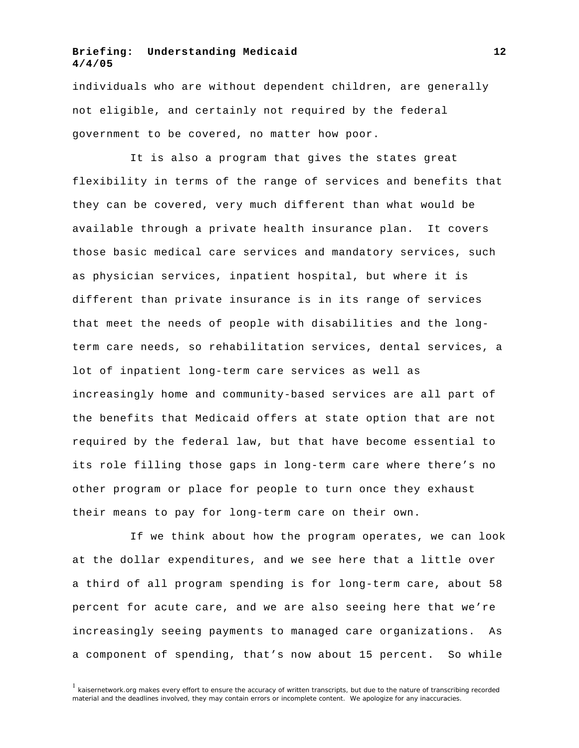individuals who are without dependent children, are generally not eligible, and certainly not required by the federal government to be covered, no matter how poor.

It is also a program that gives the states great flexibility in terms of the range of services and benefits that they can be covered, very much different than what would be available through a private health insurance plan. It covers those basic medical care services and mandatory services, such as physician services, inpatient hospital, but where it is different than private insurance is in its range of services that meet the needs of people with disabilities and the long-term care needs, so rehabilitation services, dental services, a lot of inpatient long-term care services as well as increasingly home and community-based services are all part of the benefits that Medicaid offers at state option that are not required by the federal law, but that have become essential to its role filling those gaps in long-term care where there's no other program or place for people to turn once they exhaust their means to pay for long-term care on their own.

If we think about how the program operates, we can look at the dollar expenditures, and we see here that a little over a third of all program spending is for long-term care, about 58 percent for acute care, and we are also seeing here that we're increasingly seeing payments to managed care organizations. As a component of spending, that's now about 15 percent. So while

[1] kaisernetwork.org makes every effort to ensure the accuracy of written transcripts, but due to the nature of transcribing recorded material and the deadlines involved, they may contain errors or incomplete content. We apologize for any inaccuracies.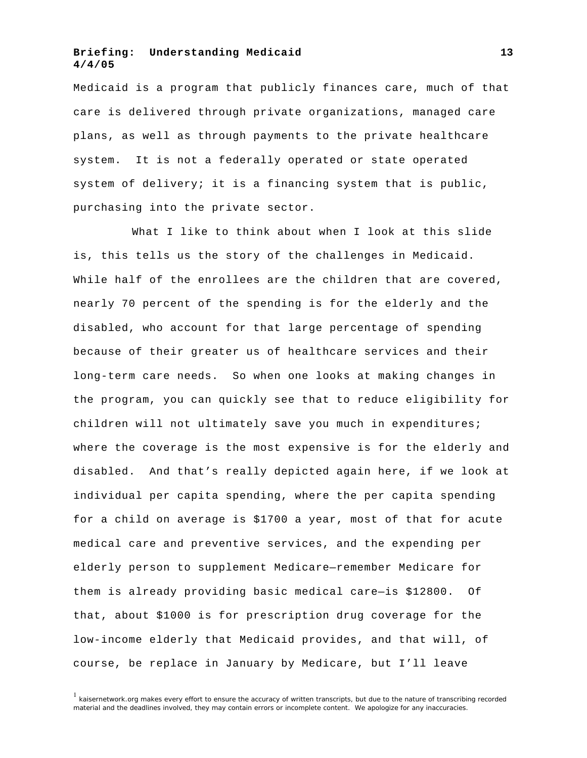Medicaid is a program that publicly finances care, much of that care is delivered through private organizations, managed care plans, as well as through payments to the private healthcare system. It is not a federally operated or state operated system of delivery; it is a financing system that is public, purchasing into the private sector.

What I like to think about when I look at this slide is, this tells us the story of the challenges in Medicaid. While half of the enrollees are the children that are covered, nearly 70 percent of the spending is for the elderly and the disabled, who account for that large percentage of spending because of their greater us of healthcare services and their long-term care needs. So when one looks at making changes in the program, you can quickly see that to reduce eligibility for children will not ultimately save you much in expenditures; where the coverage is the most expensive is for the elderly and disabled. And that's really depicted again here, if we look at individual per capita spending, where the per capita spending for a child on average is $1700 a year, most of that for acute medical care and preventive services, and the expending per elderly person to supplement Medicare—remember Medicare for them is already providing basic medical care—is $12800. Of that, about $1000 is for prescription drug coverage for the low-income elderly that Medicaid provides, and that will, of course, be replace in January by Medicare, but I'll leave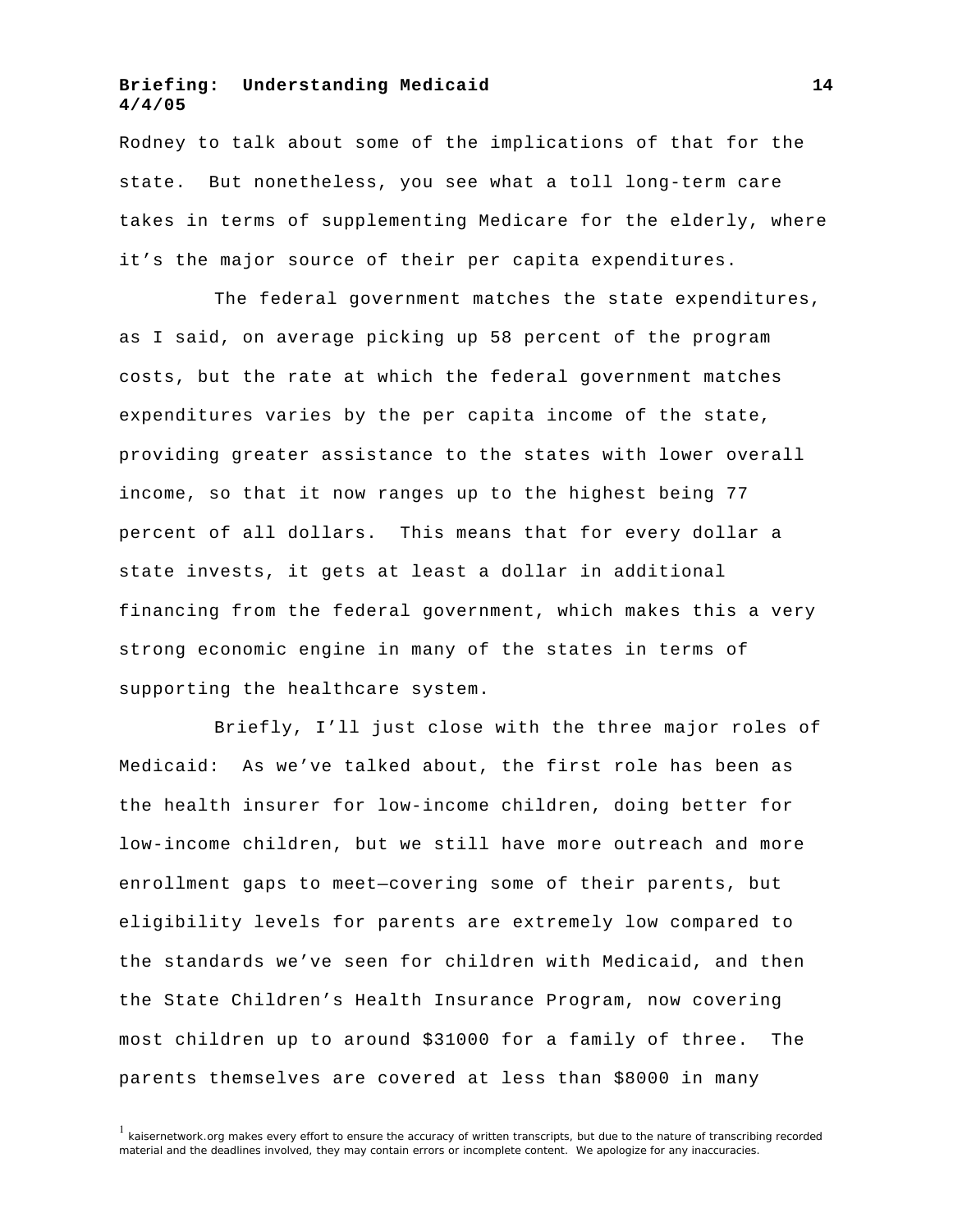Rodney to talk about some of the implications of that for the state. But nonetheless, you see what a toll long-term care takes in terms of supplementing Medicare for the elderly, where it's the major source of their per capita expenditures.

The federal government matches the state expenditures, as I said, on average picking up 58 percent of the program costs, but the rate at which the federal government matches expenditures varies by the per capita income of the state, providing greater assistance to the states with lower overall income, so that it now ranges up to the highest being 77 percent of all dollars. This means that for every dollar a state invests, it gets at least a dollar in additional financing from the federal government, which makes this a very strong economic engine in many of the states in terms of supporting the healthcare system.

Briefly, I'll just close with the three major roles of Medicaid: As we've talked about, the first role has been as the health insurer for low-income children, doing better for low-income children, but we still have more outreach and more enrollment gaps to meet—covering some of their parents, but eligibility levels for parents are extremely low compared to the standards we've seen for children with Medicaid, and then the State Children's Health Insurance Program, now covering most children up to around $31000 for a family of three. The parents themselves are covered at less than $8000 in many

[1] kaisernetwork.org makes every effort to ensure the accuracy of written transcripts, but due to the nature of transcribing recorded material and the deadlines involved, they may contain errors or incomplete content. We apologize for any inaccuracies.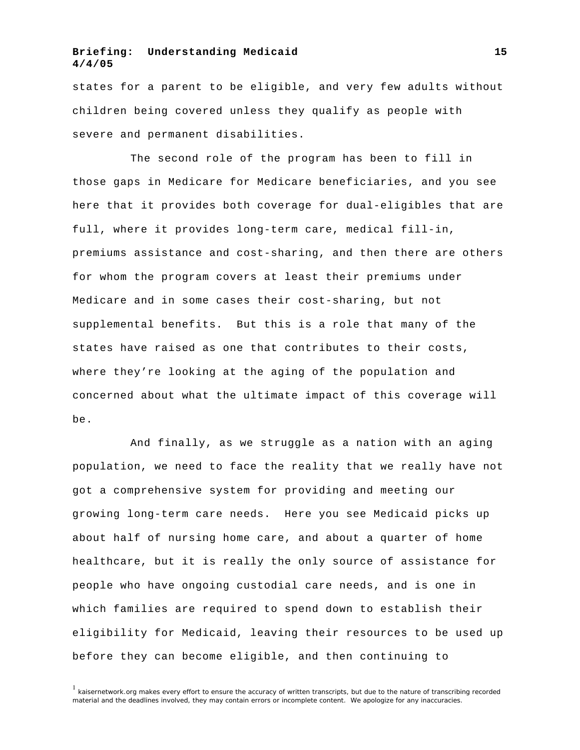states for a parent to be eligible, and very few adults without children being covered unless they qualify as people with severe and permanent disabilities.

The second role of the program has been to fill in those gaps in Medicare for Medicare beneficiaries, and you see here that it provides both coverage for dual-eligibles that are full, where it provides long-term care, medical fill-in, premiums assistance and cost-sharing, and then there are others for whom the program covers at least their premiums under Medicare and in some cases their cost-sharing, but not supplemental benefits. But this is a role that many of the states have raised as one that contributes to their costs, where they're looking at the aging of the population and concerned about what the ultimate impact of this coverage will be.

And finally, as we struggle as a nation with an aging population, we need to face the reality that we really have not got a comprehensive system for providing and meeting our growing long-term care needs. Here you see Medicaid picks up about half of nursing home care, and about a quarter of home healthcare, but it is really the only source of assistance for people who have ongoing custodial care needs, and is one in which families are required to spend down to establish their eligibility for Medicaid, leaving their resources to be used up before they can become eligible, and then continuing to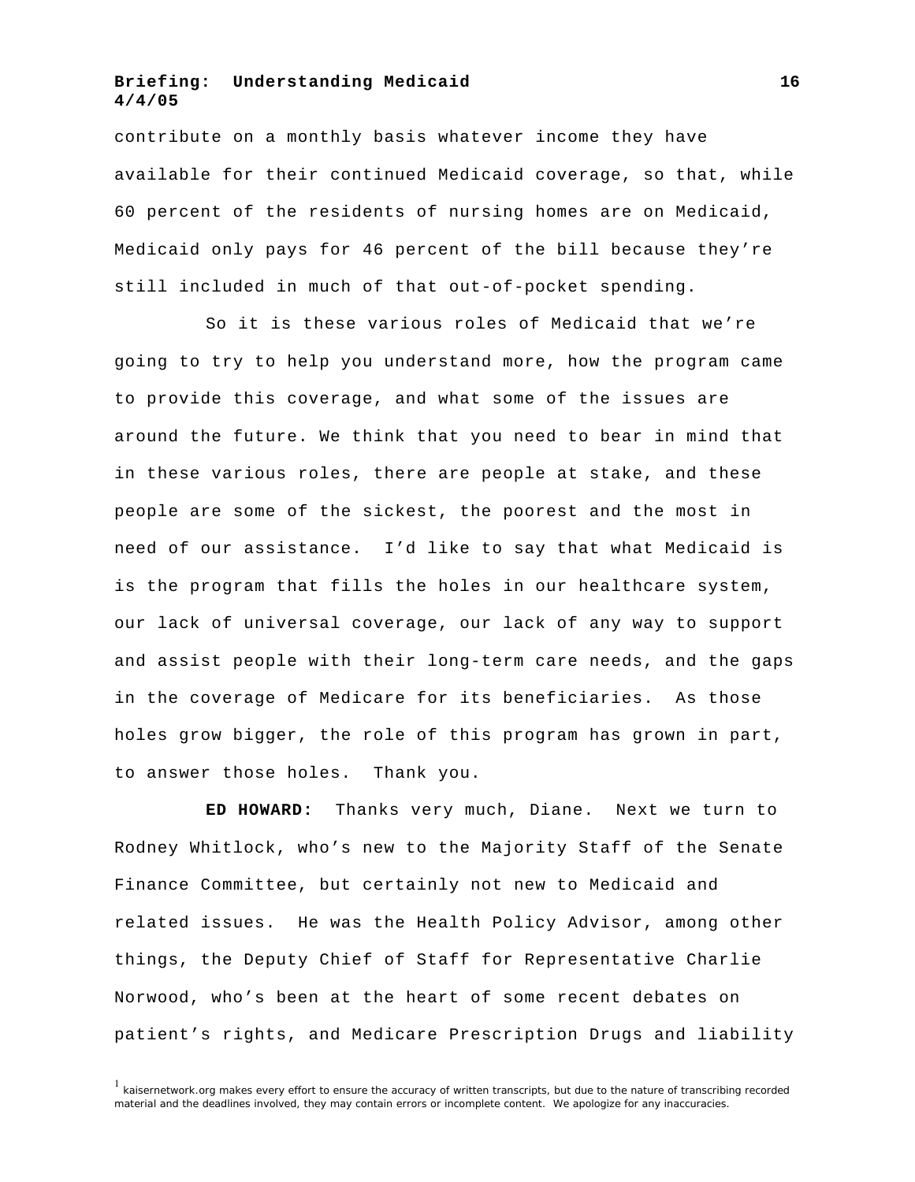contribute on a monthly basis whatever income they have available for their continued Medicaid coverage, so that, while 60 percent of the residents of nursing homes are on Medicaid, Medicaid only pays for 46 percent of the bill because they're still included in much of that out-of-pocket spending.

So it is these various roles of Medicaid that we're going to try to help you understand more, how the program came to provide this coverage, and what some of the issues are around the future. We think that you need to bear in mind that in these various roles, there are people at stake, and these people are some of the sickest, the poorest and the most in need of our assistance. I'd like to say that what Medicaid is is the program that fills the holes in our healthcare system, our lack of universal coverage, our lack of any way to support and assist people with their long-term care needs, and the gaps in the coverage of Medicare for its beneficiaries. As those holes grow bigger, the role of this program has grown in part, to answer those holes. Thank you.

**ED HOWARD:** Thanks very much, Diane. Next we turn to Rodney Whitlock, who's new to the Majority Staff of the Senate Finance Committee, but certainly not new to Medicaid and related issues. He was the Health Policy Advisor, among other things, the Deputy Chief of Staff for Representative Charlie Norwood, who's been at the heart of some recent debates on patient's rights, and Medicare Prescription Drugs and liability

[1] kaisernetwork.org makes every effort to ensure the accuracy of written transcripts, but due to the nature of transcribing recorded material and the deadlines involved, they may contain errors or incomplete content. We apologize for any inaccuracies.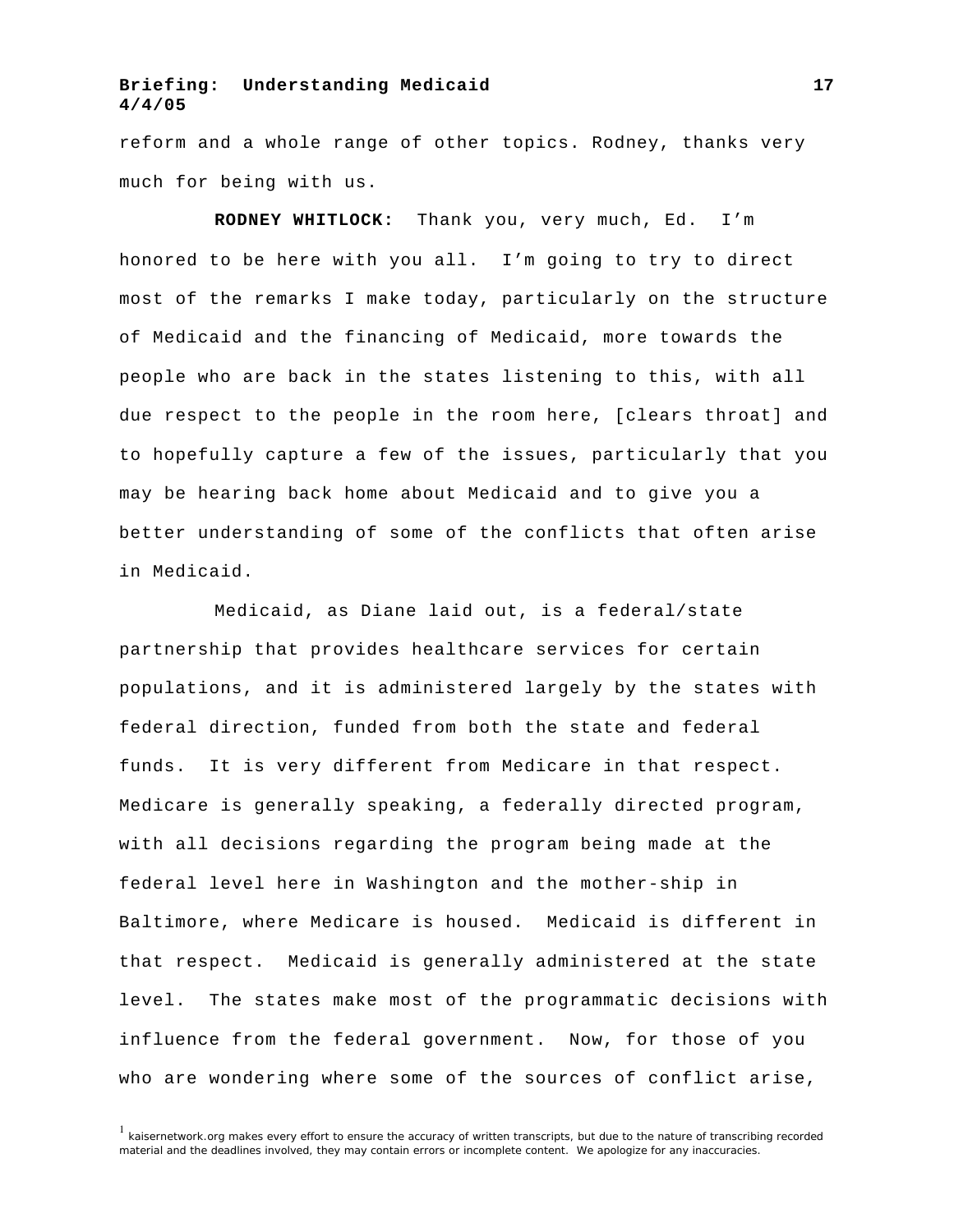reform and a whole range of other topics. Rodney, thanks very much for being with us.

**RODNEY WHITLOCK:** Thank you, very much, Ed. I'm honored to be here with you all. I'm going to try to direct most of the remarks I make today, particularly on the structure of Medicaid and the financing of Medicaid, more towards the people who are back in the states listening to this, with all due respect to the people in the room here, [clears throat] and to hopefully capture a few of the issues, particularly that you may be hearing back home about Medicaid and to give you a better understanding of some of the conflicts that often arise in Medicaid.

Medicaid, as Diane laid out, is a federal/state partnership that provides healthcare services for certain populations, and it is administered largely by the states with federal direction, funded from both the state and federal funds. It is very different from Medicare in that respect. Medicare is generally speaking, a federally directed program, with all decisions regarding the program being made at the federal level here in Washington and the mother-ship in Baltimore, where Medicare is housed. Medicaid is different in that respect. Medicaid is generally administered at the state level. The states make most of the programmatic decisions with influence from the federal government. Now, for those of you who are wondering where some of the sources of conflict arise,

[1] kaisernetwork.org makes every effort to ensure the accuracy of written transcripts, but due to the nature of transcribing recorded material and the deadlines involved, they may contain errors or incomplete content. We apologize for any inaccuracies.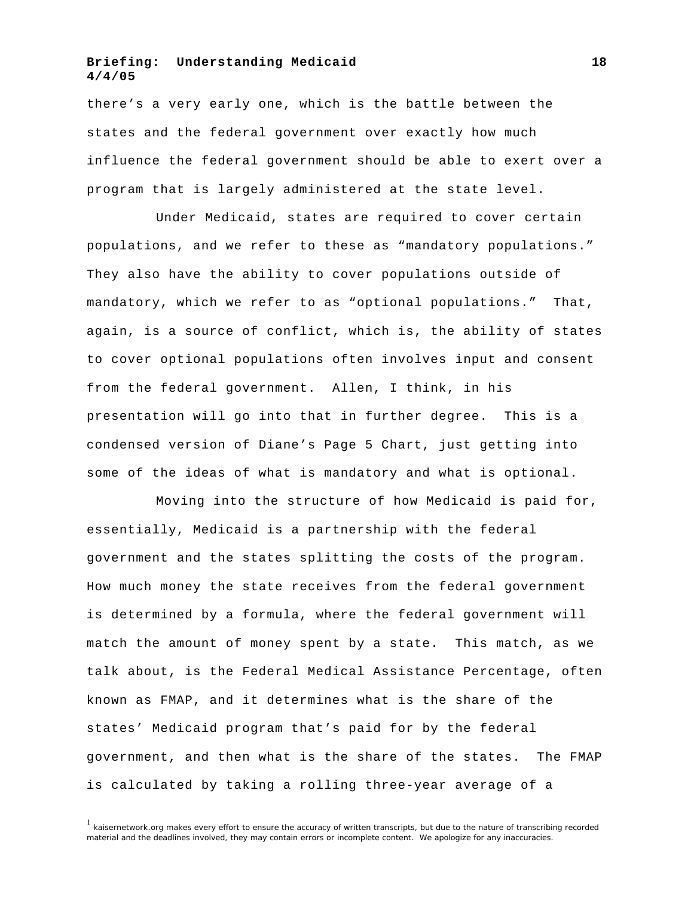there's a very early one, which is the battle between the states and the federal government over exactly how much influence the federal government should be able to exert over a program that is largely administered at the state level.

Under Medicaid, states are required to cover certain populations, and we refer to these as "mandatory populations." They also have the ability to cover populations outside of mandatory, which we refer to as "optional populations." That, again, is a source of conflict, which is, the ability of states to cover optional populations often involves input and consent from the federal government. Allen, I think, in his presentation will go into that in further degree. This is a condensed version of Diane's Page 5 Chart, just getting into some of the ideas of what is mandatory and what is optional.

Moving into the structure of how Medicaid is paid for, essentially, Medicaid is a partnership with the federal government and the states splitting the costs of the program. How much money the state receives from the federal government is determined by a formula, where the federal government will match the amount of money spent by a state. This match, as we talk about, is the Federal Medical Assistance Percentage, often known as FMAP, and it determines what is the share of the states' Medicaid program that's paid for by the federal government, and then what is the share of the states. The FMAP is calculated by taking a rolling three-year average of a

[1] kaisernetwork.org makes every effort to ensure the accuracy of written transcripts, but due to the nature of transcribing recorded material and the deadlines involved, they may contain errors or incomplete content. We apologize for any inaccuracies.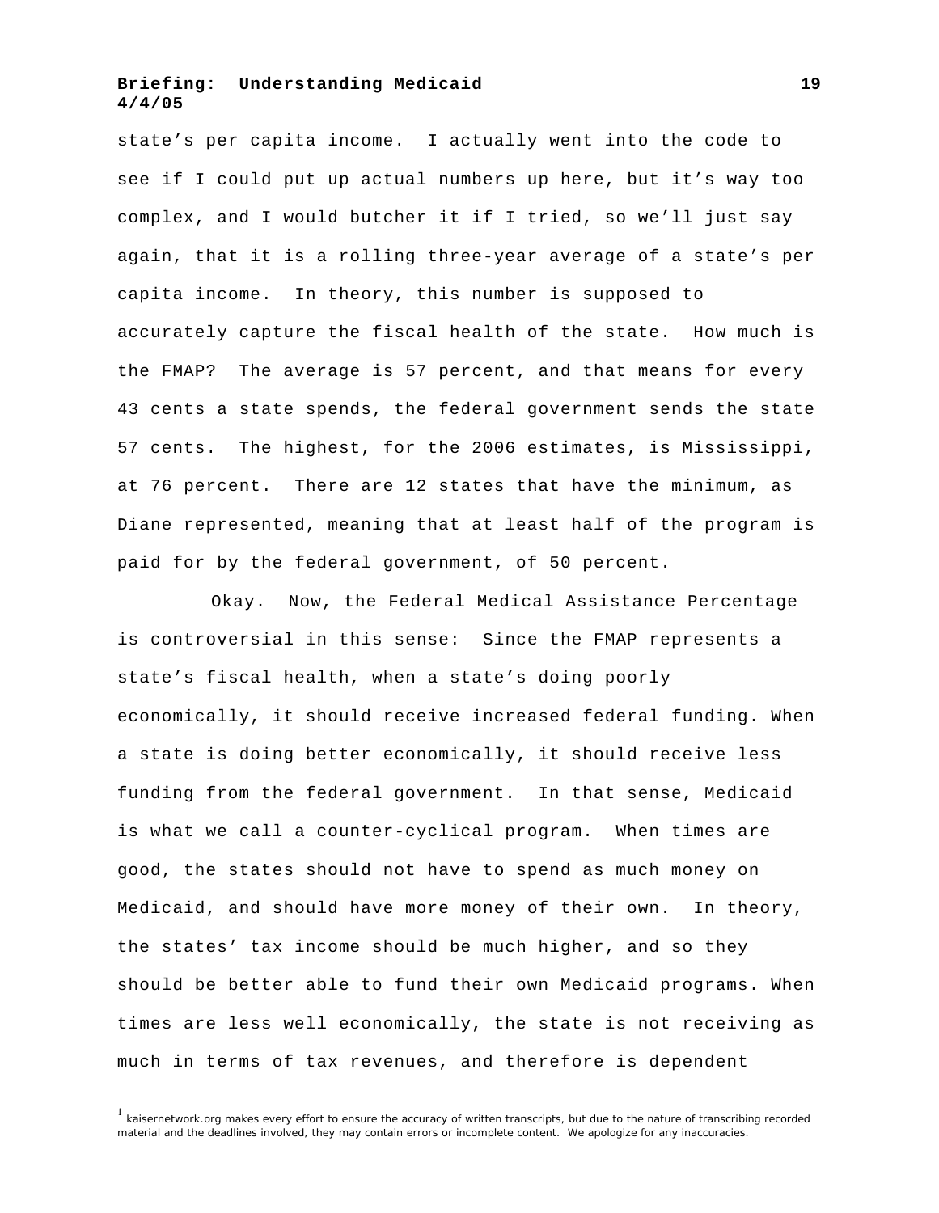state's per capita income. I actually went into the code to see if I could put up actual numbers up here, but it's way too complex, and I would butcher it if I tried, so we'll just say again, that it is a rolling three-year average of a state's per capita income. In theory, this number is supposed to accurately capture the fiscal health of the state. How much is the FMAP? The average is 57 percent, and that means for every 43 cents a state spends, the federal government sends the state 57 cents. The highest, for the 2006 estimates, is Mississippi, at 76 percent. There are 12 states that have the minimum, as Diane represented, meaning that at least half of the program is paid for by the federal government, of 50 percent.

Okay. Now, the Federal Medical Assistance Percentage is controversial in this sense: Since the FMAP represents a state's fiscal health, when a state's doing poorly economically, it should receive increased federal funding. When a state is doing better economically, it should receive less funding from the federal government. In that sense, Medicaid is what we call a counter-cyclical program. When times are good, the states should not have to spend as much money on Medicaid, and should have more money of their own. In theory, the states' tax income should be much higher, and so they should be better able to fund their own Medicaid programs. When times are less well economically, the state is not receiving as much in terms of tax revenues, and therefore is dependent

[1] kaisernetwork.org makes every effort to ensure the accuracy of written transcripts, but due to the nature of transcribing recorded material and the deadlines involved, they may contain errors or incomplete content. We apologize for any inaccuracies.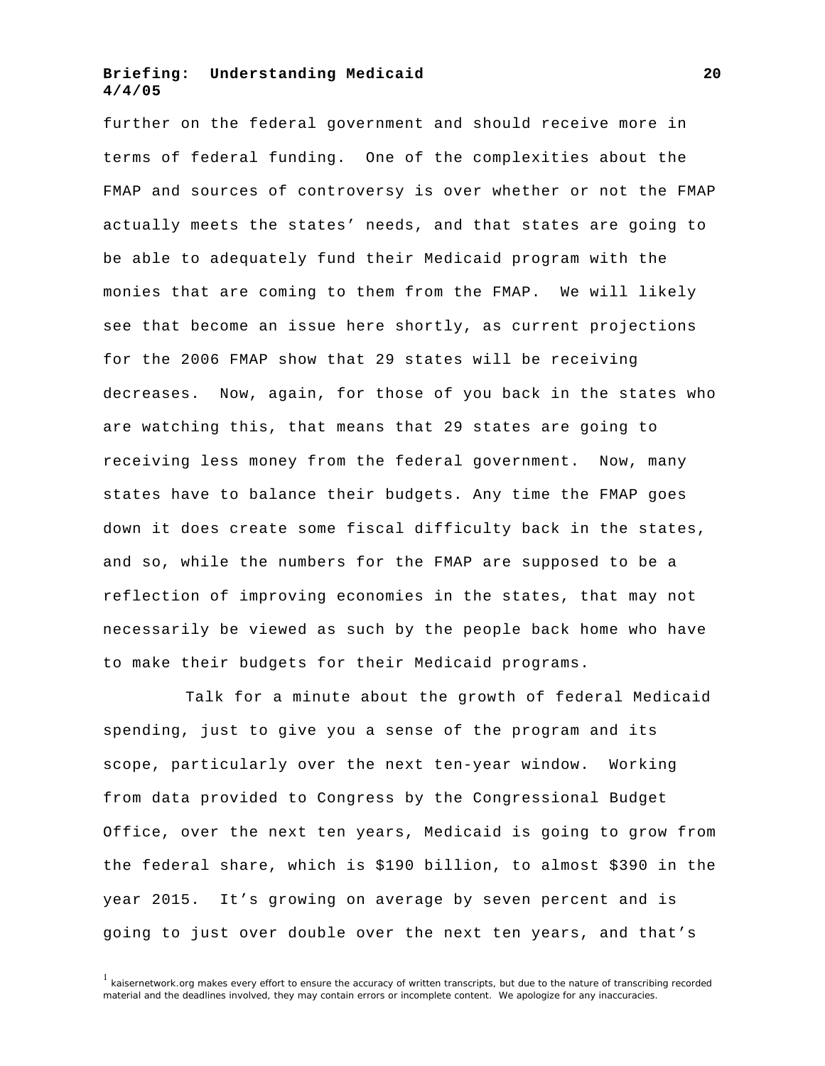further on the federal government and should receive more in terms of federal funding. One of the complexities about the FMAP and sources of controversy is over whether or not the FMAP actually meets the states' needs, and that states are going to be able to adequately fund their Medicaid program with the monies that are coming to them from the FMAP. We will likely see that become an issue here shortly, as current projections for the 2006 FMAP show that 29 states will be receiving decreases. Now, again, for those of you back in the states who are watching this, that means that 29 states are going to receiving less money from the federal government. Now, many states have to balance their budgets. Any time the FMAP goes down it does create some fiscal difficulty back in the states, and so, while the numbers for the FMAP are supposed to be a reflection of improving economies in the states, that may not necessarily be viewed as such by the people back home who have to make their budgets for their Medicaid programs.

Talk for a minute about the growth of federal Medicaid spending, just to give you a sense of the program and its scope, particularly over the next ten-year window. Working from data provided to Congress by the Congressional Budget Office, over the next ten years, Medicaid is going to grow from the federal share, which is $190 billion, to almost $390 in the year 2015. It's growing on average by seven percent and is going to just over double over the next ten years, and that's

[1] kaisernetwork.org makes every effort to ensure the accuracy of written transcripts, but due to the nature of transcribing recorded material and the deadlines involved, they may contain errors or incomplete content. We apologize for any inaccuracies.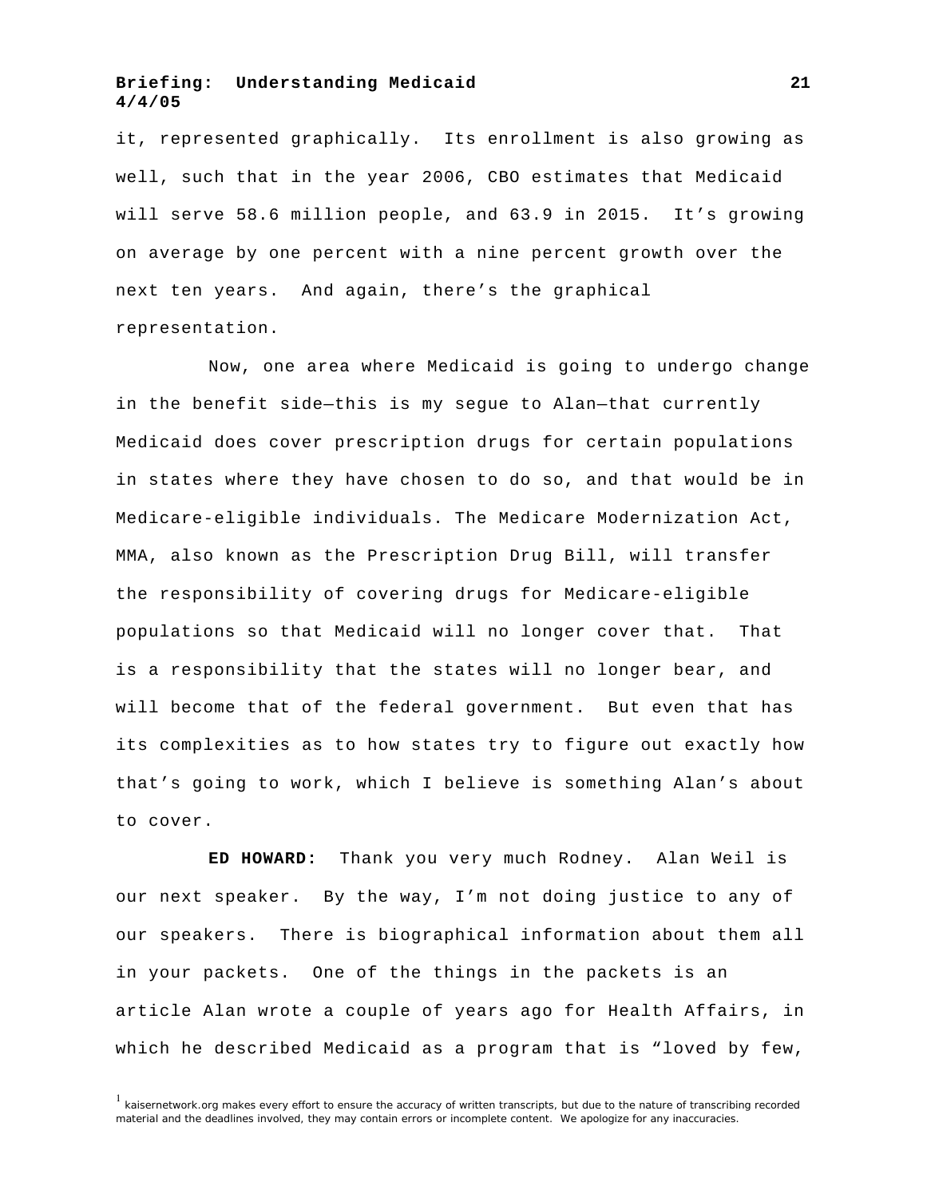it, represented graphically. Its enrollment is also growing as well, such that in the year 2006, CBO estimates that Medicaid will serve 58.6 million people, and 63.9 in 2015. It's growing on average by one percent with a nine percent growth over the next ten years. And again, there's the graphical representation.

Now, one area where Medicaid is going to undergo change in the benefit side—this is my segue to Alan—that currently Medicaid does cover prescription drugs for certain populations in states where they have chosen to do so, and that would be in Medicare-eligible individuals. The Medicare Modernization Act, MMA, also known as the Prescription Drug Bill, will transfer the responsibility of covering drugs for Medicare-eligible populations so that Medicaid will no longer cover that. That is a responsibility that the states will no longer bear, and will become that of the federal government. But even that has its complexities as to how states try to figure out exactly how that's going to work, which I believe is something Alan's about to cover.

**ED HOWARD:** Thank you very much Rodney. Alan Weil is our next speaker. By the way, I'm not doing justice to any of our speakers. There is biographical information about them all in your packets. One of the things in the packets is an article Alan wrote a couple of years ago for Health Affairs, in which he described Medicaid as a program that is "loved by few,

[1] kaisernetwork.org makes every effort to ensure the accuracy of written transcripts, but due to the nature of transcribing recorded material and the deadlines involved, they may contain errors or incomplete content. We apologize for any inaccuracies.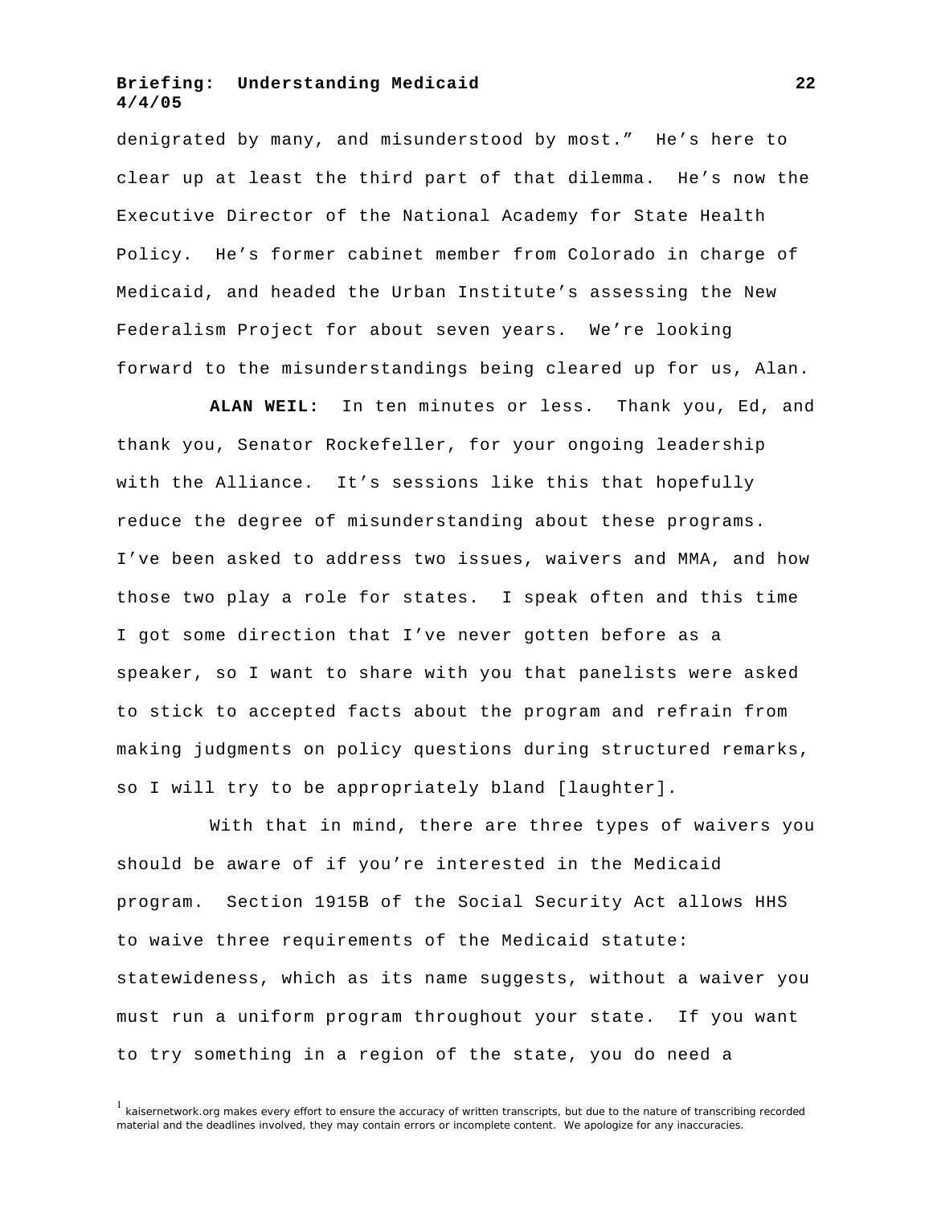denigrated by many, and misunderstood by most." He's here to clear up at least the third part of that dilemma. He's now the Executive Director of the National Academy for State Health Policy. He's former cabinet member from Colorado in charge of Medicaid, and headed the Urban Institute's assessing the New Federalism Project for about seven years. We're looking forward to the misunderstandings being cleared up for us, Alan.

**ALAN WEIL:** In ten minutes or less. Thank you, Ed, and thank you, Senator Rockefeller, for your ongoing leadership with the Alliance. It's sessions like this that hopefully reduce the degree of misunderstanding about these programs. I've been asked to address two issues, waivers and MMA, and how those two play a role for states. I speak often and this time I got some direction that I've never gotten before as a speaker, so I want to share with you that panelists were asked to stick to accepted facts about the program and refrain from making judgments on policy questions during structured remarks, so I will try to be appropriately bland [laughter].

With that in mind, there are three types of waivers you should be aware of if you're interested in the Medicaid program. Section 1915B of the Social Security Act allows HHS to waive three requirements of the Medicaid statute: statewideness, which as its name suggests, without a waiver you must run a uniform program throughout your state. If you want to try something in a region of the state, you do need a

[1] kaisernetwork.org makes every effort to ensure the accuracy of written transcripts, but due to the nature of transcribing recorded material and the deadlines involved, they may contain errors or incomplete content. We apologize for any inaccuracies.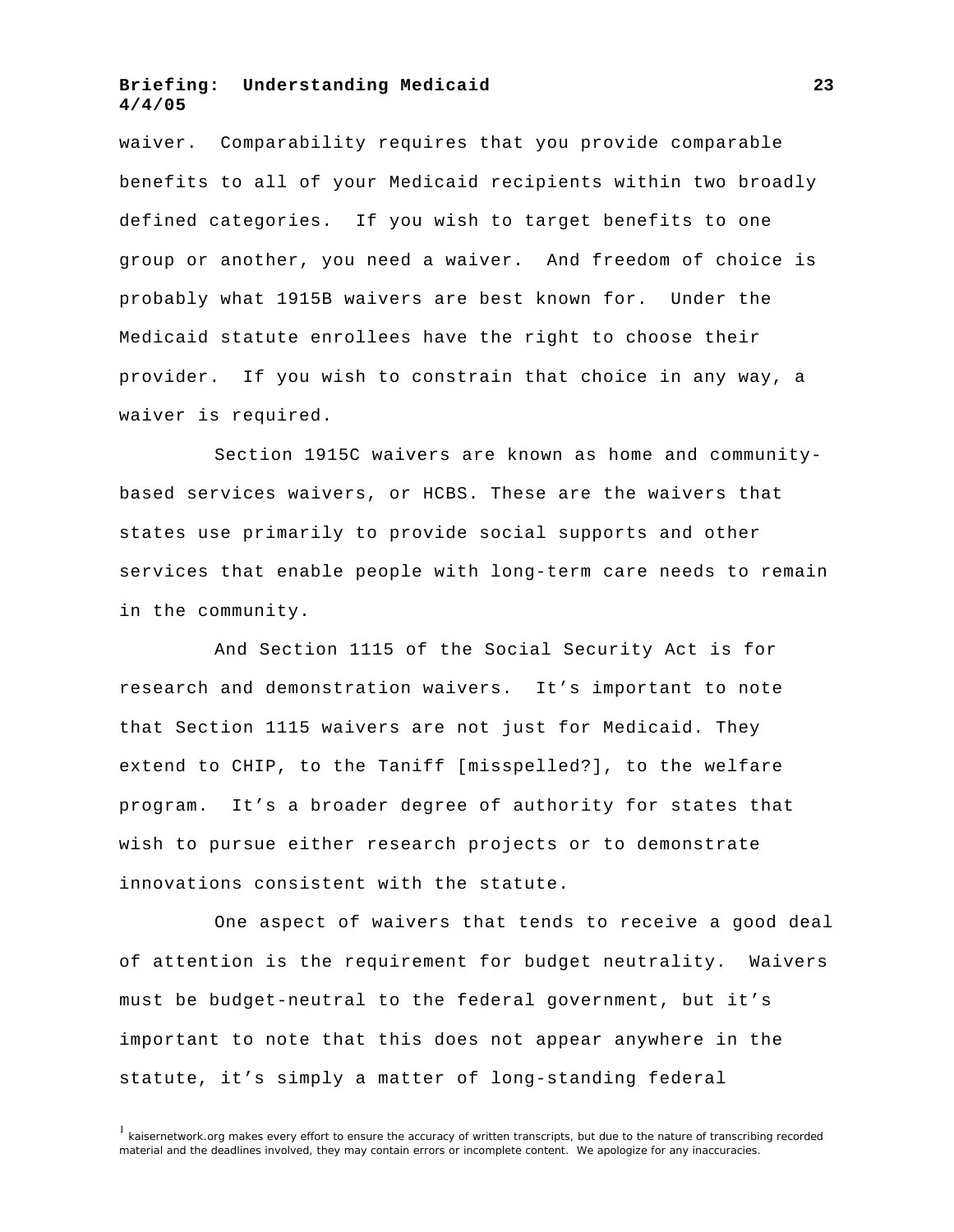waiver. Comparability requires that you provide comparable benefits to all of your Medicaid recipients within two broadly defined categories. If you wish to target benefits to one group or another, you need a waiver. And freedom of choice is probably what 1915B waivers are best known for. Under the Medicaid statute enrollees have the right to choose their provider. If you wish to constrain that choice in any way, a waiver is required.

Section 1915C waivers are known as home and community-based services waivers, or HCBS. These are the waivers that states use primarily to provide social supports and other services that enable people with long-term care needs to remain in the community.

And Section 1115 of the Social Security Act is for research and demonstration waivers. It's important to note that Section 1115 waivers are not just for Medicaid. They extend to CHIP, to the Taniff [misspelled?], to the welfare program. It's a broader degree of authority for states that wish to pursue either research projects or to demonstrate innovations consistent with the statute.

One aspect of waivers that tends to receive a good deal of attention is the requirement for budget neutrality. Waivers must be budget-neutral to the federal government, but it's important to note that this does not appear anywhere in the statute, it's simply a matter of long-standing federal

[1] kaisernetwork.org makes every effort to ensure the accuracy of written transcripts, but due to the nature of transcribing recorded material and the deadlines involved, they may contain errors or incomplete content. We apologize for any inaccuracies.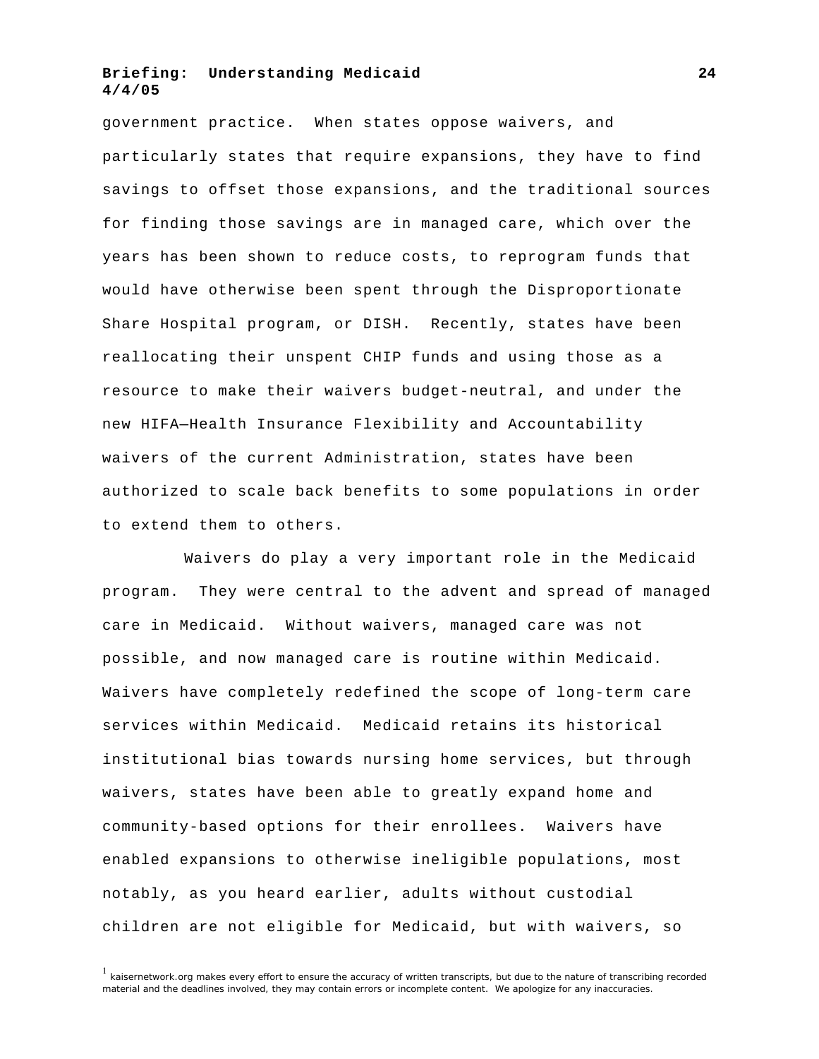government practice. When states oppose waivers, and particularly states that require expansions, they have to find savings to offset those expansions, and the traditional sources for finding those savings are in managed care, which over the years has been shown to reduce costs, to reprogram funds that would have otherwise been spent through the Disproportionate Share Hospital program, or DISH. Recently, states have been reallocating their unspent CHIP funds and using those as a resource to make their waivers budget-neutral, and under the new HIFA—Health Insurance Flexibility and Accountability waivers of the current Administration, states have been authorized to scale back benefits to some populations in order to extend them to others.

Waivers do play a very important role in the Medicaid program. They were central to the advent and spread of managed care in Medicaid. Without waivers, managed care was not possible, and now managed care is routine within Medicaid. Waivers have completely redefined the scope of long-term care services within Medicaid. Medicaid retains its historical institutional bias towards nursing home services, but through waivers, states have been able to greatly expand home and community-based options for their enrollees. Waivers have enabled expansions to otherwise ineligible populations, most notably, as you heard earlier, adults without custodial children are not eligible for Medicaid, but with waivers, so

[1] kaisernetwork.org makes every effort to ensure the accuracy of written transcripts, but due to the nature of transcribing recorded material and the deadlines involved, they may contain errors or incomplete content. We apologize for any inaccuracies.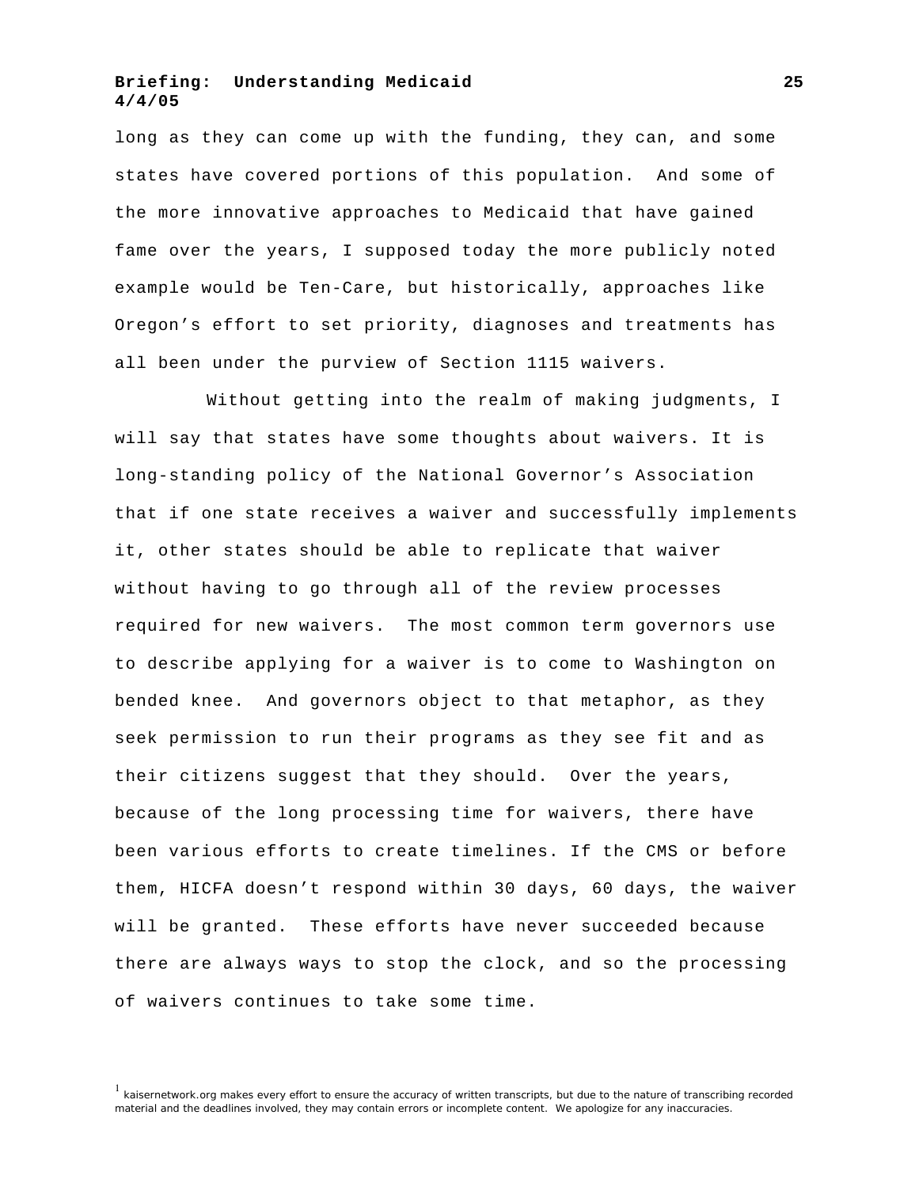long as they can come up with the funding, they can, and some states have covered portions of this population. And some of the more innovative approaches to Medicaid that have gained fame over the years, I supposed today the more publicly noted example would be Ten-Care, but historically, approaches like Oregon's effort to set priority, diagnoses and treatments has all been under the purview of Section 1115 waivers.

Without getting into the realm of making judgments, I will say that states have some thoughts about waivers. It is long-standing policy of the National Governor's Association that if one state receives a waiver and successfully implements it, other states should be able to replicate that waiver without having to go through all of the review processes required for new waivers. The most common term governors use to describe applying for a waiver is to come to Washington on bended knee. And governors object to that metaphor, as they seek permission to run their programs as they see fit and as their citizens suggest that they should. Over the years, because of the long processing time for waivers, there have been various efforts to create timelines. If the CMS or before them, HICFA doesn't respond within 30 days, 60 days, the waiver will be granted. These efforts have never succeeded because there are always ways to stop the clock, and so the processing of waivers continues to take some time.

[1] kaisernetwork.org makes every effort to ensure the accuracy of written transcripts, but due to the nature of transcribing recorded material and the deadlines involved, they may contain errors or incomplete content. We apologize for any inaccuracies.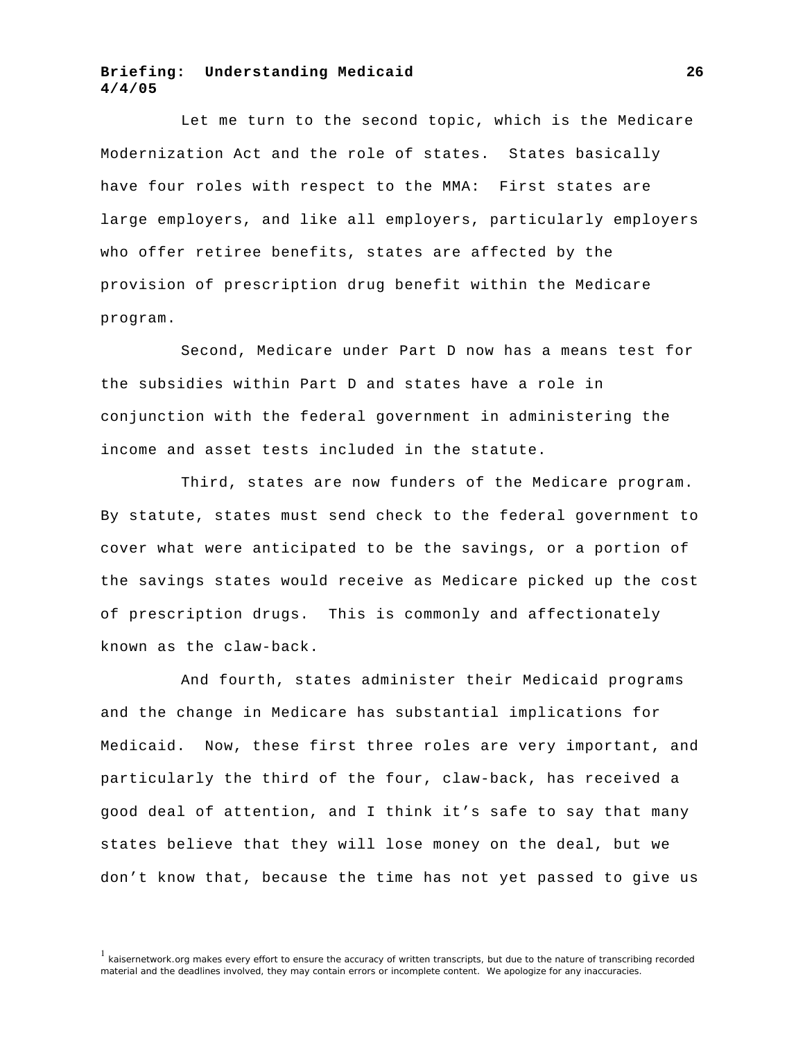Let me turn to the second topic, which is the Medicare Modernization Act and the role of states. States basically have four roles with respect to the MMA: First states are large employers, and like all employers, particularly employers who offer retiree benefits, states are affected by the provision of prescription drug benefit within the Medicare program.

Second, Medicare under Part D now has a means test for the subsidies within Part D and states have a role in conjunction with the federal government in administering the income and asset tests included in the statute.

Third, states are now funders of the Medicare program. By statute, states must send check to the federal government to cover what were anticipated to be the savings, or a portion of the savings states would receive as Medicare picked up the cost of prescription drugs. This is commonly and affectionately known as the claw-back.

And fourth, states administer their Medicaid programs and the change in Medicare has substantial implications for Medicaid. Now, these first three roles are very important, and particularly the third of the four, claw-back, has received a good deal of attention, and I think it's safe to say that many states believe that they will lose money on the deal, but we don't know that, because the time has not yet passed to give us

[1] kaisernetwork.org makes every effort to ensure the accuracy of written transcripts, but due to the nature of transcribing recorded material and the deadlines involved, they may contain errors or incomplete content. We apologize for any inaccuracies.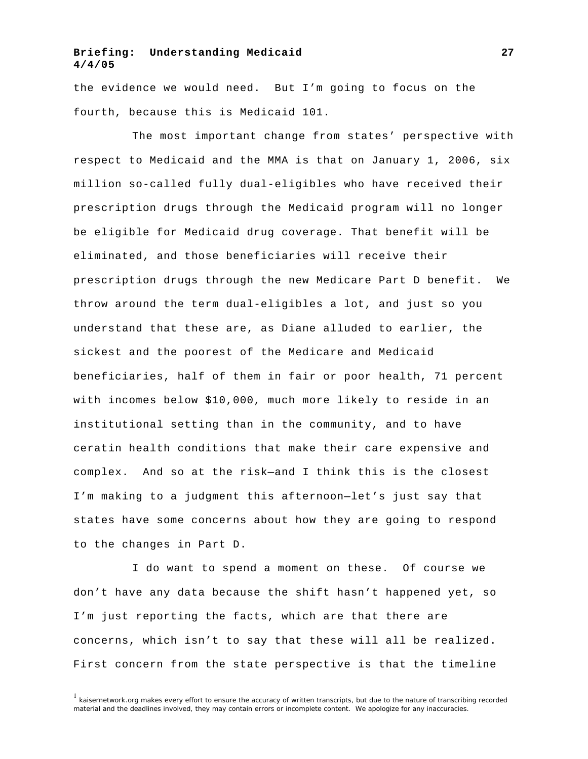the evidence we would need. But I'm going to focus on the fourth, because this is Medicaid 101.

The most important change from states' perspective with respect to Medicaid and the MMA is that on January 1, 2006, six million so-called fully dual-eligibles who have received their prescription drugs through the Medicaid program will no longer be eligible for Medicaid drug coverage. That benefit will be eliminated, and those beneficiaries will receive their prescription drugs through the new Medicare Part D benefit. We throw around the term dual-eligibles a lot, and just so you understand that these are, as Diane alluded to earlier, the sickest and the poorest of the Medicare and Medicaid beneficiaries, half of them in fair or poor health, 71 percent with incomes below $10,000, much more likely to reside in an institutional setting than in the community, and to have ceratin health conditions that make their care expensive and complex. And so at the risk—and I think this is the closest I'm making to a judgment this afternoon—let's just say that states have some concerns about how they are going to respond to the changes in Part D.

I do want to spend a moment on these. Of course we don't have any data because the shift hasn't happened yet, so I'm just reporting the facts, which are that there are concerns, which isn't to say that these will all be realized. First concern from the state perspective is that the timeline

[1] kaisernetwork.org makes every effort to ensure the accuracy of written transcripts, but due to the nature of transcribing recorded material and the deadlines involved, they may contain errors or incomplete content. We apologize for any inaccuracies.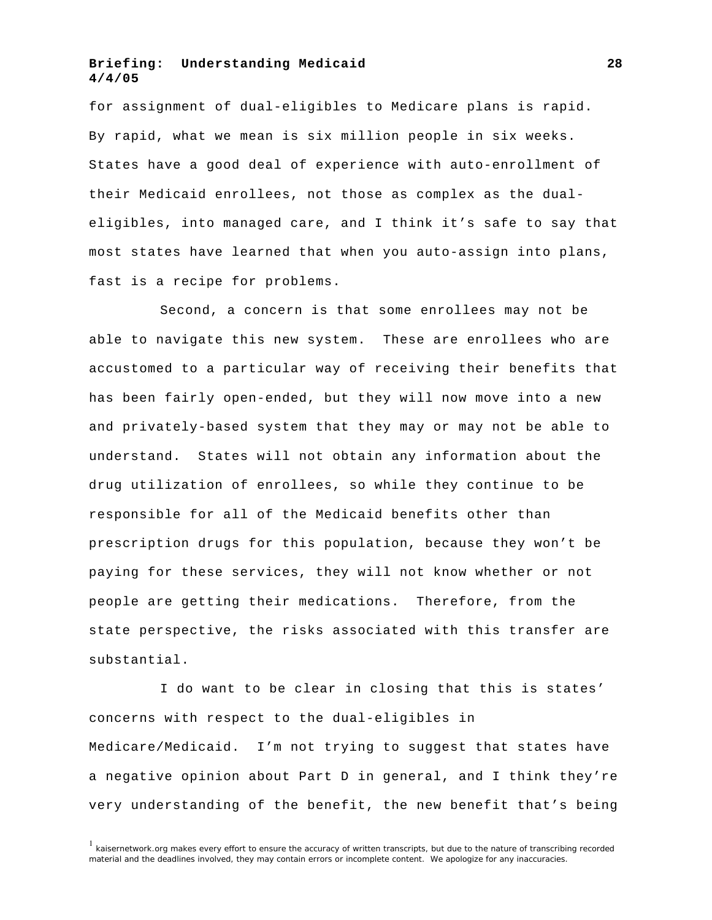for assignment of dual-eligibles to Medicare plans is rapid. By rapid, what we mean is six million people in six weeks. States have a good deal of experience with auto-enrollment of their Medicaid enrollees, not those as complex as the dual-eligibles, into managed care, and I think it's safe to say that most states have learned that when you auto-assign into plans, fast is a recipe for problems.

Second, a concern is that some enrollees may not be able to navigate this new system. These are enrollees who are accustomed to a particular way of receiving their benefits that has been fairly open-ended, but they will now move into a new and privately-based system that they may or may not be able to understand. States will not obtain any information about the drug utilization of enrollees, so while they continue to be responsible for all of the Medicaid benefits other than prescription drugs for this population, because they won't be paying for these services, they will not know whether or not people are getting their medications. Therefore, from the state perspective, the risks associated with this transfer are substantial.

I do want to be clear in closing that this is states' concerns with respect to the dual-eligibles in Medicare/Medicaid. I'm not trying to suggest that states have a negative opinion about Part D in general, and I think they're very understanding of the benefit, the new benefit that's being

[1] kaisernetwork.org makes every effort to ensure the accuracy of written transcripts, but due to the nature of transcribing recorded material and the deadlines involved, they may contain errors or incomplete content. We apologize for any inaccuracies.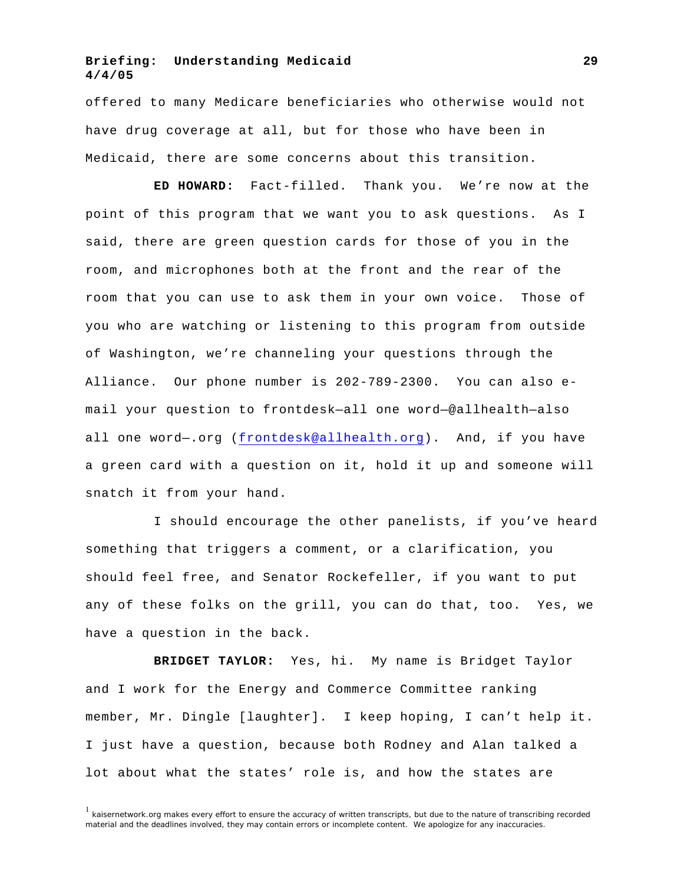offered to many Medicare beneficiaries who otherwise would not have drug coverage at all, but for those who have been in Medicaid, there are some concerns about this transition.

**ED HOWARD:** Fact-filled. Thank you. We're now at the point of this program that we want you to ask questions. As I said, there are green question cards for those of you in the room, and microphones both at the front and the rear of the room that you can use to ask them in your own voice. Those of you who are watching or listening to this program from outside of Washington, we're channeling your questions through the Alliance. Our phone number is 202-789-2300. You can also e-mail your question to frontdesk—all one word—@allhealth—also all one word—.org (frontdesk@allhealth.org). And, if you have a green card with a question on it, hold it up and someone will snatch it from your hand.

I should encourage the other panelists, if you've heard something that triggers a comment, or a clarification, you should feel free, and Senator Rockefeller, if you want to put any of these folks on the grill, you can do that, too. Yes, we have a question in the back.

**BRIDGET TAYLOR:** Yes, hi. My name is Bridget Taylor and I work for the Energy and Commerce Committee ranking member, Mr. Dingle [laughter]. I keep hoping, I can't help it. I just have a question, because both Rodney and Alan talked a lot about what the states' role is, and how the states are

[1] kaisernetwork.org makes every effort to ensure the accuracy of written transcripts, but due to the nature of transcribing recorded material and the deadlines involved, they may contain errors or incomplete content. We apologize for any inaccuracies.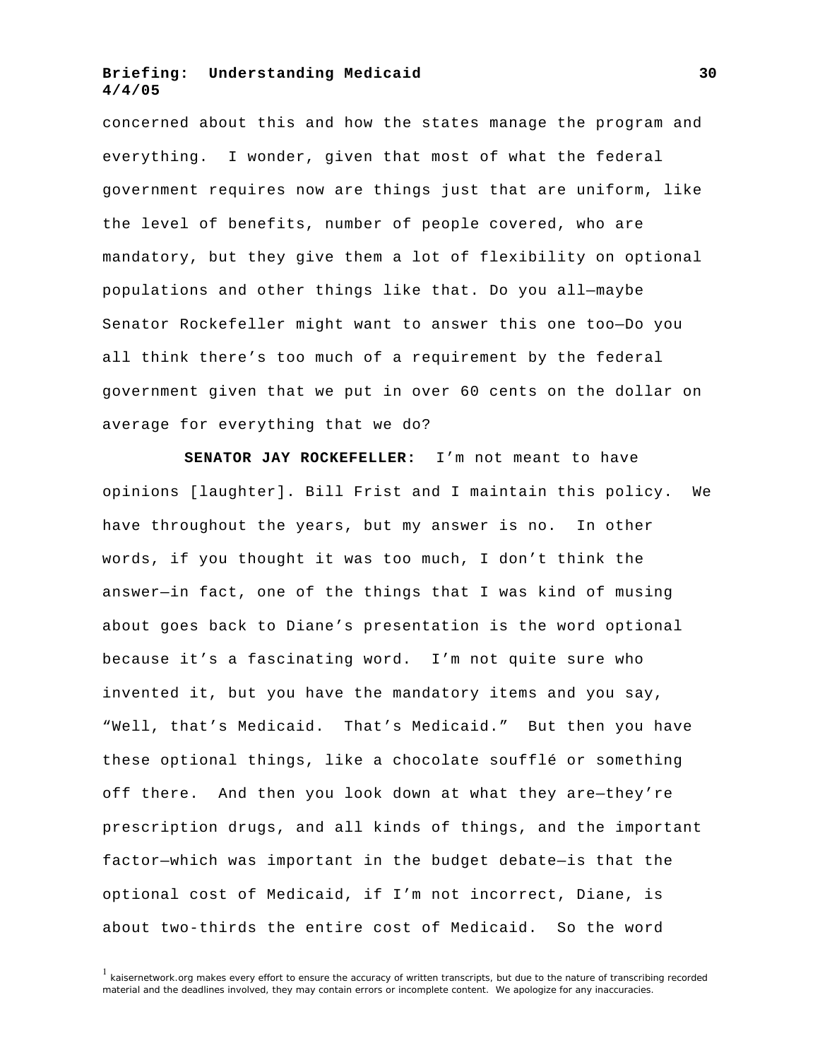concerned about this and how the states manage the program and everything. I wonder, given that most of what the federal government requires now are things just that are uniform, like the level of benefits, number of people covered, who are mandatory, but they give them a lot of flexibility on optional populations and other things like that. Do you all—maybe Senator Rockefeller might want to answer this one too—Do you all think there's too much of a requirement by the federal government given that we put in over 60 cents on the dollar on average for everything that we do?

**SENATOR JAY ROCKEFELLER:** I'm not meant to have opinions [laughter]. Bill Frist and I maintain this policy. We have throughout the years, but my answer is no. In other words, if you thought it was too much, I don't think the answer—in fact, one of the things that I was kind of musing about goes back to Diane's presentation is the word optional because it's a fascinating word. I'm not quite sure who invented it, but you have the mandatory items and you say, "Well, that's Medicaid. That's Medicaid." But then you have these optional things, like a chocolate soufflé or something off there. And then you look down at what they are—they're prescription drugs, and all kinds of things, and the important factor—which was important in the budget debate—is that the optional cost of Medicaid, if I'm not incorrect, Diane, is about two-thirds the entire cost of Medicaid. So the word

[1] kaisernetwork.org makes every effort to ensure the accuracy of written transcripts, but due to the nature of transcribing recorded material and the deadlines involved, they may contain errors or incomplete content. We apologize for any inaccuracies.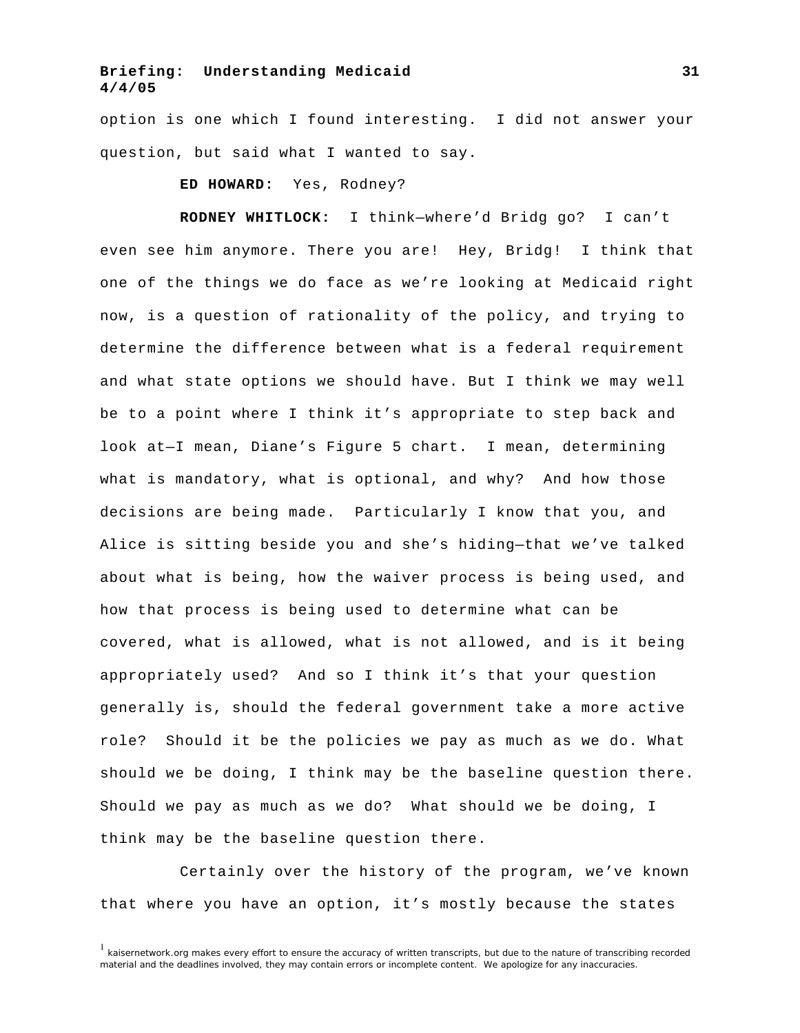option is one which I found interesting. I did not answer your question, but said what I wanted to say.

**ED HOWARD:** Yes, Rodney?

**RODNEY WHITLOCK:** I think—where'd Bridg go? I can't even see him anymore. There you are! Hey, Bridg! I think that one of the things we do face as we're looking at Medicaid right now, is a question of rationality of the policy, and trying to determine the difference between what is a federal requirement and what state options we should have. But I think we may well be to a point where I think it's appropriate to step back and look at—I mean, Diane's Figure 5 chart. I mean, determining what is mandatory, what is optional, and why? And how those decisions are being made. Particularly I know that you, and Alice is sitting beside you and she's hiding—that we've talked about what is being, how the waiver process is being used, and how that process is being used to determine what can be covered, what is allowed, what is not allowed, and is it being appropriately used? And so I think it's that your question generally is, should the federal government take a more active role? Should it be the policies we pay as much as we do. What should we be doing, I think may be the baseline question there. Should we pay as much as we do? What should we be doing, I think may be the baseline question there.

Certainly over the history of the program, we've known that where you have an option, it's mostly because the states

[1] kaisernetwork.org makes every effort to ensure the accuracy of written transcripts, but due to the nature of transcribing recorded material and the deadlines involved, they may contain errors or incomplete content. We apologize for any inaccuracies.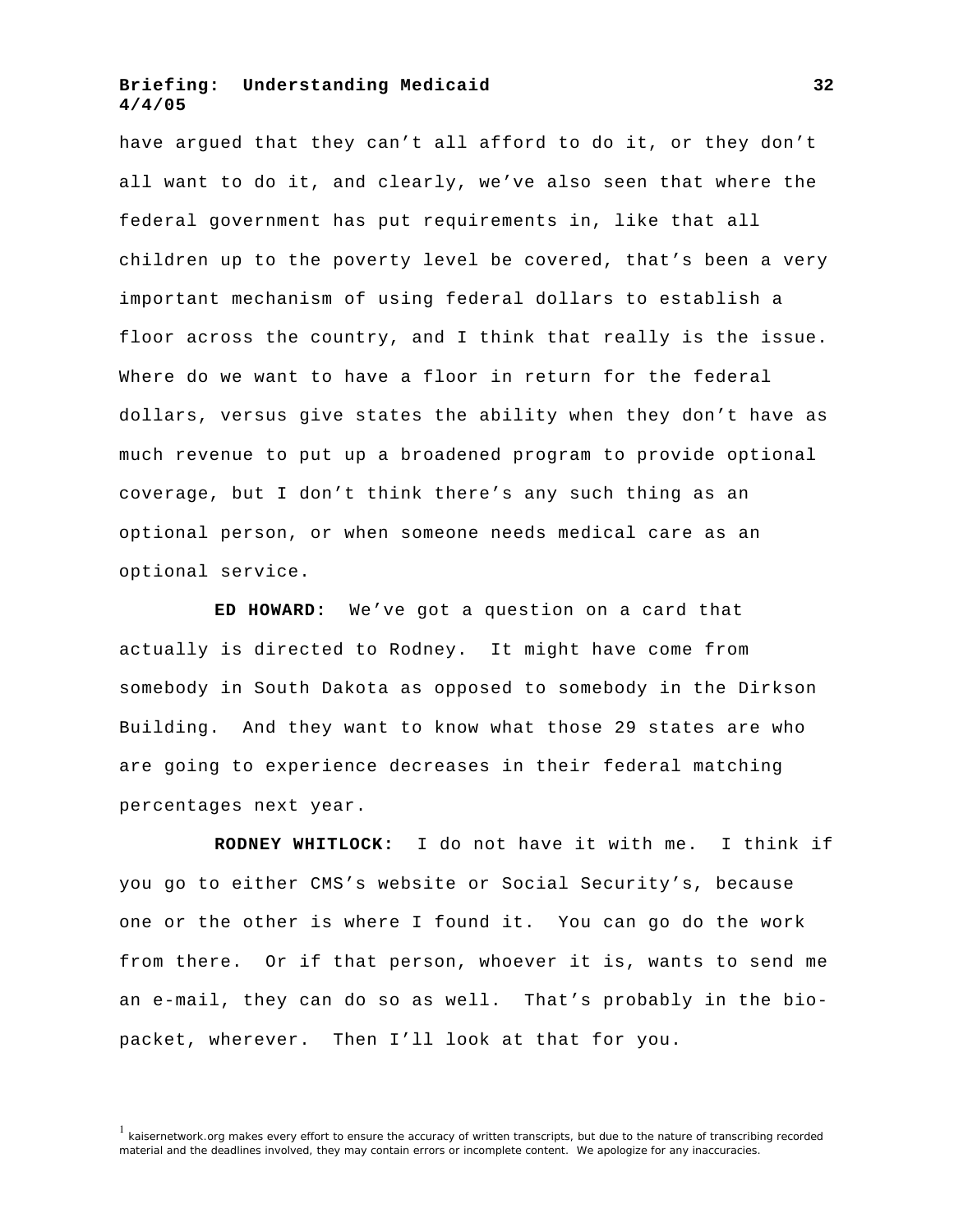have argued that they can't all afford to do it, or they don't all want to do it, and clearly, we've also seen that where the federal government has put requirements in, like that all children up to the poverty level be covered, that's been a very important mechanism of using federal dollars to establish a floor across the country, and I think that really is the issue. Where do we want to have a floor in return for the federal dollars, versus give states the ability when they don't have as much revenue to put up a broadened program to provide optional coverage, but I don't think there's any such thing as an optional person, or when someone needs medical care as an optional service.

**ED HOWARD:** We've got a question on a card that actually is directed to Rodney. It might have come from somebody in South Dakota as opposed to somebody in the Dirkson Building. And they want to know what those 29 states are who are going to experience decreases in their federal matching percentages next year.

**RODNEY WHITLOCK:** I do not have it with me. I think if you go to either CMS's website or Social Security's, because one or the other is where I found it. You can go do the work from there. Or if that person, whoever it is, wants to send me an e-mail, they can do so as well. That's probably in the bio-packet, wherever. Then I'll look at that for you.

[1] kaisernetwork.org makes every effort to ensure the accuracy of written transcripts, but due to the nature of transcribing recorded material and the deadlines involved, they may contain errors or incomplete content. We apologize for any inaccuracies.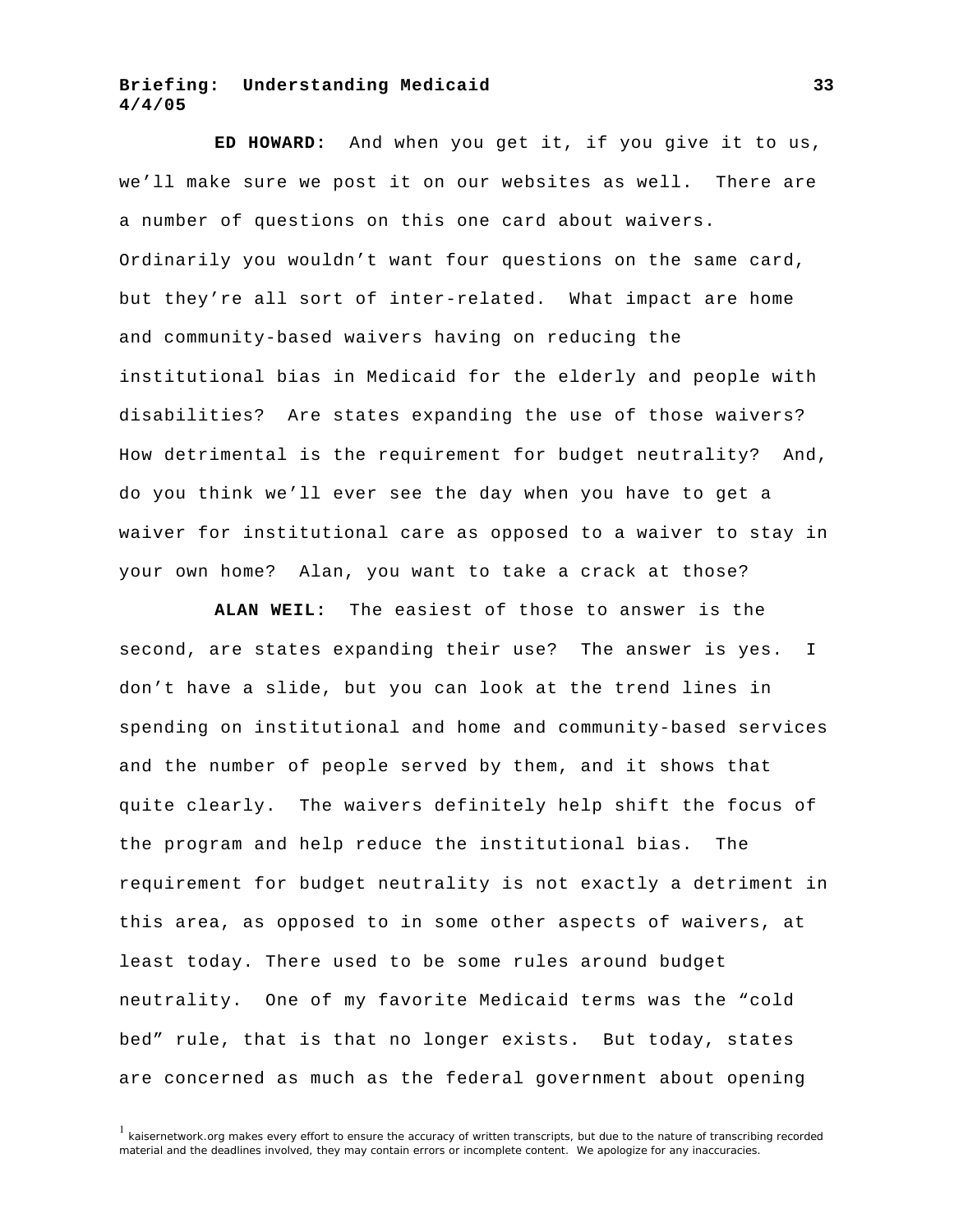**ED HOWARD:** And when you get it, if you give it to us, we'll make sure we post it on our websites as well. There are a number of questions on this one card about waivers. Ordinarily you wouldn't want four questions on the same card, but they're all sort of inter-related. What impact are home and community-based waivers having on reducing the institutional bias in Medicaid for the elderly and people with disabilities? Are states expanding the use of those waivers? How detrimental is the requirement for budget neutrality? And, do you think we'll ever see the day when you have to get a waiver for institutional care as opposed to a waiver to stay in your own home? Alan, you want to take a crack at those?

**ALAN WEIL:** The easiest of those to answer is the second, are states expanding their use? The answer is yes. I don't have a slide, but you can look at the trend lines in spending on institutional and home and community-based services and the number of people served by them, and it shows that quite clearly. The waivers definitely help shift the focus of the program and help reduce the institutional bias. The requirement for budget neutrality is not exactly a detriment in this area, as opposed to in some other aspects of waivers, at least today. There used to be some rules around budget neutrality. One of my favorite Medicaid terms was the "cold bed" rule, that is that no longer exists. But today, states are concerned as much as the federal government about opening

[1] kaisernetwork.org makes every effort to ensure the accuracy of written transcripts, but due to the nature of transcribing recorded material and the deadlines involved, they may contain errors or incomplete content. We apologize for any inaccuracies.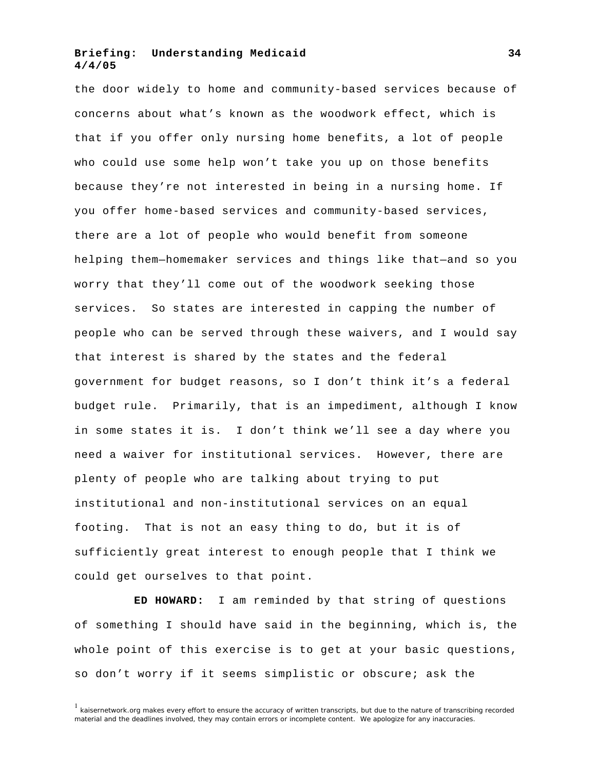the door widely to home and community-based services because of concerns about what's known as the woodwork effect, which is that if you offer only nursing home benefits, a lot of people who could use some help won't take you up on those benefits because they're not interested in being in a nursing home. If you offer home-based services and community-based services, there are a lot of people who would benefit from someone helping them—homemaker services and things like that—and so you worry that they'll come out of the woodwork seeking those services. So states are interested in capping the number of people who can be served through these waivers, and I would say that interest is shared by the states and the federal government for budget reasons, so I don't think it's a federal budget rule. Primarily, that is an impediment, although I know in some states it is. I don't think we'll see a day where you need a waiver for institutional services. However, there are plenty of people who are talking about trying to put institutional and non-institutional services on an equal footing. That is not an easy thing to do, but it is of sufficiently great interest to enough people that I think we could get ourselves to that point.

**ED HOWARD:** I am reminded by that string of questions of something I should have said in the beginning, which is, the whole point of this exercise is to get at your basic questions, so don't worry if it seems simplistic or obscure; ask the

[1] kaisernetwork.org makes every effort to ensure the accuracy of written transcripts, but due to the nature of transcribing recorded material and the deadlines involved, they may contain errors or incomplete content. We apologize for any inaccuracies.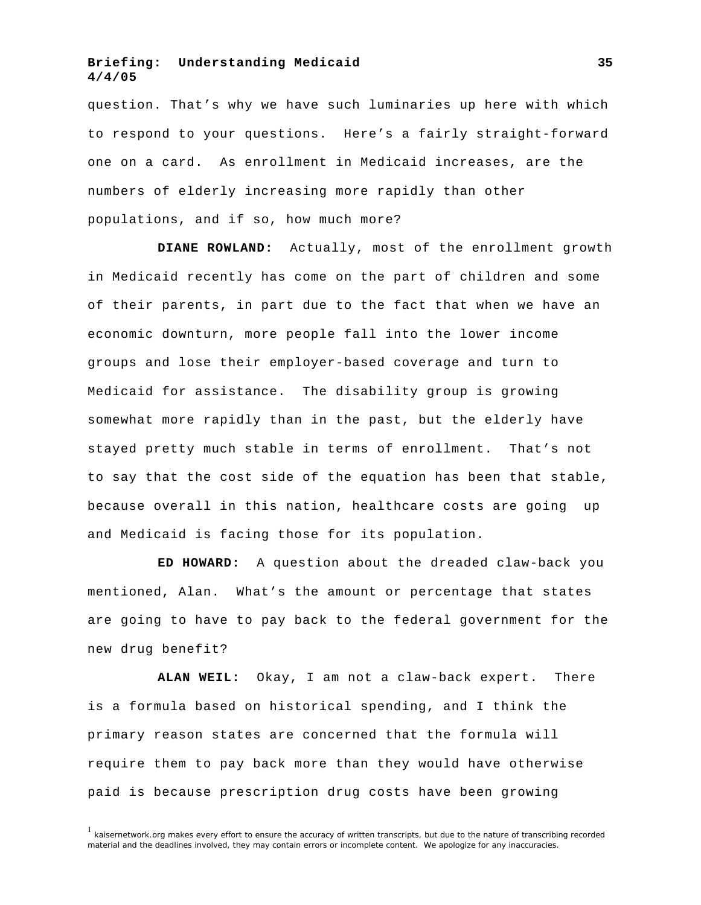question. That's why we have such luminaries up here with which to respond to your questions. Here's a fairly straight-forward one on a card. As enrollment in Medicaid increases, are the numbers of elderly increasing more rapidly than other populations, and if so, how much more?

**DIANE ROWLAND:** Actually, most of the enrollment growth in Medicaid recently has come on the part of children and some of their parents, in part due to the fact that when we have an economic downturn, more people fall into the lower income groups and lose their employer-based coverage and turn to Medicaid for assistance. The disability group is growing somewhat more rapidly than in the past, but the elderly have stayed pretty much stable in terms of enrollment. That's not to say that the cost side of the equation has been that stable, because overall in this nation, healthcare costs are going up and Medicaid is facing those for its population.

**ED HOWARD:** A question about the dreaded claw-back you mentioned, Alan. What's the amount or percentage that states are going to have to pay back to the federal government for the new drug benefit?

**ALAN WEIL:** Okay, I am not a claw-back expert. There is a formula based on historical spending, and I think the primary reason states are concerned that the formula will require them to pay back more than they would have otherwise paid is because prescription drug costs have been growing

[1] kaisernetwork.org makes every effort to ensure the accuracy of written transcripts, but due to the nature of transcribing recorded material and the deadlines involved, they may contain errors or incomplete content. We apologize for any inaccuracies.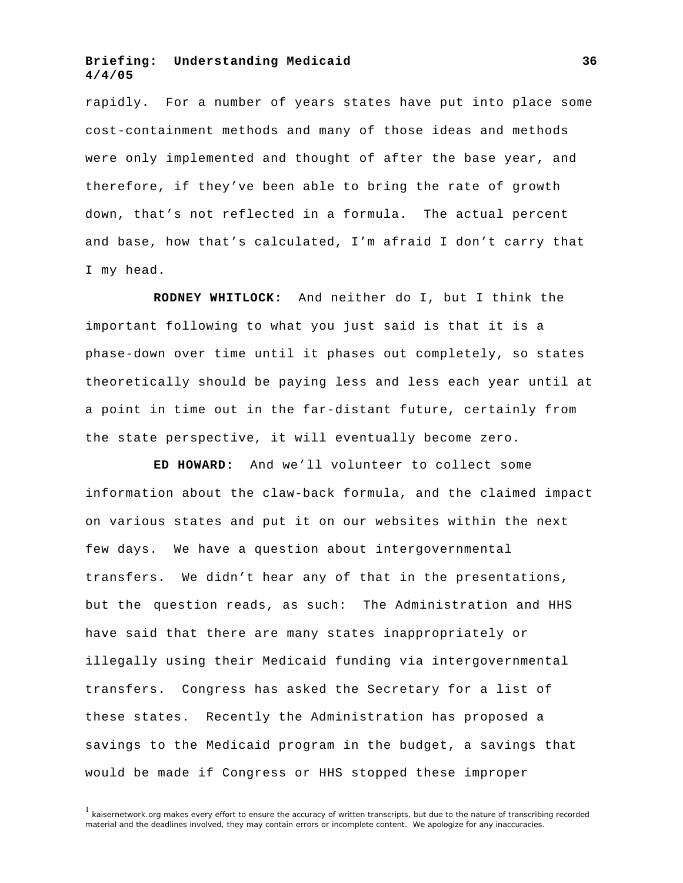rapidly. For a number of years states have put into place some cost-containment methods and many of those ideas and methods were only implemented and thought of after the base year, and therefore, if they've been able to bring the rate of growth down, that's not reflected in a formula. The actual percent and base, how that's calculated, I'm afraid I don't carry that I my head.

**RODNEY WHITLOCK:** And neither do I, but I think the important following to what you just said is that it is a phase-down over time until it phases out completely, so states theoretically should be paying less and less each year until at a point in time out in the far-distant future, certainly from the state perspective, it will eventually become zero.

**ED HOWARD:** And we'll volunteer to collect some information about the claw-back formula, and the claimed impact on various states and put it on our websites within the next few days. We have a question about intergovernmental transfers. We didn't hear any of that in the presentations, but the question reads, as such: The Administration and HHS have said that there are many states inappropriately or illegally using their Medicaid funding via intergovernmental transfers. Congress has asked the Secretary for a list of these states. Recently the Administration has proposed a savings to the Medicaid program in the budget, a savings that would be made if Congress or HHS stopped these improper

[1] kaisernetwork.org makes every effort to ensure the accuracy of written transcripts, but due to the nature of transcribing recorded material and the deadlines involved, they may contain errors or incomplete content. We apologize for any inaccuracies.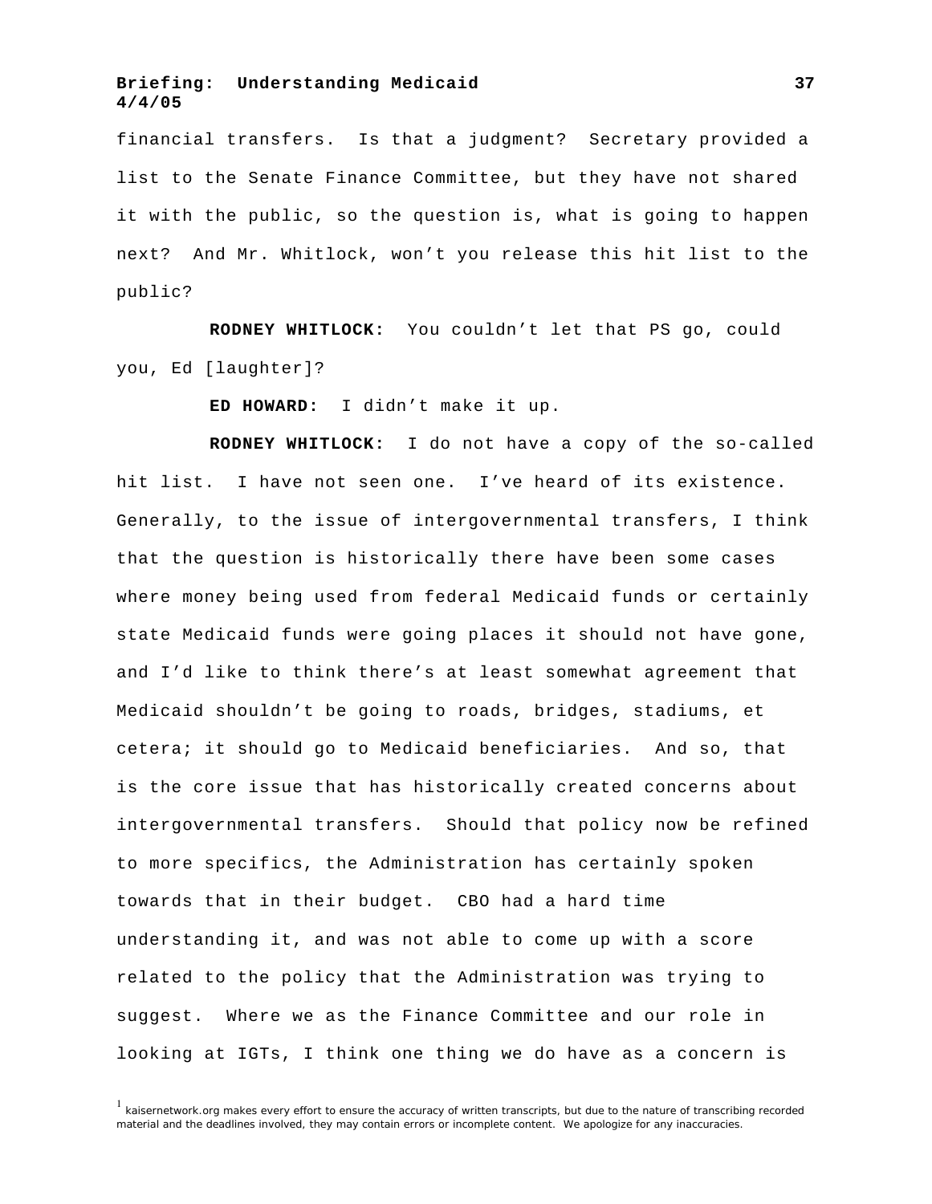financial transfers. Is that a judgment? Secretary provided a list to the Senate Finance Committee, but they have not shared it with the public, so the question is, what is going to happen next? And Mr. Whitlock, won't you release this hit list to the public?

**RODNEY WHITLOCK:** You couldn't let that PS go, could you, Ed [laughter]?

**ED HOWARD:** I didn't make it up.

**RODNEY WHITLOCK:** I do not have a copy of the so-called hit list. I have not seen one. I've heard of its existence. Generally, to the issue of intergovernmental transfers, I think that the question is historically there have been some cases where money being used from federal Medicaid funds or certainly state Medicaid funds were going places it should not have gone, and I'd like to think there's at least somewhat agreement that Medicaid shouldn't be going to roads, bridges, stadiums, et cetera; it should go to Medicaid beneficiaries. And so, that is the core issue that has historically created concerns about intergovernmental transfers. Should that policy now be refined to more specifics, the Administration has certainly spoken towards that in their budget. CBO had a hard time understanding it, and was not able to come up with a score related to the policy that the Administration was trying to suggest. Where we as the Finance Committee and our role in looking at IGTs, I think one thing we do have as a concern is

[1] kaisernetwork.org makes every effort to ensure the accuracy of written transcripts, but due to the nature of transcribing recorded material and the deadlines involved, they may contain errors or incomplete content. We apologize for any inaccuracies.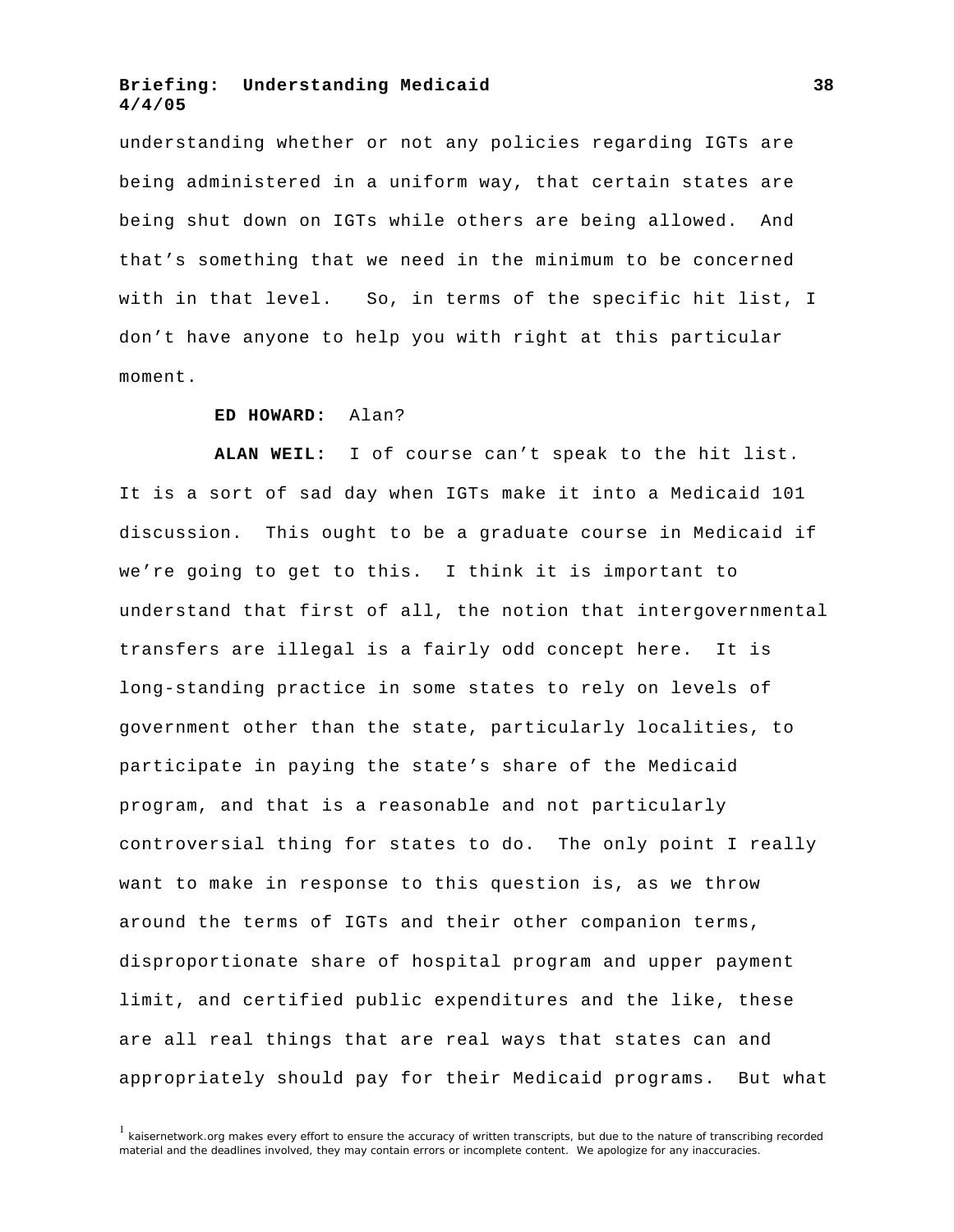understanding whether or not any policies regarding IGTs are being administered in a uniform way, that certain states are being shut down on IGTs while others are being allowed. And that's something that we need in the minimum to be concerned with in that level. So, in terms of the specific hit list, I don't have anyone to help you with right at this particular moment.

**ED HOWARD:** Alan?

**ALAN WEIL:** I of course can't speak to the hit list. It is a sort of sad day when IGTs make it into a Medicaid 101 discussion. This ought to be a graduate course in Medicaid if we're going to get to this. I think it is important to understand that first of all, the notion that intergovernmental transfers are illegal is a fairly odd concept here. It is long-standing practice in some states to rely on levels of government other than the state, particularly localities, to participate in paying the state's share of the Medicaid program, and that is a reasonable and not particularly controversial thing for states to do. The only point I really want to make in response to this question is, as we throw around the terms of IGTs and their other companion terms, disproportionate share of hospital program and upper payment limit, and certified public expenditures and the like, these are all real things that are real ways that states can and appropriately should pay for their Medicaid programs. But what

[1] kaisernetwork.org makes every effort to ensure the accuracy of written transcripts, but due to the nature of transcribing recorded material and the deadlines involved, they may contain errors or incomplete content. We apologize for any inaccuracies.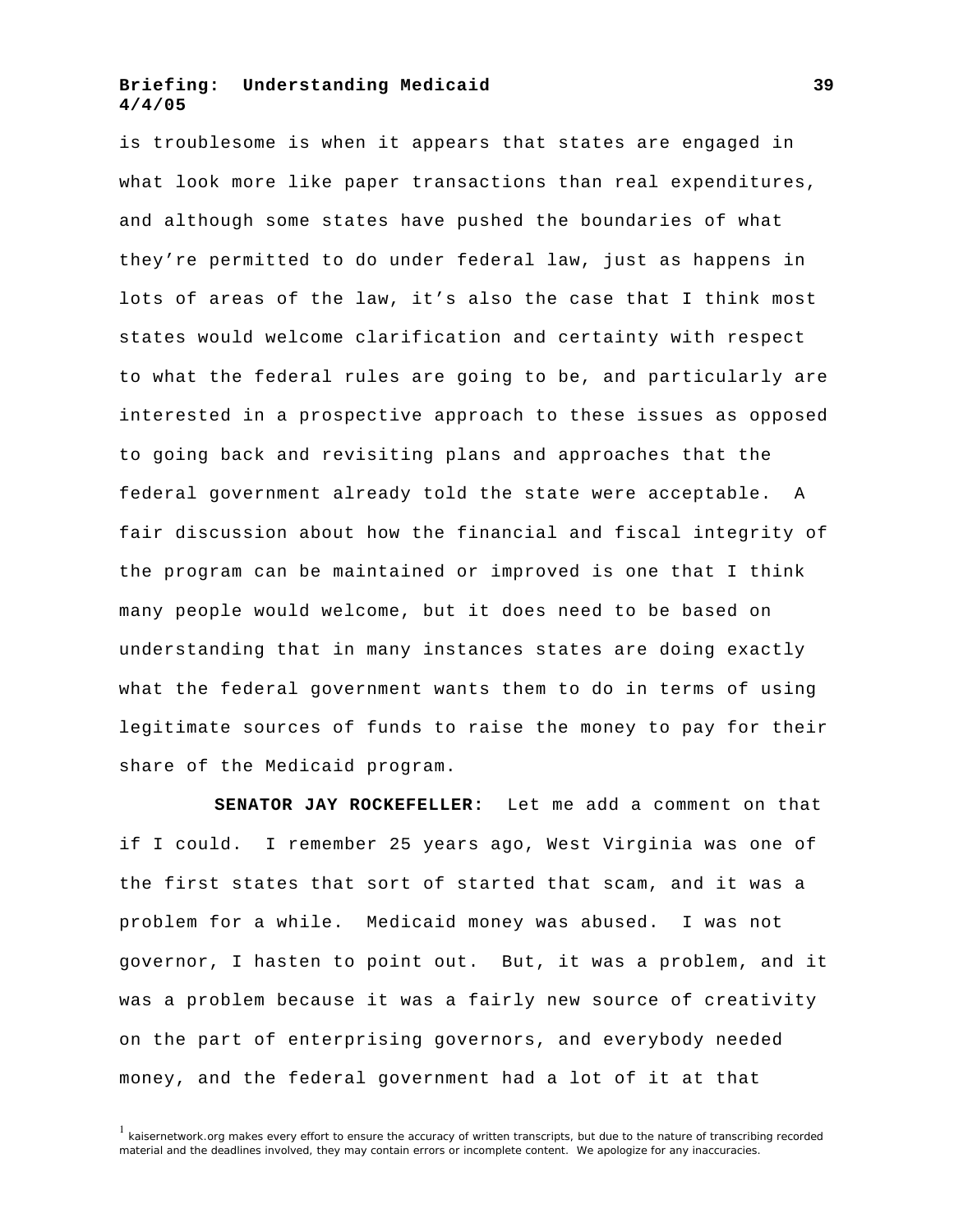is troublesome is when it appears that states are engaged in what look more like paper transactions than real expenditures, and although some states have pushed the boundaries of what they're permitted to do under federal law, just as happens in lots of areas of the law, it's also the case that I think most states would welcome clarification and certainty with respect to what the federal rules are going to be, and particularly are interested in a prospective approach to these issues as opposed to going back and revisiting plans and approaches that the federal government already told the state were acceptable. A fair discussion about how the financial and fiscal integrity of the program can be maintained or improved is one that I think many people would welcome, but it does need to be based on understanding that in many instances states are doing exactly what the federal government wants them to do in terms of using legitimate sources of funds to raise the money to pay for their share of the Medicaid program.

**SENATOR JAY ROCKEFELLER:** Let me add a comment on that if I could. I remember 25 years ago, West Virginia was one of the first states that sort of started that scam, and it was a problem for a while. Medicaid money was abused. I was not governor, I hasten to point out. But, it was a problem, and it was a problem because it was a fairly new source of creativity on the part of enterprising governors, and everybody needed money, and the federal government had a lot of it at that

[1] kaisernetwork.org makes every effort to ensure the accuracy of written transcripts, but due to the nature of transcribing recorded material and the deadlines involved, they may contain errors or incomplete content. We apologize for any inaccuracies.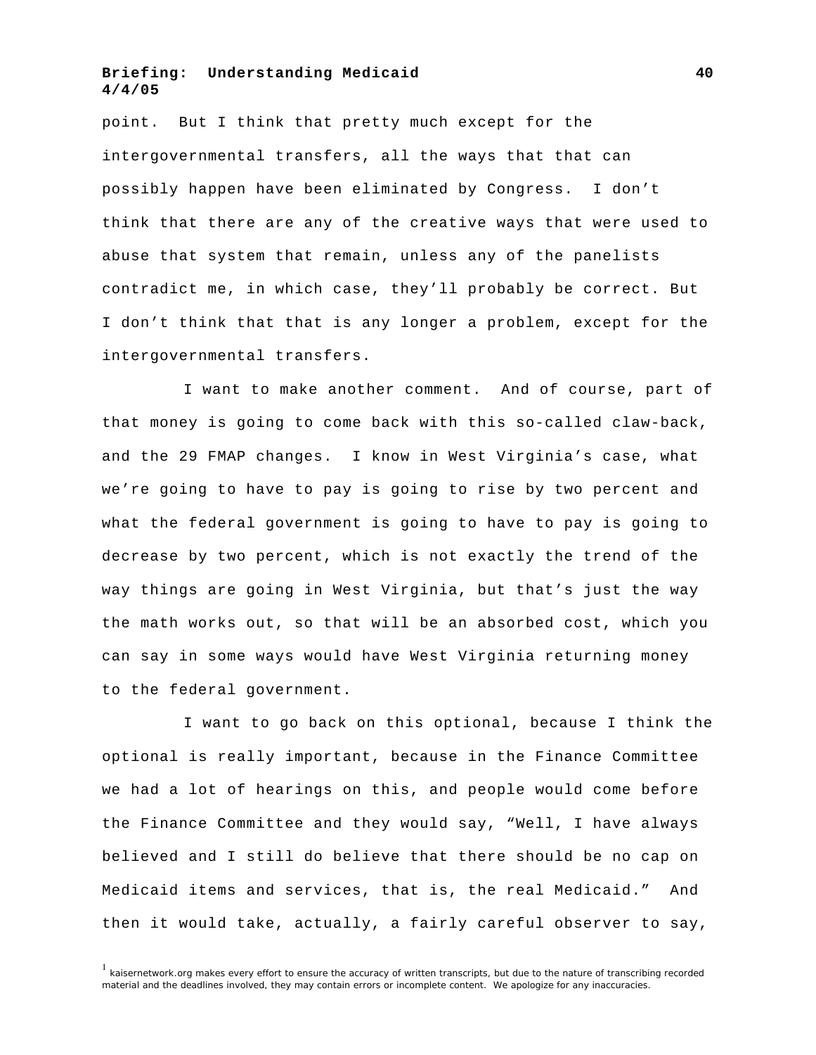point. But I think that pretty much except for the intergovernmental transfers, all the ways that that can possibly happen have been eliminated by Congress. I don't think that there are any of the creative ways that were used to abuse that system that remain, unless any of the panelists contradict me, in which case, they'll probably be correct. But I don't think that that is any longer a problem, except for the intergovernmental transfers.

I want to make another comment. And of course, part of that money is going to come back with this so-called claw-back, and the 29 FMAP changes. I know in West Virginia's case, what we're going to have to pay is going to rise by two percent and what the federal government is going to have to pay is going to decrease by two percent, which is not exactly the trend of the way things are going in West Virginia, but that's just the way the math works out, so that will be an absorbed cost, which you can say in some ways would have West Virginia returning money to the federal government.

I want to go back on this optional, because I think the optional is really important, because in the Finance Committee we had a lot of hearings on this, and people would come before the Finance Committee and they would say, "Well, I have always believed and I still do believe that there should be no cap on Medicaid items and services, that is, the real Medicaid." And then it would take, actually, a fairly careful observer to say,

[1] kaisernetwork.org makes every effort to ensure the accuracy of written transcripts, but due to the nature of transcribing recorded material and the deadlines involved, they may contain errors or incomplete content. We apologize for any inaccuracies.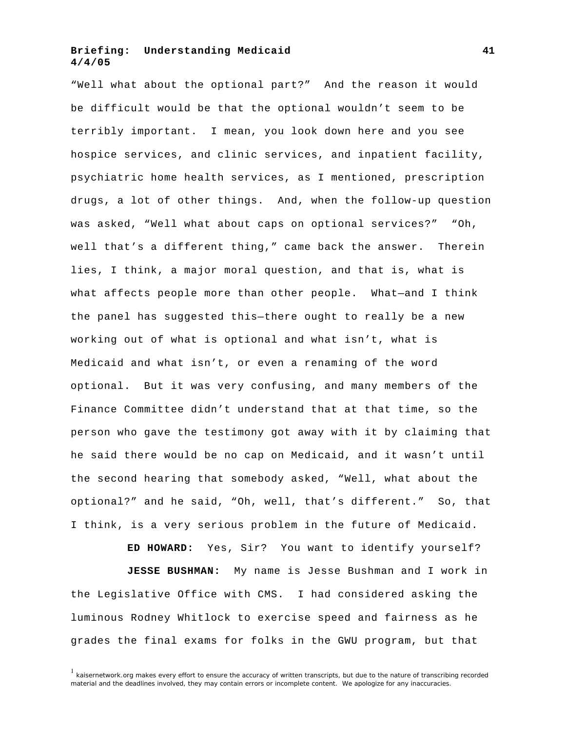"Well what about the optional part?" And the reason it would be difficult would be that the optional wouldn't seem to be terribly important. I mean, you look down here and you see hospice services, and clinic services, and inpatient facility, psychiatric home health services, as I mentioned, prescription drugs, a lot of other things. And, when the follow-up question was asked, "Well what about caps on optional services?" "Oh, well that's a different thing," came back the answer. Therein lies, I think, a major moral question, and that is, what is what affects people more than other people. What—and I think the panel has suggested this—there ought to really be a new working out of what is optional and what isn't, what is Medicaid and what isn't, or even a renaming of the word optional. But it was very confusing, and many members of the Finance Committee didn't understand that at that time, so the person who gave the testimony got away with it by claiming that he said there would be no cap on Medicaid, and it wasn't until the second hearing that somebody asked, "Well, what about the optional?" and he said, "Oh, well, that's different." So, that I think, is a very serious problem in the future of Medicaid.

**ED HOWARD:** Yes, Sir? You want to identify yourself?

**JESSE BUSHMAN:** My name is Jesse Bushman and I work in the Legislative Office with CMS. I had considered asking the luminous Rodney Whitlock to exercise speed and fairness as he grades the final exams for folks in the GWU program, but that

[1] kaisernetwork.org makes every effort to ensure the accuracy of written transcripts, but due to the nature of transcribing recorded material and the deadlines involved, they may contain errors or incomplete content. We apologize for any inaccuracies.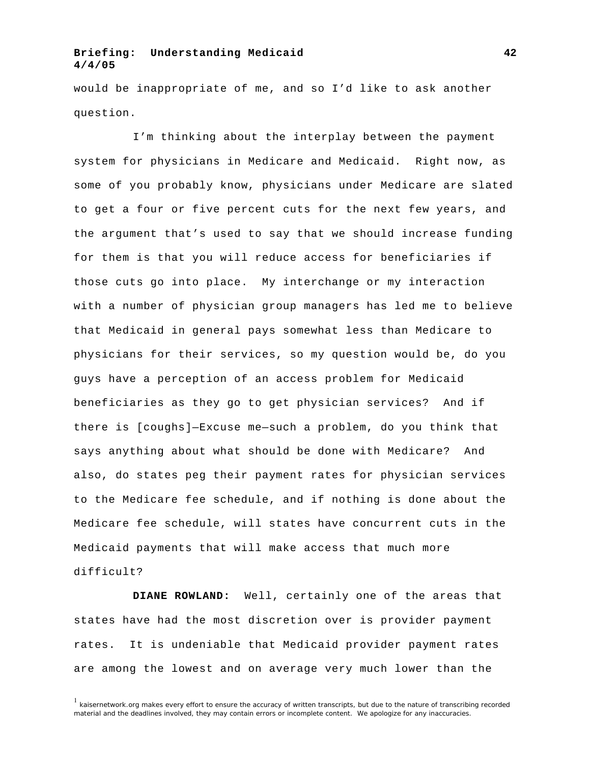would be inappropriate of me, and so I'd like to ask another question.

I'm thinking about the interplay between the payment system for physicians in Medicare and Medicaid. Right now, as some of you probably know, physicians under Medicare are slated to get a four or five percent cuts for the next few years, and the argument that's used to say that we should increase funding for them is that you will reduce access for beneficiaries if those cuts go into place. My interchange or my interaction with a number of physician group managers has led me to believe that Medicaid in general pays somewhat less than Medicare to physicians for their services, so my question would be, do you guys have a perception of an access problem for Medicaid beneficiaries as they go to get physician services? And if there is [coughs]—Excuse me—such a problem, do you think that says anything about what should be done with Medicare? And also, do states peg their payment rates for physician services to the Medicare fee schedule, and if nothing is done about the Medicare fee schedule, will states have concurrent cuts in the Medicaid payments that will make access that much more difficult?

**DIANE ROWLAND:** Well, certainly one of the areas that states have had the most discretion over is provider payment rates. It is undeniable that Medicaid provider payment rates are among the lowest and on average very much lower than the

[1] kaisernetwork.org makes every effort to ensure the accuracy of written transcripts, but due to the nature of transcribing recorded material and the deadlines involved, they may contain errors or incomplete content. We apologize for any inaccuracies.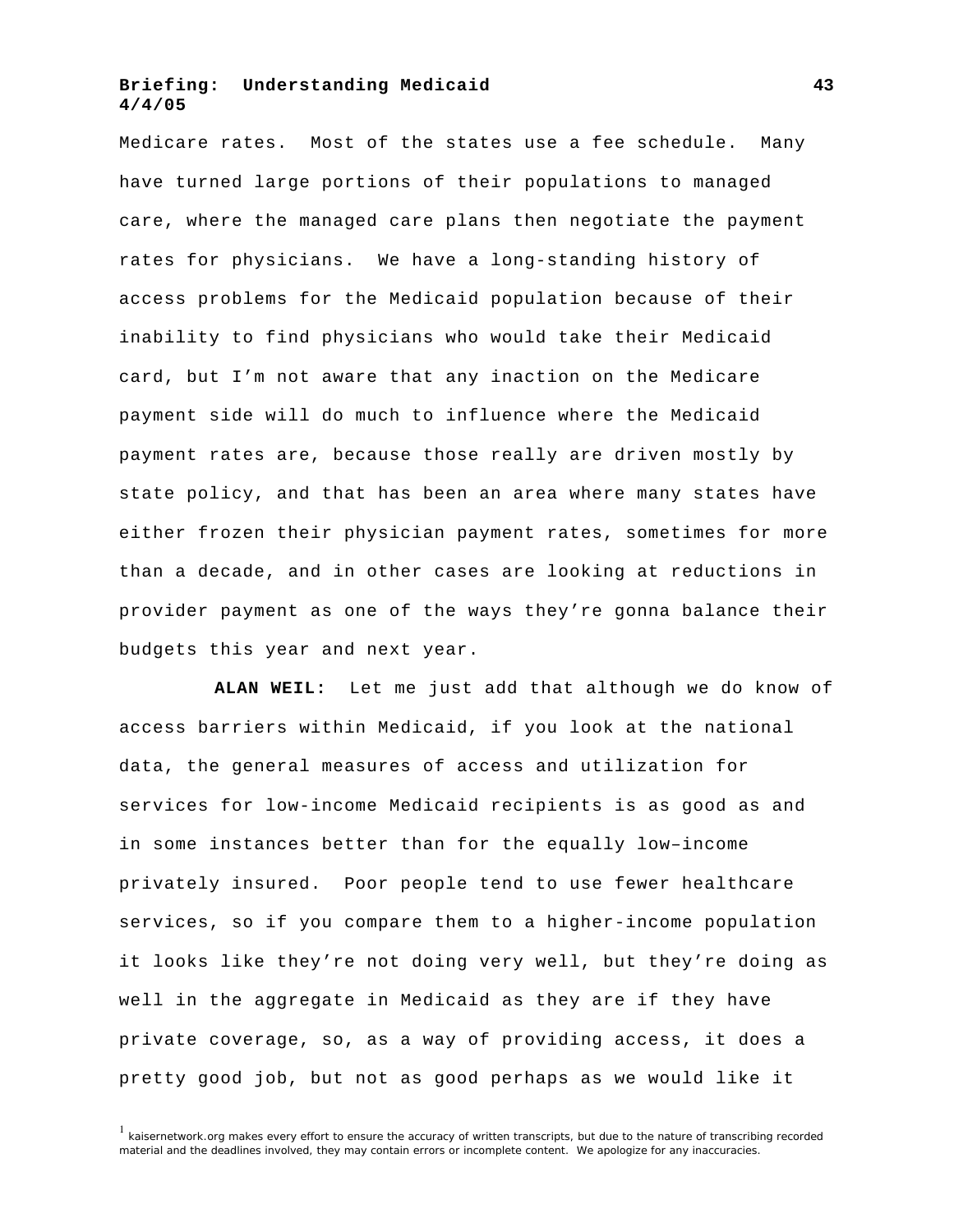Medicare rates. Most of the states use a fee schedule. Many have turned large portions of their populations to managed care, where the managed care plans then negotiate the payment rates for physicians. We have a long-standing history of access problems for the Medicaid population because of their inability to find physicians who would take their Medicaid card, but I'm not aware that any inaction on the Medicare payment side will do much to influence where the Medicaid payment rates are, because those really are driven mostly by state policy, and that has been an area where many states have either frozen their physician payment rates, sometimes for more than a decade, and in other cases are looking at reductions in provider payment as one of the ways they're gonna balance their budgets this year and next year.

**ALAN WEIL:** Let me just add that although we do know of access barriers within Medicaid, if you look at the national data, the general measures of access and utilization for services for low-income Medicaid recipients is as good as and in some instances better than for the equally low–income privately insured. Poor people tend to use fewer healthcare services, so if you compare them to a higher-income population it looks like they're not doing very well, but they're doing as well in the aggregate in Medicaid as they are if they have private coverage, so, as a way of providing access, it does a pretty good job, but not as good perhaps as we would like it

[1] kaisernetwork.org makes every effort to ensure the accuracy of written transcripts, but due to the nature of transcribing recorded material and the deadlines involved, they may contain errors or incomplete content. We apologize for any inaccuracies.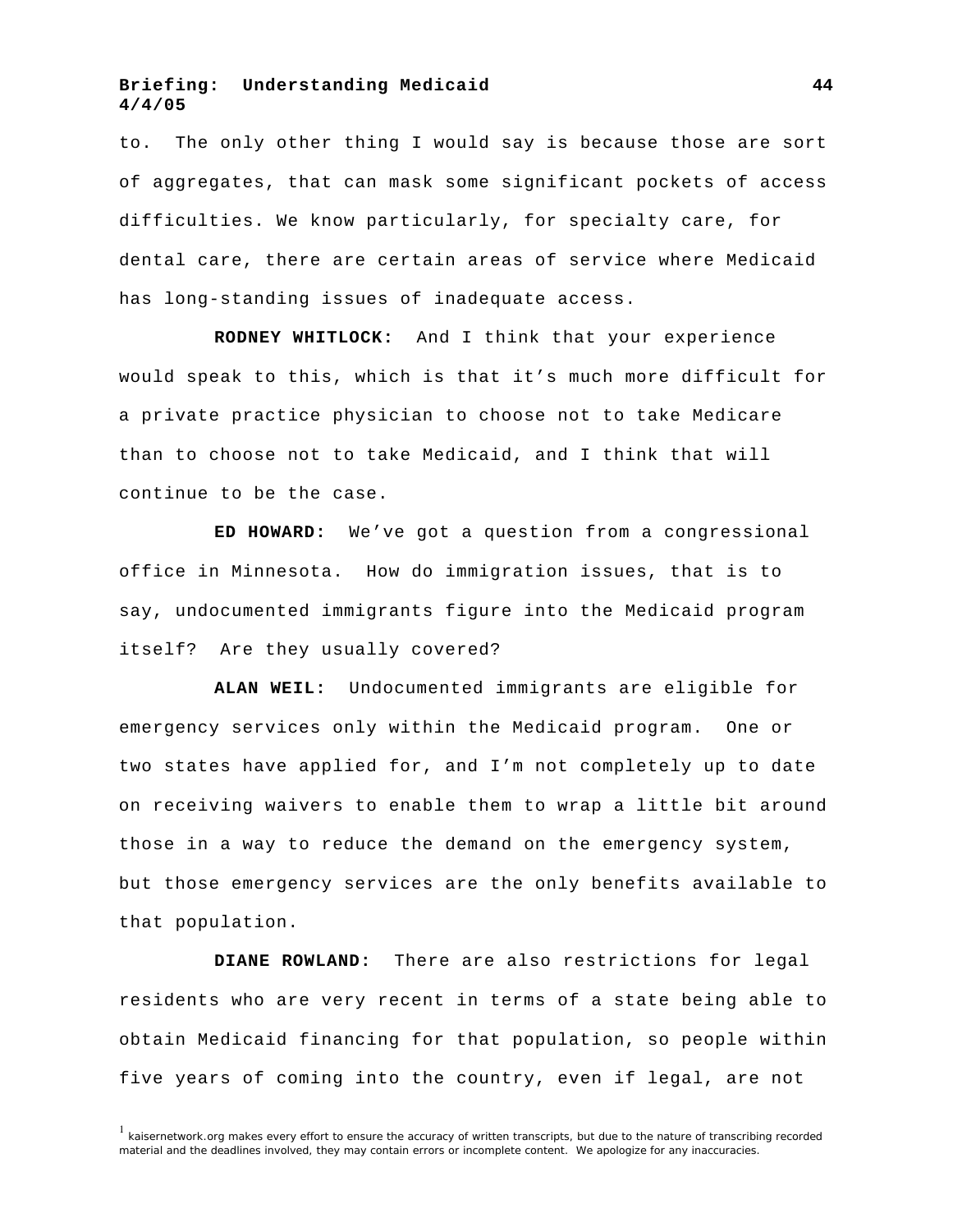to. The only other thing I would say is because those are sort of aggregates, that can mask some significant pockets of access difficulties. We know particularly, for specialty care, for dental care, there are certain areas of service where Medicaid has long-standing issues of inadequate access.

**RODNEY WHITLOCK:** And I think that your experience would speak to this, which is that it's much more difficult for a private practice physician to choose not to take Medicare than to choose not to take Medicaid, and I think that will continue to be the case.

**ED HOWARD:** We've got a question from a congressional office in Minnesota. How do immigration issues, that is to say, undocumented immigrants figure into the Medicaid program itself? Are they usually covered?

**ALAN WEIL:** Undocumented immigrants are eligible for emergency services only within the Medicaid program. One or two states have applied for, and I'm not completely up to date on receiving waivers to enable them to wrap a little bit around those in a way to reduce the demand on the emergency system, but those emergency services are the only benefits available to that population.

**DIANE ROWLAND:** There are also restrictions for legal residents who are very recent in terms of a state being able to obtain Medicaid financing for that population, so people within five years of coming into the country, even if legal, are not

[1] kaisernetwork.org makes every effort to ensure the accuracy of written transcripts, but due to the nature of transcribing recorded material and the deadlines involved, they may contain errors or incomplete content. We apologize for any inaccuracies.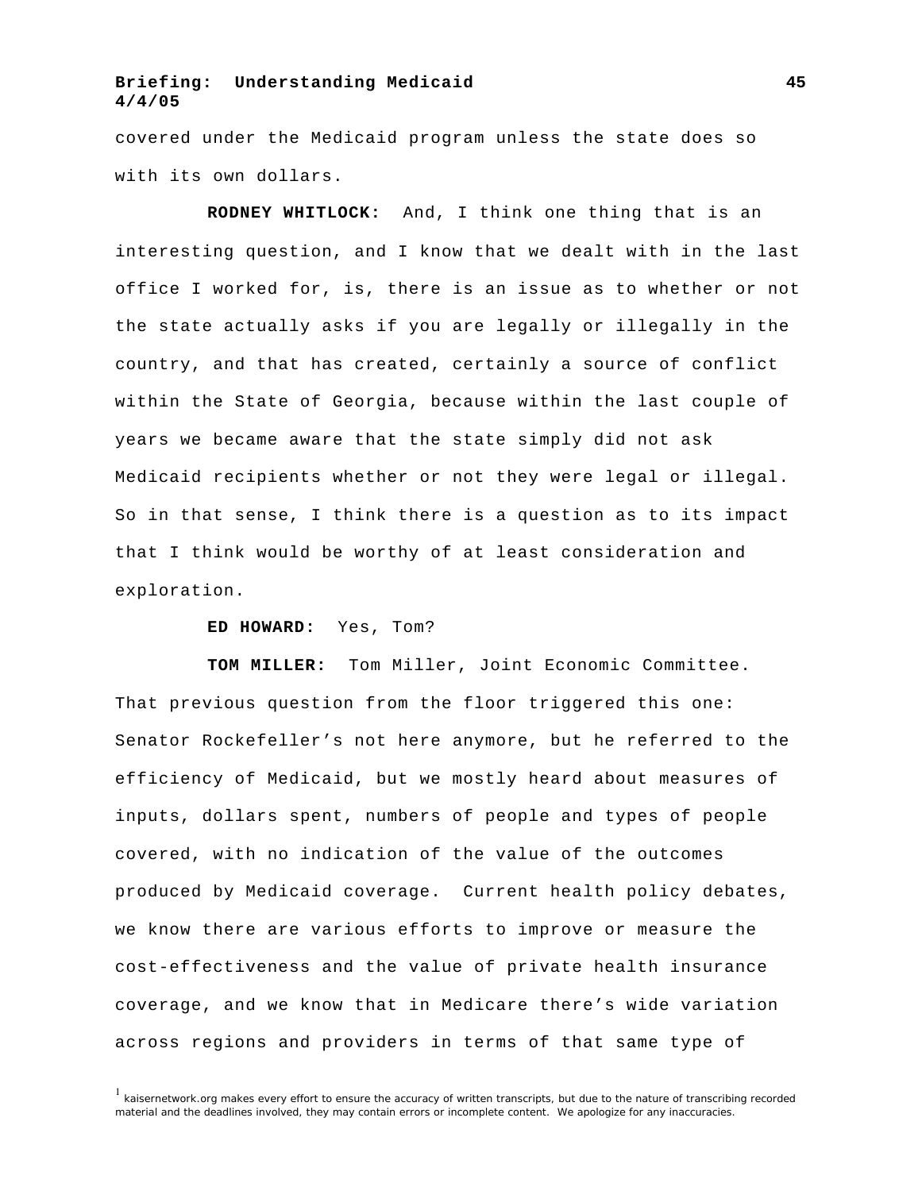covered under the Medicaid program unless the state does so with its own dollars.

**RODNEY WHITLOCK:** And, I think one thing that is an interesting question, and I know that we dealt with in the last office I worked for, is, there is an issue as to whether or not the state actually asks if you are legally or illegally in the country, and that has created, certainly a source of conflict within the State of Georgia, because within the last couple of years we became aware that the state simply did not ask Medicaid recipients whether or not they were legal or illegal. So in that sense, I think there is a question as to its impact that I think would be worthy of at least consideration and exploration.

**ED HOWARD:** Yes, Tom?

**TOM MILLER:** Tom Miller, Joint Economic Committee. That previous question from the floor triggered this one: Senator Rockefeller's not here anymore, but he referred to the efficiency of Medicaid, but we mostly heard about measures of inputs, dollars spent, numbers of people and types of people covered, with no indication of the value of the outcomes produced by Medicaid coverage. Current health policy debates, we know there are various efforts to improve or measure the cost-effectiveness and the value of private health insurance coverage, and we know that in Medicare there's wide variation across regions and providers in terms of that same type of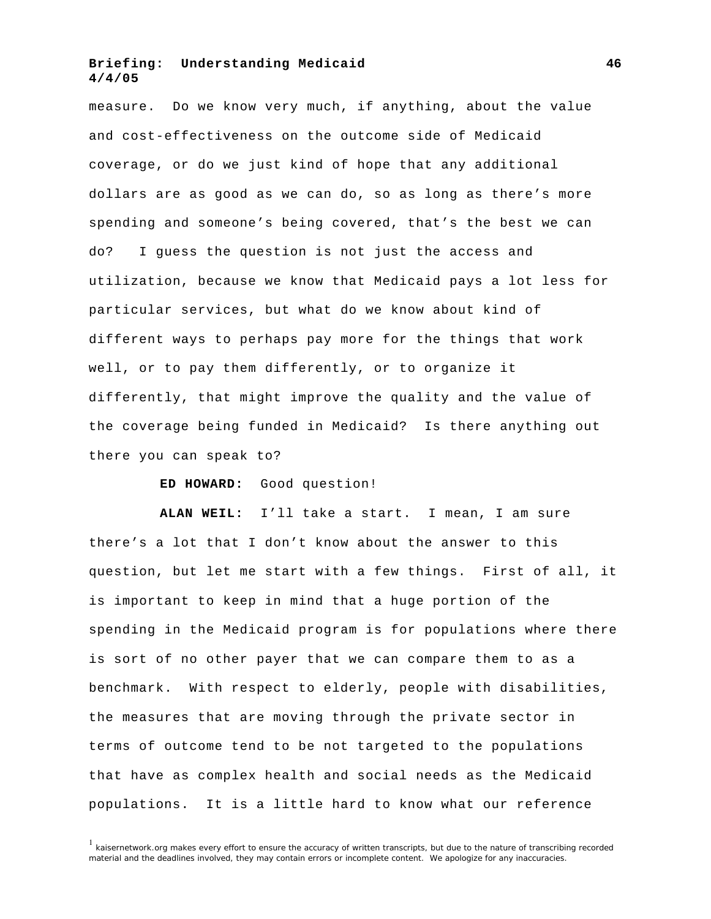measure. Do we know very much, if anything, about the value and cost-effectiveness on the outcome side of Medicaid coverage, or do we just kind of hope that any additional dollars are as good as we can do, so as long as there's more spending and someone's being covered, that's the best we can do? I guess the question is not just the access and utilization, because we know that Medicaid pays a lot less for particular services, but what do we know about kind of different ways to perhaps pay more for the things that work well, or to pay them differently, or to organize it differently, that might improve the quality and the value of the coverage being funded in Medicaid? Is there anything out there you can speak to?

**ED HOWARD:** Good question!

**ALAN WEIL:** I'll take a start. I mean, I am sure there's a lot that I don't know about the answer to this question, but let me start with a few things. First of all, it is important to keep in mind that a huge portion of the spending in the Medicaid program is for populations where there is sort of no other payer that we can compare them to as a benchmark. With respect to elderly, people with disabilities, the measures that are moving through the private sector in terms of outcome tend to be not targeted to the populations that have as complex health and social needs as the Medicaid populations. It is a little hard to know what our reference

[1] kaisernetwork.org makes every effort to ensure the accuracy of written transcripts, but due to the nature of transcribing recorded material and the deadlines involved, they may contain errors or incomplete content. We apologize for any inaccuracies.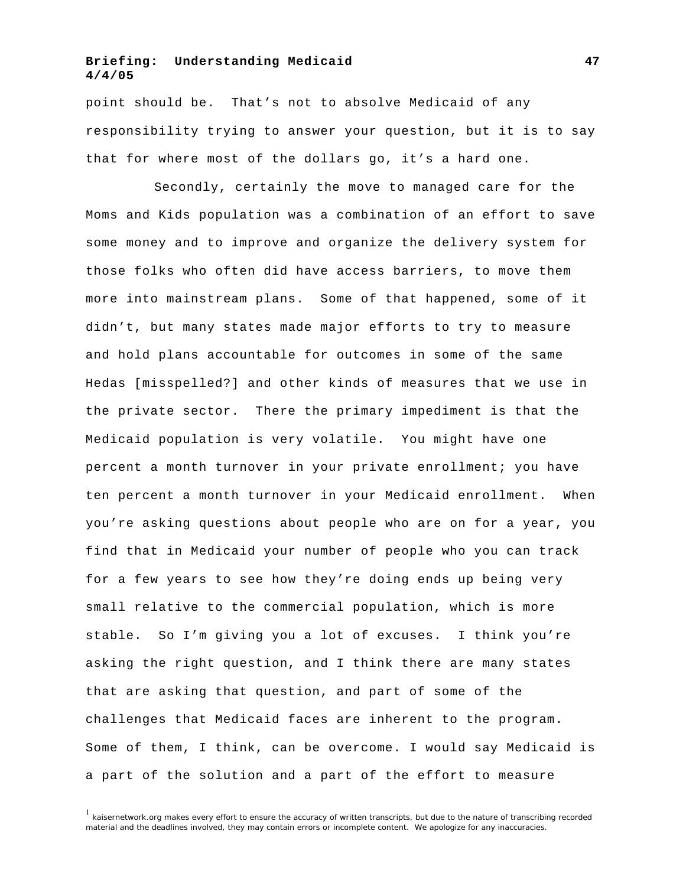point should be. That’s not to absolve Medicaid of any responsibility trying to answer your question, but it is to say that for where most of the dollars go, it’s a hard one.

Secondly, certainly the move to managed care for the Moms and Kids population was a combination of an effort to save some money and to improve and organize the delivery system for those folks who often did have access barriers, to move them more into mainstream plans. Some of that happened, some of it didn’t, but many states made major efforts to try to measure and hold plans accountable for outcomes in some of the same Hedas [misspelled?] and other kinds of measures that we use in the private sector. There the primary impediment is that the Medicaid population is very volatile. You might have one percent a month turnover in your private enrollment; you have ten percent a month turnover in your Medicaid enrollment. When you’re asking questions about people who are on for a year, you find that in Medicaid your number of people who you can track for a few years to see how they’re doing ends up being very small relative to the commercial population, which is more stable. So I’m giving you a lot of excuses. I think you’re asking the right question, and I think there are many states that are asking that question, and part of some of the challenges that Medicaid faces are inherent to the program. Some of them, I think, can be overcome. I would say Medicaid is a part of the solution and a part of the effort to measure

[1] kaisernetwork.org makes every effort to ensure the accuracy of written transcripts, but due to the nature of transcribing recorded material and the deadlines involved, they may contain errors or incomplete content. We apologize for any inaccuracies.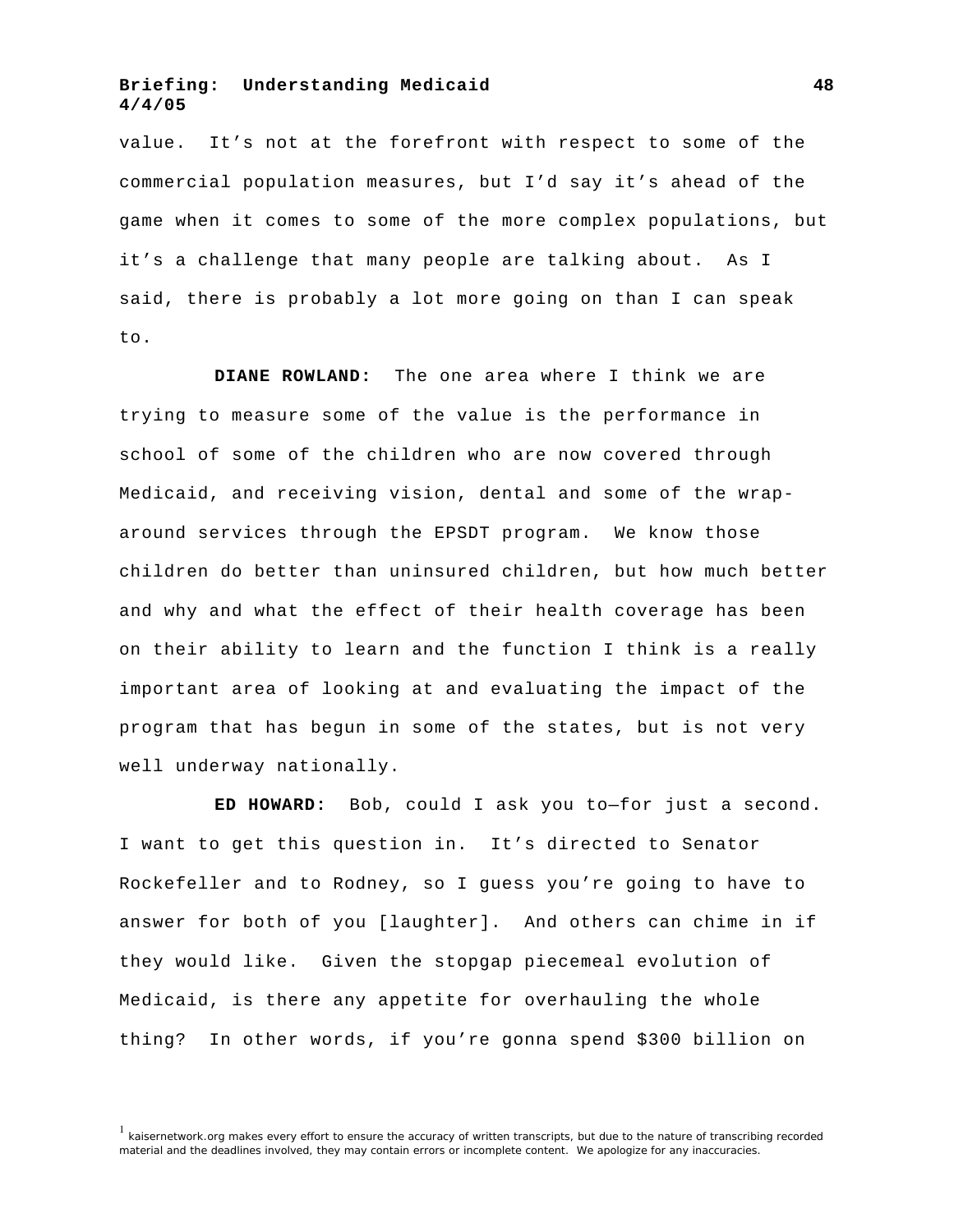value. It’s not at the forefront with respect to some of the commercial population measures, but I’d say it’s ahead of the game when it comes to some of the more complex populations, but it’s a challenge that many people are talking about. As I said, there is probably a lot more going on than I can speak to.

**DIANE ROWLAND:** The one area where I think we are trying to measure some of the value is the performance in school of some of the children who are now covered through Medicaid, and receiving vision, dental and some of the wrap-around services through the EPSDT program. We know those children do better than uninsured children, but how much better and why and what the effect of their health coverage has been on their ability to learn and the function I think is a really important area of looking at and evaluating the impact of the program that has begun in some of the states, but is not very well underway nationally.

**ED HOWARD:** Bob, could I ask you to—for just a second. I want to get this question in. It’s directed to Senator Rockefeller and to Rodney, so I guess you’re going to have to answer for both of you [laughter]. And others can chime in if they would like. Given the stopgap piecemeal evolution of Medicaid, is there any appetite for overhauling the whole thing? In other words, if you’re gonna spend $300 billion on

[1] kaisernetwork.org makes every effort to ensure the accuracy of written transcripts, but due to the nature of transcribing recorded material and the deadlines involved, they may contain errors or incomplete content. We apologize for any inaccuracies.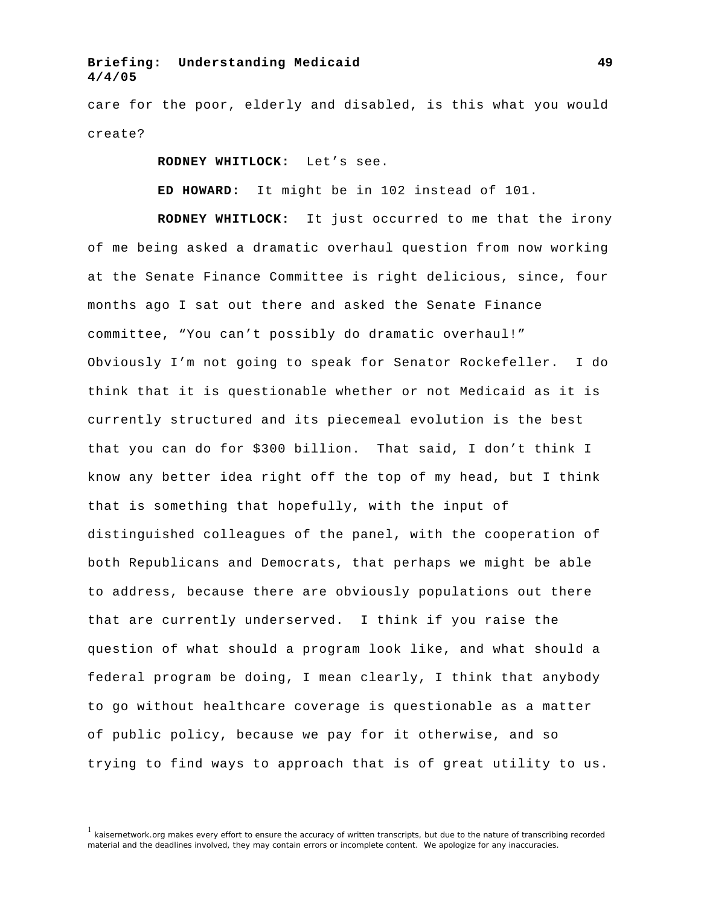care for the poor, elderly and disabled, is this what you would create?

**RODNEY WHITLOCK:** Let's see.

**ED HOWARD:** It might be in 102 instead of 101.

**RODNEY WHITLOCK:** It just occurred to me that the irony of me being asked a dramatic overhaul question from now working at the Senate Finance Committee is right delicious, since, four months ago I sat out there and asked the Senate Finance committee, "You can't possibly do dramatic overhaul!" Obviously I'm not going to speak for Senator Rockefeller. I do think that it is questionable whether or not Medicaid as it is currently structured and its piecemeal evolution is the best that you can do for $300 billion. That said, I don't think I know any better idea right off the top of my head, but I think that is something that hopefully, with the input of distinguished colleagues of the panel, with the cooperation of both Republicans and Democrats, that perhaps we might be able to address, because there are obviously populations out there that are currently underserved. I think if you raise the question of what should a program look like, and what should a federal program be doing, I mean clearly, I think that anybody to go without healthcare coverage is questionable as a matter of public policy, because we pay for it otherwise, and so trying to find ways to approach that is of great utility to us.

[1] kaisernetwork.org makes every effort to ensure the accuracy of written transcripts, but due to the nature of transcribing recorded material and the deadlines involved, they may contain errors or incomplete content. We apologize for any inaccuracies.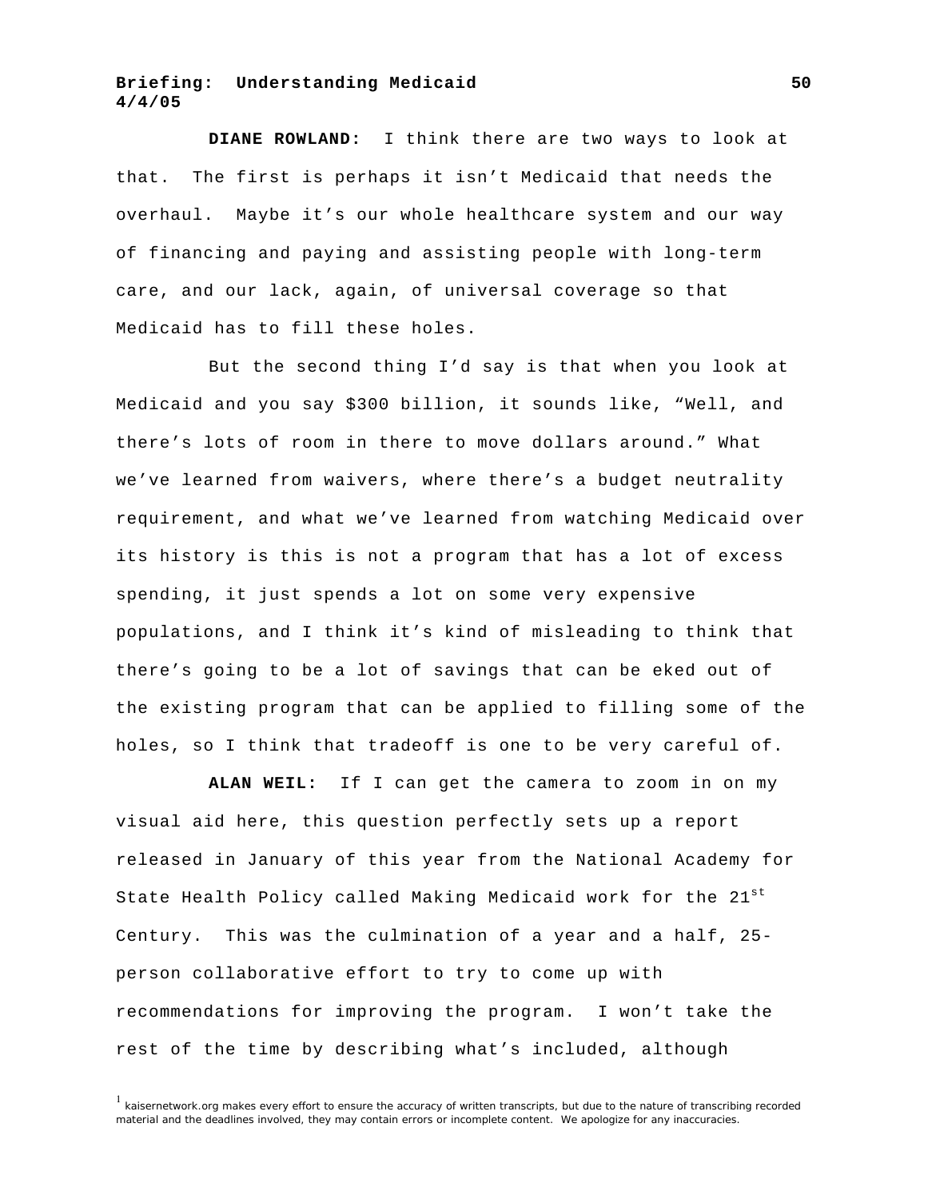**DIANE ROWLAND:** I think there are two ways to look at that. The first is perhaps it isn't Medicaid that needs the overhaul. Maybe it's our whole healthcare system and our way of financing and paying and assisting people with long-term care, and our lack, again, of universal coverage so that Medicaid has to fill these holes.

But the second thing I'd say is that when you look at Medicaid and you say $300 billion, it sounds like, "Well, and there's lots of room in there to move dollars around." What we've learned from waivers, where there's a budget neutrality requirement, and what we've learned from watching Medicaid over its history is this is not a program that has a lot of excess spending, it just spends a lot on some very expensive populations, and I think it's kind of misleading to think that there's going to be a lot of savings that can be eked out of the existing program that can be applied to filling some of the holes, so I think that tradeoff is one to be very careful of.

**ALAN WEIL:** If I can get the camera to zoom in on my visual aid here, this question perfectly sets up a report released in January of this year from the National Academy for State Health Policy called Making Medicaid work for the 21st Century. This was the culmination of a year and a half, 25-person collaborative effort to try to come up with recommendations for improving the program. I won't take the rest of the time by describing what's included, although

[1] kaisernetwork.org makes every effort to ensure the accuracy of written transcripts, but due to the nature of transcribing recorded material and the deadlines involved, they may contain errors or incomplete content. We apologize for any inaccuracies.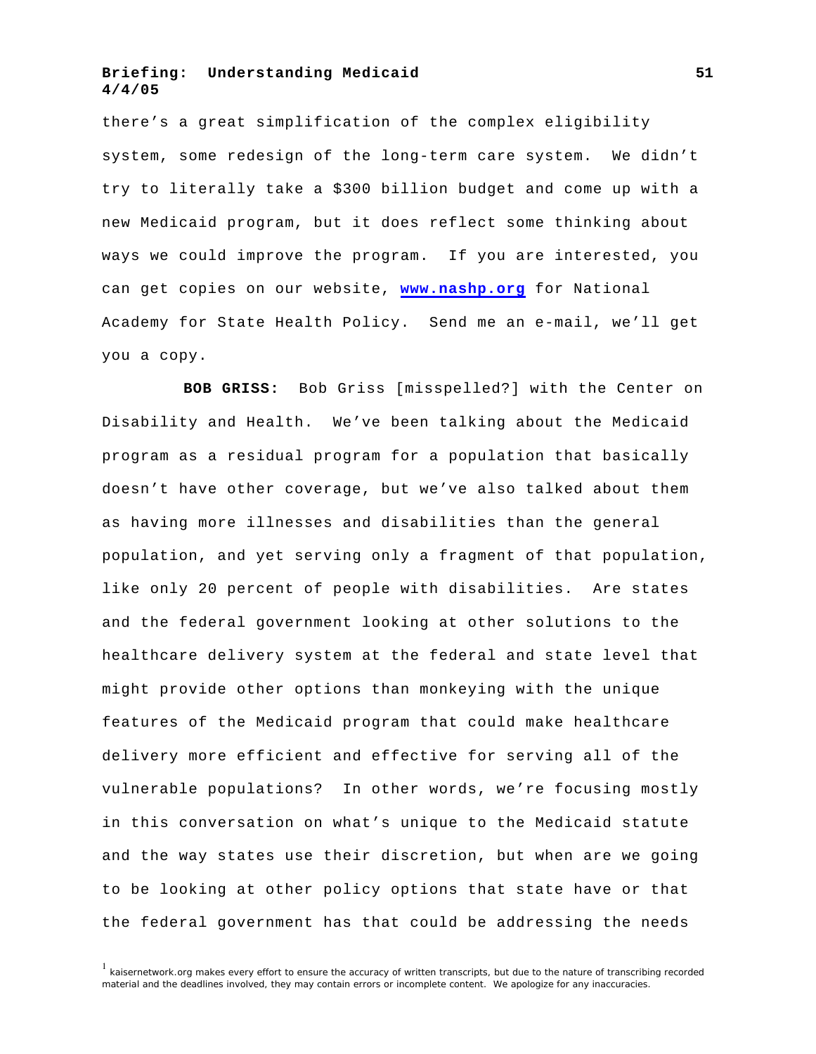there's a great simplification of the complex eligibility system, some redesign of the long-term care system. We didn't try to literally take a $300 billion budget and come up with a new Medicaid program, but it does reflect some thinking about ways we could improve the program. If you are interested, you can get copies on our website, **www.nashp.org** for National Academy for State Health Policy. Send me an e-mail, we'll get you a copy.

**BOB GRISS:** Bob Griss [misspelled?] with the Center on Disability and Health. We've been talking about the Medicaid program as a residual program for a population that basically doesn't have other coverage, but we've also talked about them as having more illnesses and disabilities than the general population, and yet serving only a fragment of that population, like only 20 percent of people with disabilities. Are states and the federal government looking at other solutions to the healthcare delivery system at the federal and state level that might provide other options than monkeying with the unique features of the Medicaid program that could make healthcare delivery more efficient and effective for serving all of the vulnerable populations? In other words, we're focusing mostly in this conversation on what's unique to the Medicaid statute and the way states use their discretion, but when are we going to be looking at other policy options that state have or that the federal government has that could be addressing the needs

[1] kaisernetwork.org makes every effort to ensure the accuracy of written transcripts, but due to the nature of transcribing recorded material and the deadlines involved, they may contain errors or incomplete content. We apologize for any inaccuracies.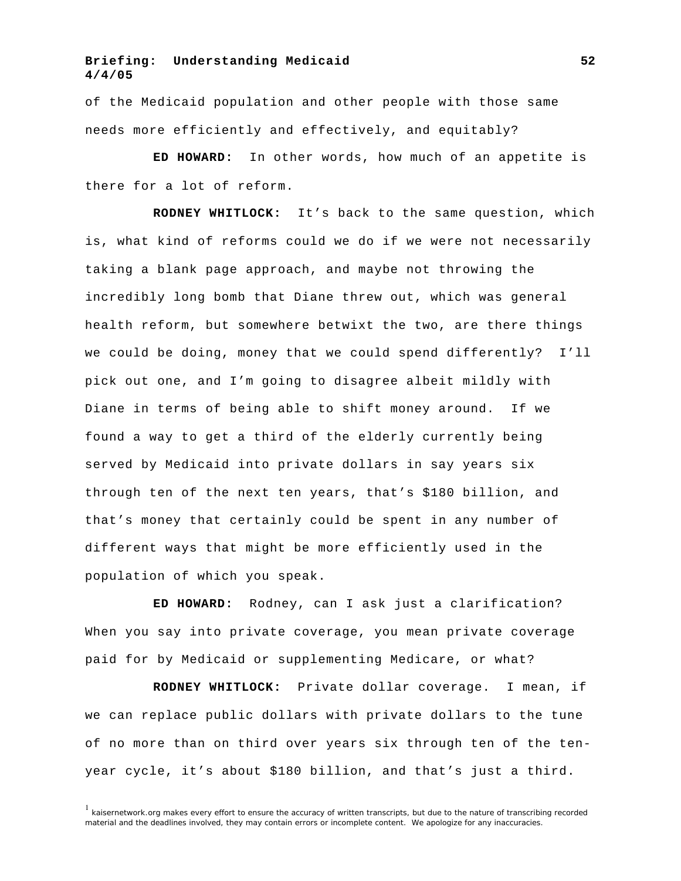of the Medicaid population and other people with those same needs more efficiently and effectively, and equitably?

**ED HOWARD:** In other words, how much of an appetite is there for a lot of reform.

**RODNEY WHITLOCK:** It's back to the same question, which is, what kind of reforms could we do if we were not necessarily taking a blank page approach, and maybe not throwing the incredibly long bomb that Diane threw out, which was general health reform, but somewhere betwixt the two, are there things we could be doing, money that we could spend differently? I'll pick out one, and I'm going to disagree albeit mildly with Diane in terms of being able to shift money around. If we found a way to get a third of the elderly currently being served by Medicaid into private dollars in say years six through ten of the next ten years, that's $180 billion, and that's money that certainly could be spent in any number of different ways that might be more efficiently used in the population of which you speak.

**ED HOWARD:** Rodney, can I ask just a clarification? When you say into private coverage, you mean private coverage paid for by Medicaid or supplementing Medicare, or what?

**RODNEY WHITLOCK:** Private dollar coverage. I mean, if we can replace public dollars with private dollars to the tune of no more than on third over years six through ten of the ten-year cycle, it's about $180 billion, and that's just a third.

[1] kaisernetwork.org makes every effort to ensure the accuracy of written transcripts, but due to the nature of transcribing recorded material and the deadlines involved, they may contain errors or incomplete content. We apologize for any inaccuracies.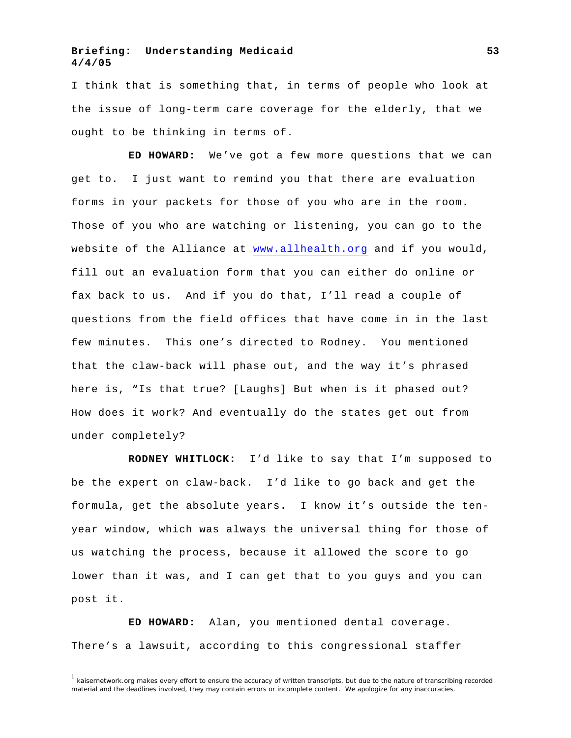I think that is something that, in terms of people who look at the issue of long-term care coverage for the elderly, that we ought to be thinking in terms of.

**ED HOWARD:** We've got a few more questions that we can get to. I just want to remind you that there are evaluation forms in your packets for those of you who are in the room. Those of you who are watching or listening, you can go to the website of the Alliance at www.allhealth.org and if you would, fill out an evaluation form that you can either do online or fax back to us. And if you do that, I'll read a couple of questions from the field offices that have come in in the last few minutes. This one's directed to Rodney. You mentioned that the claw-back will phase out, and the way it's phrased here is, "Is that true? [Laughs] But when is it phased out? How does it work? And eventually do the states get out from under completely?

**RODNEY WHITLOCK:** I'd like to say that I'm supposed to be the expert on claw-back. I'd like to go back and get the formula, get the absolute years. I know it's outside the ten-year window, which was always the universal thing for those of us watching the process, because it allowed the score to go lower than it was, and I can get that to you guys and you can post it.

**ED HOWARD:** Alan, you mentioned dental coverage. There's a lawsuit, according to this congressional staffer

[1] kaisernetwork.org makes every effort to ensure the accuracy of written transcripts, but due to the nature of transcribing recorded material and the deadlines involved, they may contain errors or incomplete content. We apologize for any inaccuracies.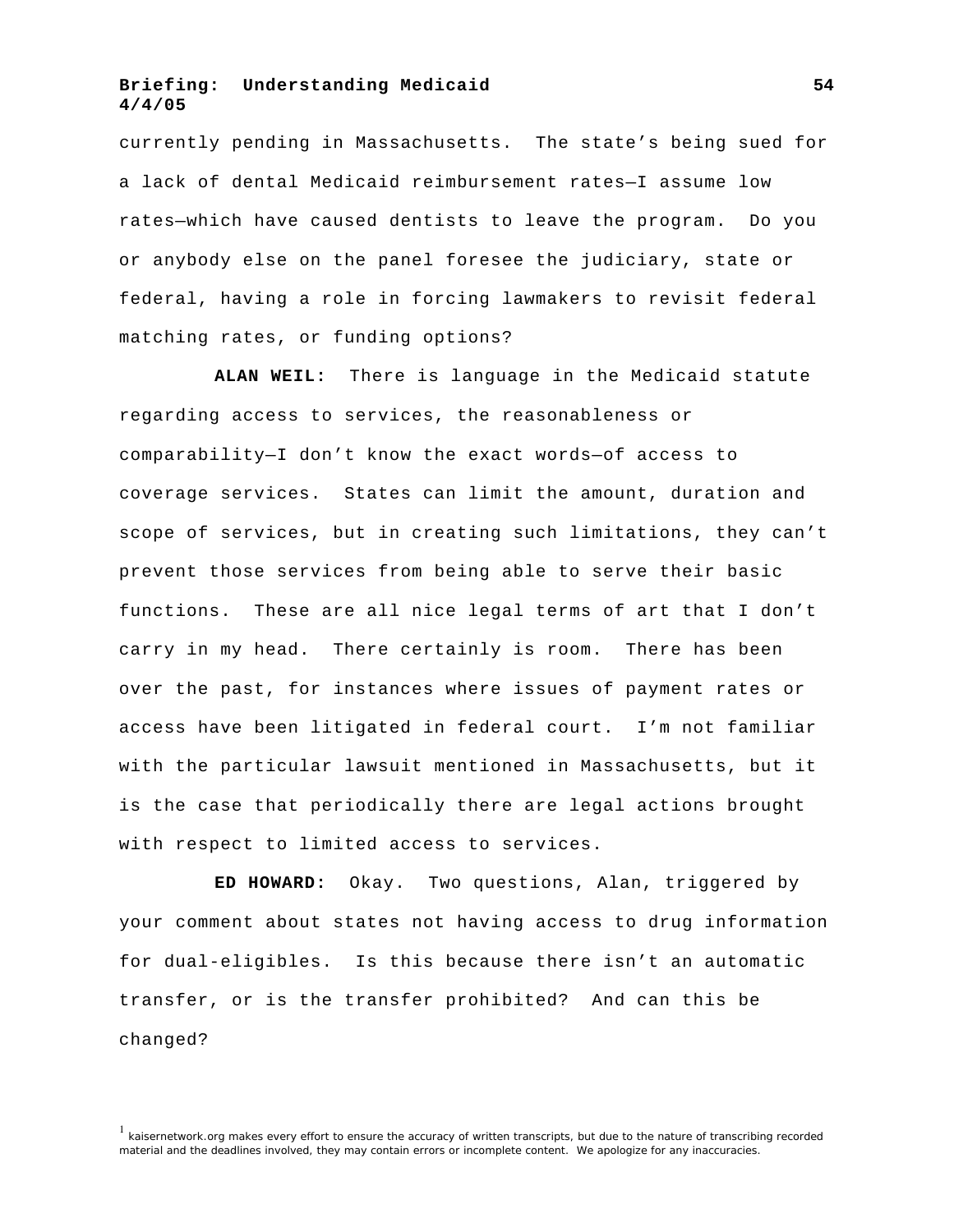currently pending in Massachusetts. The state's being sued for a lack of dental Medicaid reimbursement rates—I assume low rates—which have caused dentists to leave the program. Do you or anybody else on the panel foresee the judiciary, state or federal, having a role in forcing lawmakers to revisit federal matching rates, or funding options?

**ALAN WEIL:** There is language in the Medicaid statute regarding access to services, the reasonableness or comparability—I don't know the exact words—of access to coverage services. States can limit the amount, duration and scope of services, but in creating such limitations, they can't prevent those services from being able to serve their basic functions. These are all nice legal terms of art that I don't carry in my head. There certainly is room. There has been over the past, for instances where issues of payment rates or access have been litigated in federal court. I'm not familiar with the particular lawsuit mentioned in Massachusetts, but it is the case that periodically there are legal actions brought with respect to limited access to services.

**ED HOWARD:** Okay. Two questions, Alan, triggered by your comment about states not having access to drug information for dual-eligibles. Is this because there isn't an automatic transfer, or is the transfer prohibited? And can this be changed?

[1] kaisernetwork.org makes every effort to ensure the accuracy of written transcripts, but due to the nature of transcribing recorded material and the deadlines involved, they may contain errors or incomplete content. We apologize for any inaccuracies.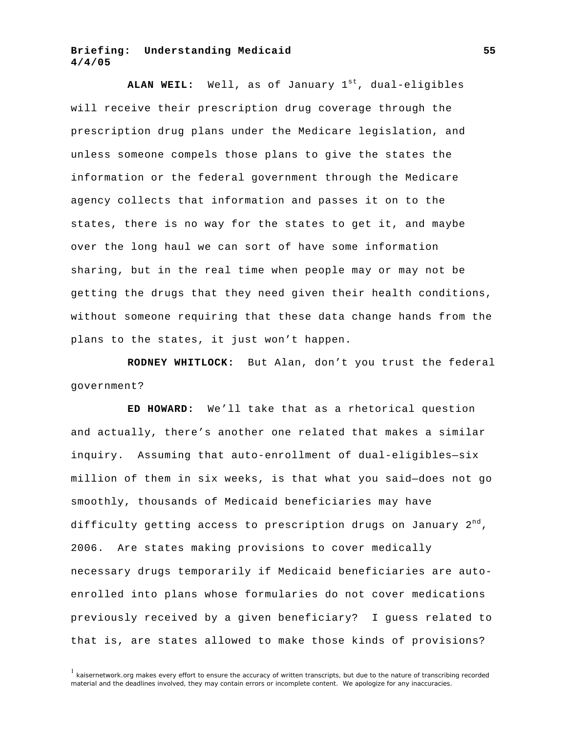**ALAN WEIL:** Well, as of January 1st, dual-eligibles will receive their prescription drug coverage through the prescription drug plans under the Medicare legislation, and unless someone compels those plans to give the states the information or the federal government through the Medicare agency collects that information and passes it on to the states, there is no way for the states to get it, and maybe over the long haul we can sort of have some information sharing, but in the real time when people may or may not be getting the drugs that they need given their health conditions, without someone requiring that these data change hands from the plans to the states, it just won't happen.

**RODNEY WHITLOCK:** But Alan, don't you trust the federal government?

**ED HOWARD:** We'll take that as a rhetorical question and actually, there's another one related that makes a similar inquiry. Assuming that auto-enrollment of dual-eligibles—six million of them in six weeks, is that what you said—does not go smoothly, thousands of Medicaid beneficiaries may have difficulty getting access to prescription drugs on January 2nd, 2006. Are states making provisions to cover medically necessary drugs temporarily if Medicaid beneficiaries are auto-enrolled into plans whose formularies do not cover medications previously received by a given beneficiary? I guess related to that is, are states allowed to make those kinds of provisions?

[1] kaisernetwork.org makes every effort to ensure the accuracy of written transcripts, but due to the nature of transcribing recorded material and the deadlines involved, they may contain errors or incomplete content. We apologize for any inaccuracies.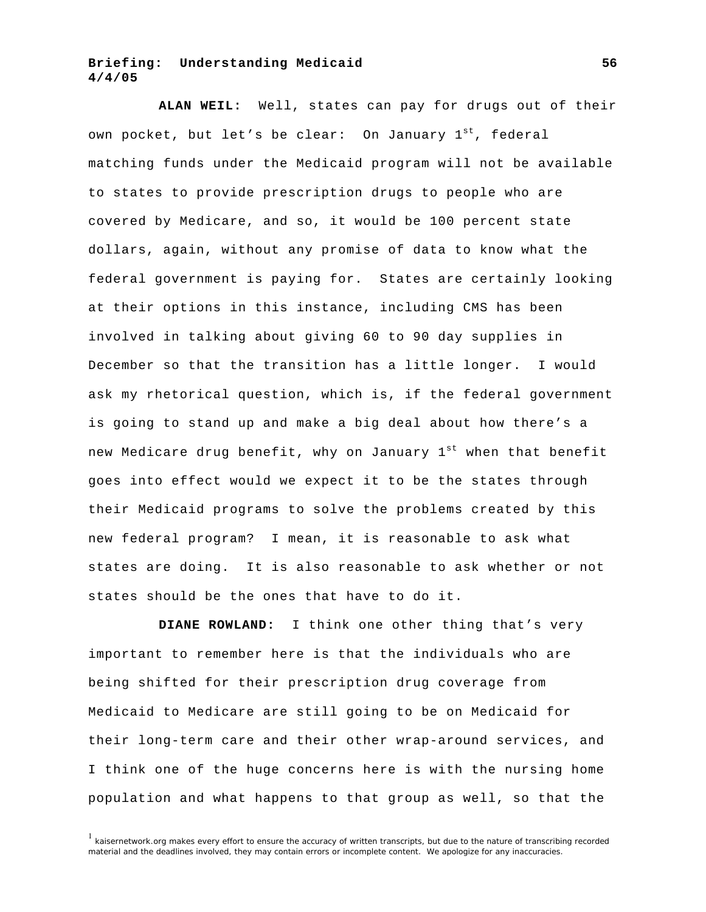**ALAN WEIL:** Well, states can pay for drugs out of their own pocket, but let's be clear: On January 1st, federal matching funds under the Medicaid program will not be available to states to provide prescription drugs to people who are covered by Medicare, and so, it would be 100 percent state dollars, again, without any promise of data to know what the federal government is paying for. States are certainly looking at their options in this instance, including CMS has been involved in talking about giving 60 to 90 day supplies in December so that the transition has a little longer. I would ask my rhetorical question, which is, if the federal government is going to stand up and make a big deal about how there's a new Medicare drug benefit, why on January 1st when that benefit goes into effect would we expect it to be the states through their Medicaid programs to solve the problems created by this new federal program? I mean, it is reasonable to ask what states are doing. It is also reasonable to ask whether or not states should be the ones that have to do it.

**DIANE ROWLAND:** I think one other thing that's very important to remember here is that the individuals who are being shifted for their prescription drug coverage from Medicaid to Medicare are still going to be on Medicaid for their long-term care and their other wrap-around services, and I think one of the huge concerns here is with the nursing home population and what happens to that group as well, so that the

[1] kaisernetwork.org makes every effort to ensure the accuracy of written transcripts, but due to the nature of transcribing recorded material and the deadlines involved, they may contain errors or incomplete content. We apologize for any inaccuracies.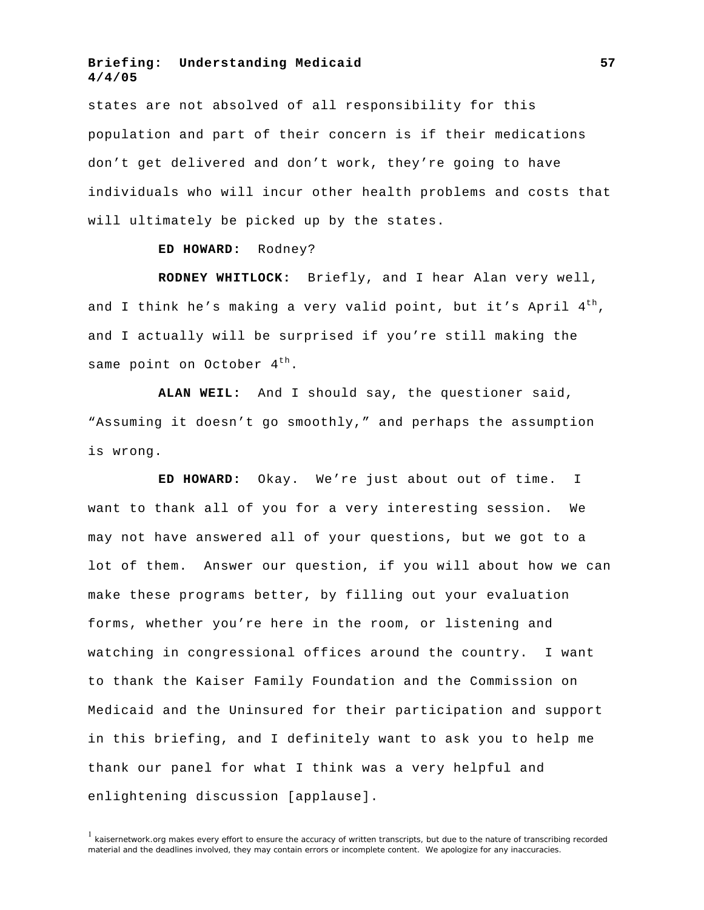states are not absolved of all responsibility for this population and part of their concern is if their medications don't get delivered and don't work, they're going to have individuals who will incur other health problems and costs that will ultimately be picked up by the states.

**ED HOWARD:** Rodney?

**RODNEY WHITLOCK:** Briefly, and I hear Alan very well, and I think he's making a very valid point, but it's April 4th, and I actually will be surprised if you're still making the same point on October 4th.

**ALAN WEIL:** And I should say, the questioner said, "Assuming it doesn't go smoothly," and perhaps the assumption is wrong.

**ED HOWARD:** Okay. We're just about out of time. I want to thank all of you for a very interesting session. We may not have answered all of your questions, but we got to a lot of them. Answer our question, if you will about how we can make these programs better, by filling out your evaluation forms, whether you're here in the room, or listening and watching in congressional offices around the country. I want to thank the Kaiser Family Foundation and the Commission on Medicaid and the Uninsured for their participation and support in this briefing, and I definitely want to ask you to help me thank our panel for what I think was a very helpful and enlightening discussion [applause].

[1] kaisernetwork.org makes every effort to ensure the accuracy of written transcripts, but due to the nature of transcribing recorded material and the deadlines involved, they may contain errors or incomplete content. We apologize for any inaccuracies.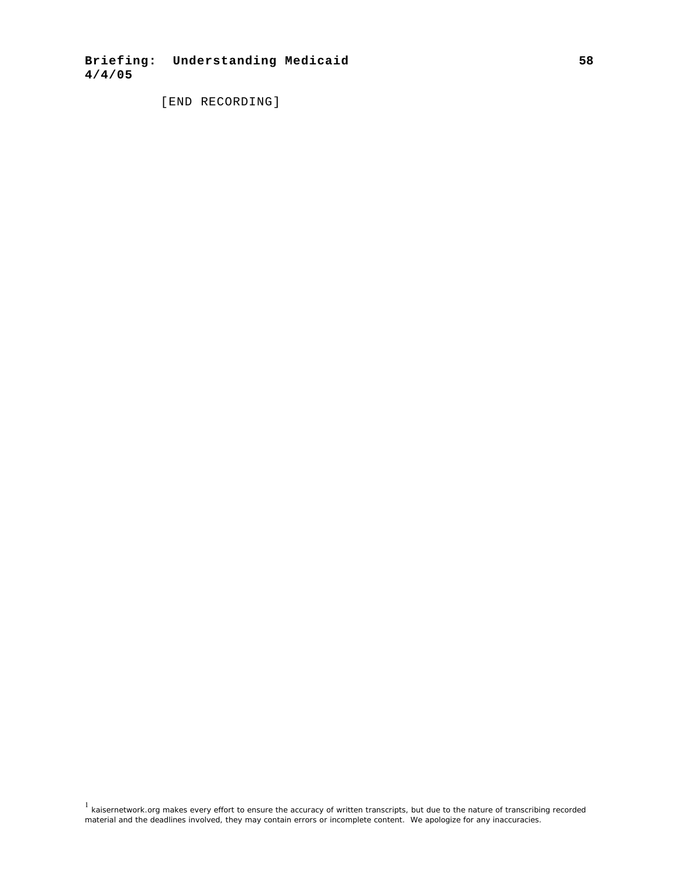[END RECORDING]

[1] kaisernetwork.org makes every effort to ensure the accuracy of written transcripts, but due to the nature of transcribing recorded material and the deadlines involved, they may contain errors or incomplete content. We apologize for any inaccuracies.